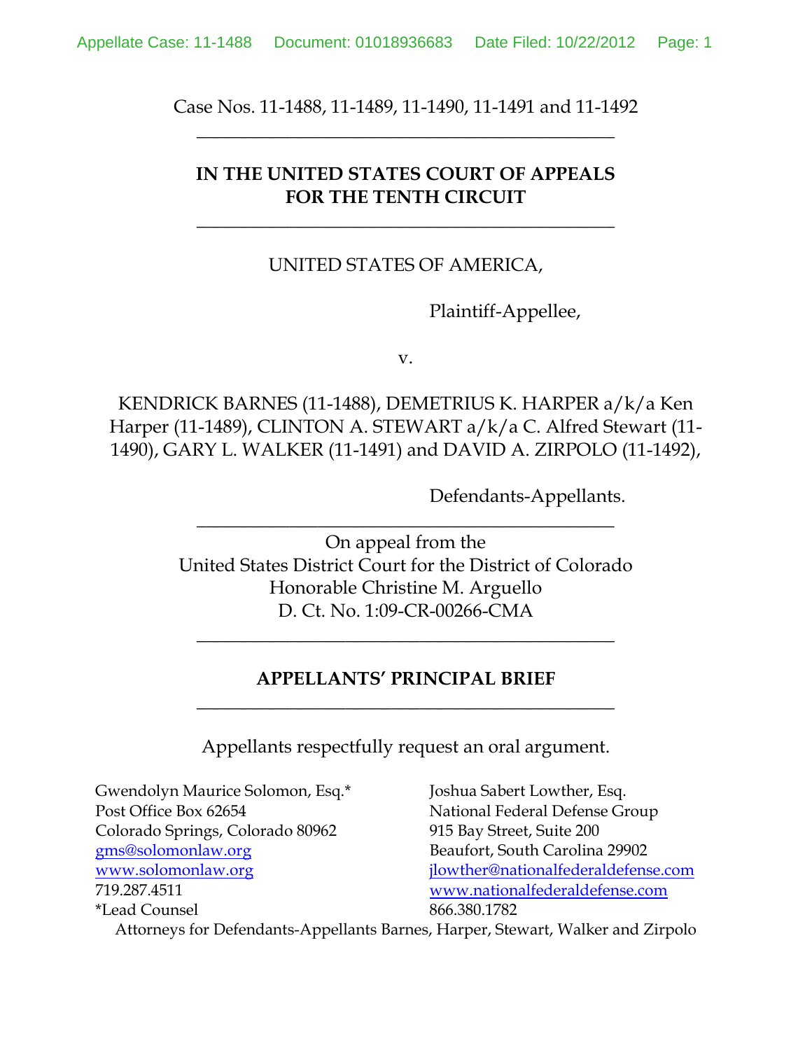Case Nos. 11-1488, 11-1489, 11-1490, 11-1491 and 11-1492

---

**IN THE UNITED STATES COURT OF APPEALS FOR THE TENTH CIRCUIT**

---

UNITED STATES OF AMERICA,

Plaintiff-Appellee,

v.

KENDRICK BARNES (11-1488), DEMETRIUS K. HARPER a/k/a Ken Harper (11-1489), CLINTON A. STEWART a/k/a C. Alfred Stewart (11-1490), GARY L. WALKER (11-1491) and DAVID A. ZIRPOLO (11-1492),

Defendants-Appellants.

---

On appeal from the
United States District Court for the District of Colorado
Honorable Christine M. Arguello
D. Ct. No. 1:09-CR-00266-CMA

---

**APPELLANTS' PRINCIPAL BRIEF**

---

Appellants respectfully request an oral argument.

Gwendolyn Maurice Solomon, Esq.*
Post Office Box 62654
Colorado Springs, Colorado 80962
gms@solomonlaw.org
www.solomonlaw.org
719.287.4511
*Lead Counsel

Joshua Sabert Lowther, Esq.
National Federal Defense Group
915 Bay Street, Suite 200
Beaufort, South Carolina 29902
jlowther@nationalfederaldefense.com
www.nationalfederaldefense.com
866.380.1782

Attorneys for Defendants-Appellants Barnes, Harper, Stewart, Walker and Zirpolo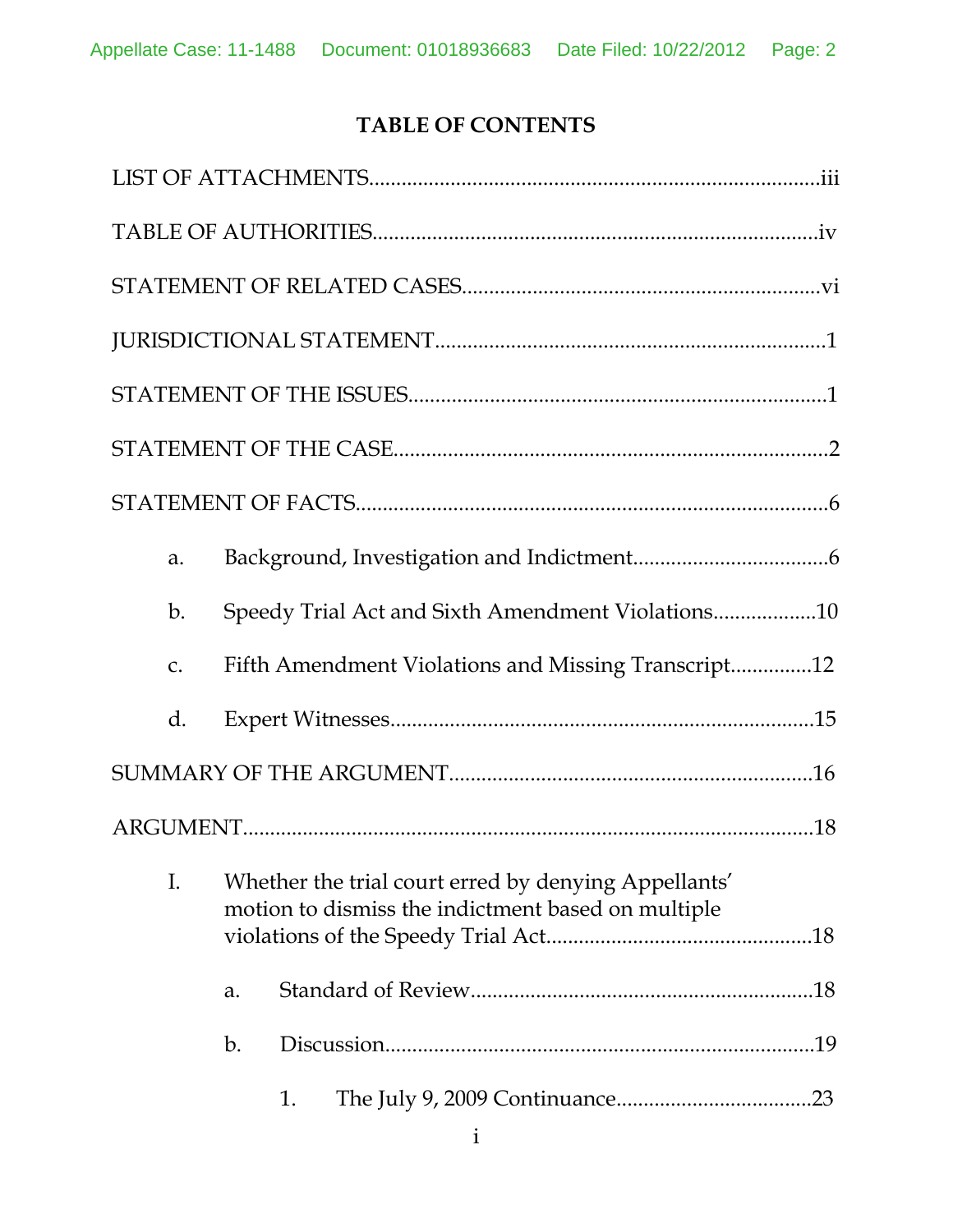# TABLE OF CONTENTS

LIST OF ATTACHMENTS......iii

TABLE OF AUTHORITIES......iv

STATEMENT OF RELATED CASES......vi

JURISDICTIONAL STATEMENT......1

STATEMENT OF THE ISSUES......1

STATEMENT OF THE CASE......2

STATEMENT OF FACTS......6

- a. Background, Investigation and Indictment......6
- b. Speedy Trial Act and Sixth Amendment Violations......10
- c. Fifth Amendment Violations and Missing Transcript......12
- d. Expert Witnesses......15

SUMMARY OF THE ARGUMENT......16

ARGUMENT......18

- I. Whether the trial court erred by denying Appellants' motion to dismiss the indictment based on multiple violations of the Speedy Trial Act......18
  - a. Standard of Review......18
  - b. Discussion......19
    - 1. The July 9, 2009 Continuance......23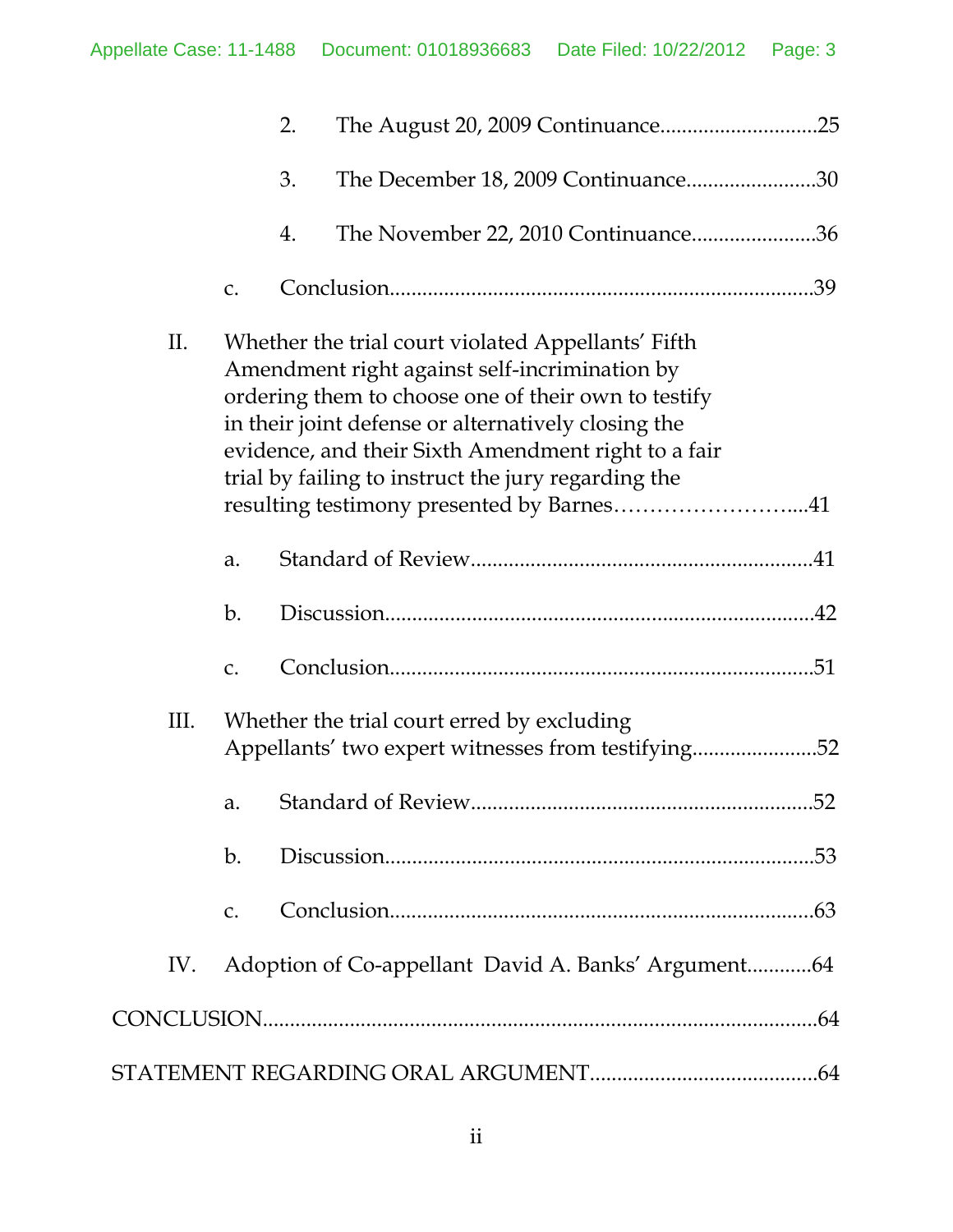2. The August 20, 2009 Continuance............................25

3. The December 18, 2009 Continuance.......................30

4. The November 22, 2010 Continuance......................36

c. Conclusion............................................................................39

II. Whether the trial court violated Appellants' Fifth Amendment right against self-incrimination by ordering them to choose one of their own to testify in their joint defense or alternatively closing the evidence, and their Sixth Amendment right to a fair trial by failing to instruct the jury regarding the resulting testimony presented by Barnes……………………...41

a. Standard of Review..............................................................41

b. Discussion.............................................................................42

c. Conclusion............................................................................51

III. Whether the trial court erred by excluding Appellants' two expert witnesses from testifying......................52

a. Standard of Review..............................................................52

b. Discussion.............................................................................53

c. Conclusion............................................................................63

IV. Adoption of Co-appellant David A. Banks' Argument............64

CONCLUSION.....................................................................................................64

STATEMENT REGARDING ORAL ARGUMENT.........................................64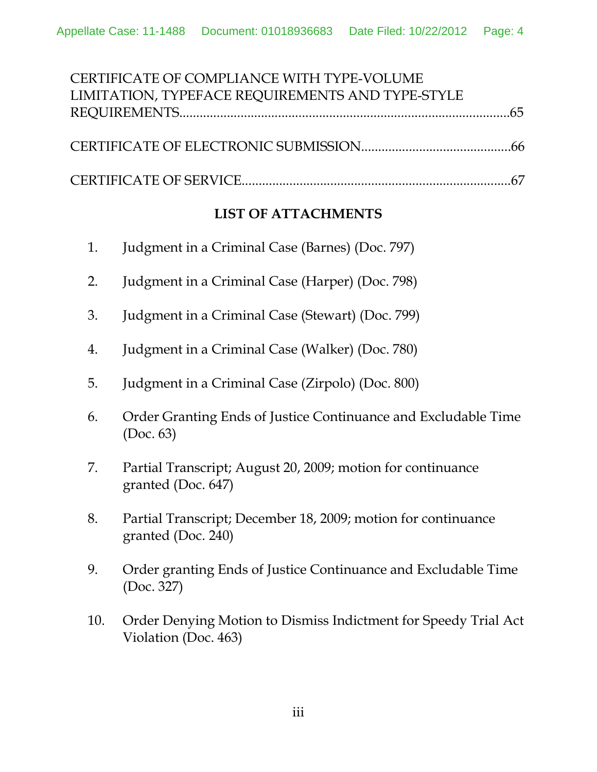CERTIFICATE OF COMPLIANCE WITH TYPE-VOLUME LIMITATION, TYPEFACE REQUIREMENTS AND TYPE-STYLE REQUIREMENTS.....................................................................................................65

CERTIFICATE OF ELECTRONIC SUBMISSION...........................................66

CERTIFICATE OF SERVICE..............................................................................67

**LIST OF ATTACHMENTS**

1. Judgment in a Criminal Case (Barnes) (Doc. 797)
2. Judgment in a Criminal Case (Harper) (Doc. 798)
3. Judgment in a Criminal Case (Stewart) (Doc. 799)
4. Judgment in a Criminal Case (Walker) (Doc. 780)
5. Judgment in a Criminal Case (Zirpolo) (Doc. 800)
6. Order Granting Ends of Justice Continuance and Excludable Time (Doc. 63)
7. Partial Transcript; August 20, 2009; motion for continuance granted (Doc. 647)
8. Partial Transcript; December 18, 2009; motion for continuance granted (Doc. 240)
9. Order granting Ends of Justice Continuance and Excludable Time (Doc. 327)
10. Order Denying Motion to Dismiss Indictment for Speedy Trial Act Violation (Doc. 463)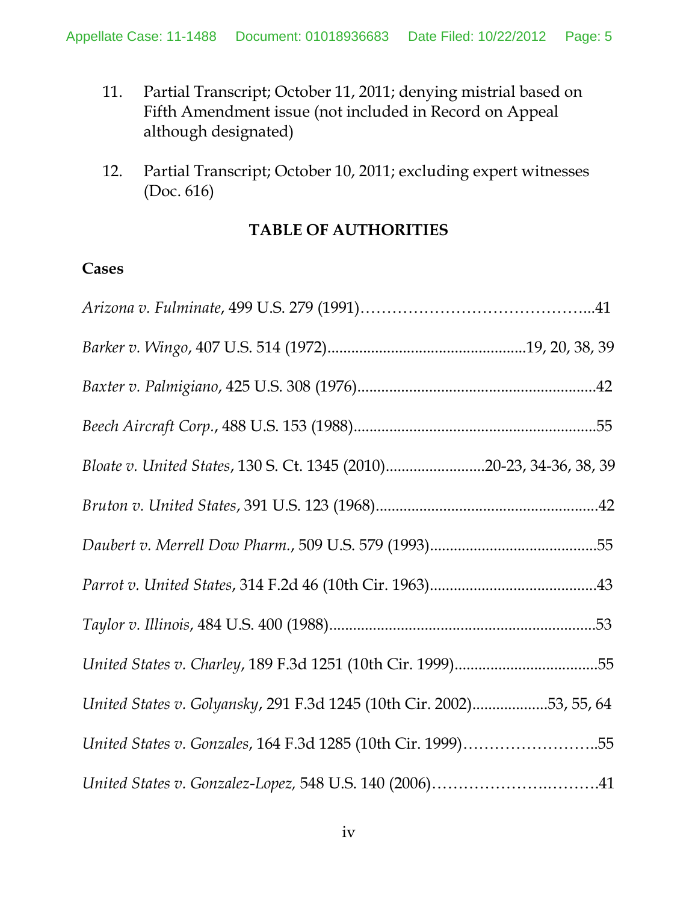11. Partial Transcript; October 11, 2011; denying mistrial based on Fifth Amendment issue (not included in Record on Appeal although designated)

12. Partial Transcript; October 10, 2011; excluding expert witnesses (Doc. 616)

## TABLE OF AUTHORITIES

### Cases

*Arizona v. Fulminate*, 499 U.S. 279 (1991)……………………………………...41

*Barker v. Wingo*, 407 U.S. 514 (1972)..................................................19, 20, 38, 39

*Baxter v. Palmigiano*, 425 U.S. 308 (1976)............................................................42

*Beech Aircraft Corp.*, 488 U.S. 153 (1988).............................................................55

*Bloate v. United States*, 130 S. Ct. 1345 (2010).........................20-23, 34-36, 38, 39

*Bruton v. United States*, 391 U.S. 123 (1968).......................................................42

*Daubert v. Merrell Dow Pharm.*, 509 U.S. 579 (1993)..........................................55

*Parrot v. United States*, 314 F.2d 46 (10th Cir. 1963)..........................................43

*Taylor v. Illinois*, 484 U.S. 400 (1988)...................................................................53

*United States v. Charley*, 189 F.3d 1251 (10th Cir. 1999)....................................55

*United States v. Golyansky*, 291 F.3d 1245 (10th Cir. 2002)...................53, 55, 64

*United States v. Gonzales*, 164 F.3d 1285 (10th Cir. 1999)……………………..55

*United States v. Gonzalez-Lopez,* 548 U.S. 140 (2006)…………………….………41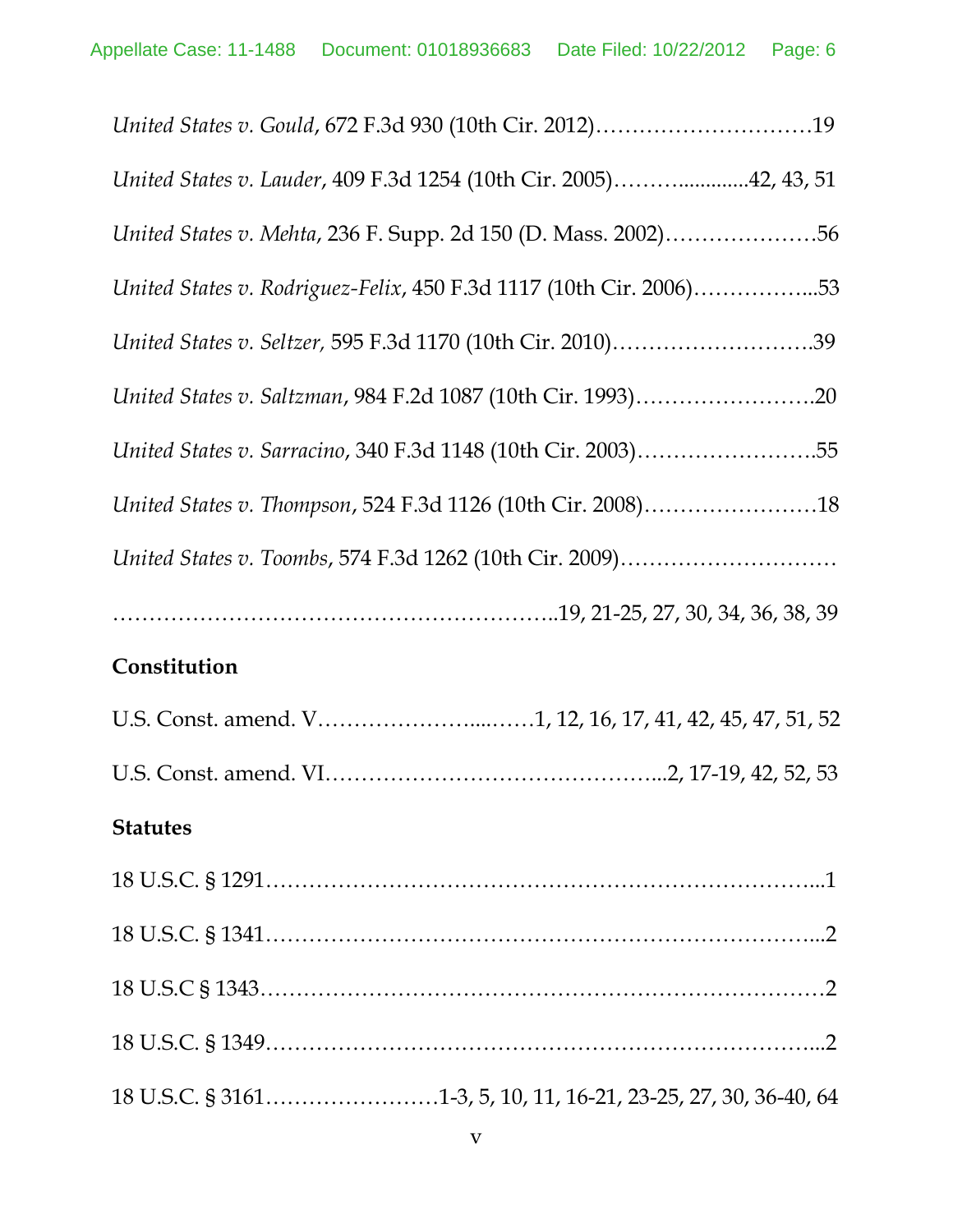*United States v. Gould*, 672 F.3d 930 (10th Cir. 2012)…………………………19

*United States v. Lauder*, 409 F.3d 1254 (10th Cir. 2005)……….............42, 43, 51

*United States v. Mehta*, 236 F. Supp. 2d 150 (D. Mass. 2002)…………………56

*United States v. Rodriguez-Felix*, 450 F.3d 1117 (10th Cir. 2006)……………...53

*United States v. Seltzer,* 595 F.3d 1170 (10th Cir. 2010)……………………….39

*United States v. Saltzman*, 984 F.2d 1087 (10th Cir. 1993)…………………….20

*United States v. Sarracino*, 340 F.3d 1148 (10th Cir. 2003)…………………….55

*United States v. Thompson*, 524 F.3d 1126 (10th Cir. 2008)……………………18

*United States v. Toombs*, 574 F.3d 1262 (10th Cir. 2009)…………………………
………………………………………………………..19, 21-25, 27, 30, 34, 36, 38, 39

**Constitution**

U.S. Const. amend. V…………………....……1, 12, 16, 17, 41, 42, 45, 47, 51, 52

U.S. Const. amend. VI…………………………………………...2, 17-19, 42, 52, 53

**Statutes**

18 U.S.C. § 1291…………………………………………………………………...1

18 U.S.C. § 1341…………………………………………………………………...2

18 U.S.C § 1343……………………………………………………………………2

18 U.S.C. § 1349…………………………………………………………………...2

18 U.S.C. § 3161……………………1-3, 5, 10, 11, 16-21, 23-25, 27, 30, 36-40, 64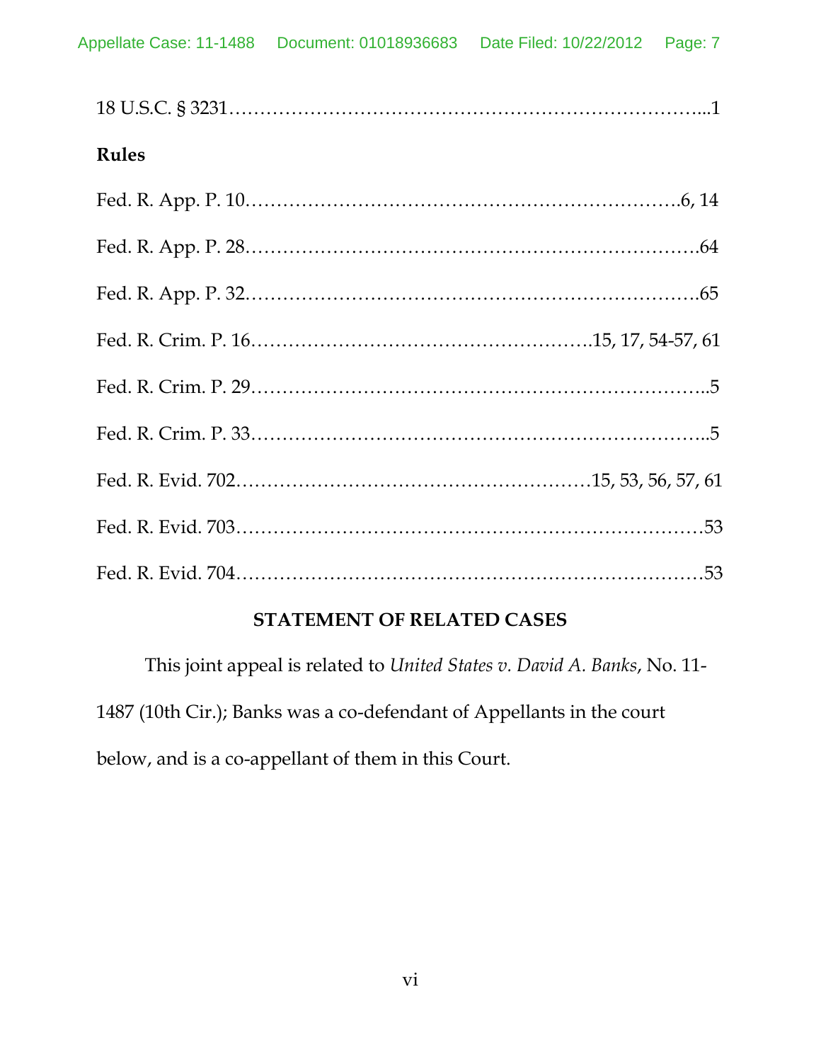18 U.S.C. § 3231……………………………………………………………...1

**Rules**

Fed. R. App. P. 10…………………………………………………………….6, 14

Fed. R. App. P. 28……………………………………………………………….64

Fed. R. App. P. 32……………………………………………………………….65

Fed. R. Crim. P. 16……………………………………………….15, 17, 54-57, 61

Fed. R. Crim. P. 29……………………………………………………………..5

Fed. R. Crim. P. 33……………………………………………………………..5

Fed. R. Evid. 702…………………………………………………15, 53, 56, 57, 61

Fed. R. Evid. 703………………………………………………………………53

Fed. R. Evid. 704………………………………………………………………53

## STATEMENT OF RELATED CASES

This joint appeal is related to *United States v. David A. Banks*, No. 11-1487 (10th Cir.); Banks was a co-defendant of Appellants in the court below, and is a co-appellant of them in this Court.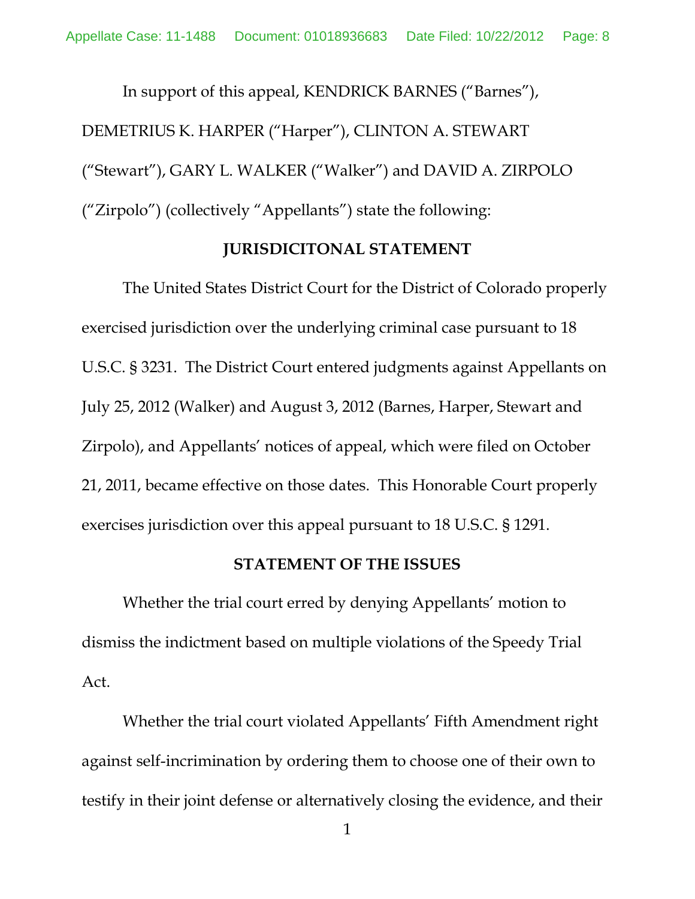In support of this appeal, KENDRICK BARNES ("Barnes"), DEMETRIUS K. HARPER ("Harper"), CLINTON A. STEWART ("Stewart"), GARY L. WALKER ("Walker") and DAVID A. ZIRPOLO ("Zirpolo") (collectively "Appellants") state the following:

## JURISDICITONAL STATEMENT

The United States District Court for the District of Colorado properly exercised jurisdiction over the underlying criminal case pursuant to 18 U.S.C. § 3231. The District Court entered judgments against Appellants on July 25, 2012 (Walker) and August 3, 2012 (Barnes, Harper, Stewart and Zirpolo), and Appellants' notices of appeal, which were filed on October 21, 2011, became effective on those dates. This Honorable Court properly exercises jurisdiction over this appeal pursuant to 18 U.S.C. § 1291.

## STATEMENT OF THE ISSUES

Whether the trial court erred by denying Appellants' motion to dismiss the indictment based on multiple violations of the Speedy Trial Act.

Whether the trial court violated Appellants' Fifth Amendment right against self-incrimination by ordering them to choose one of their own to testify in their joint defense or alternatively closing the evidence, and their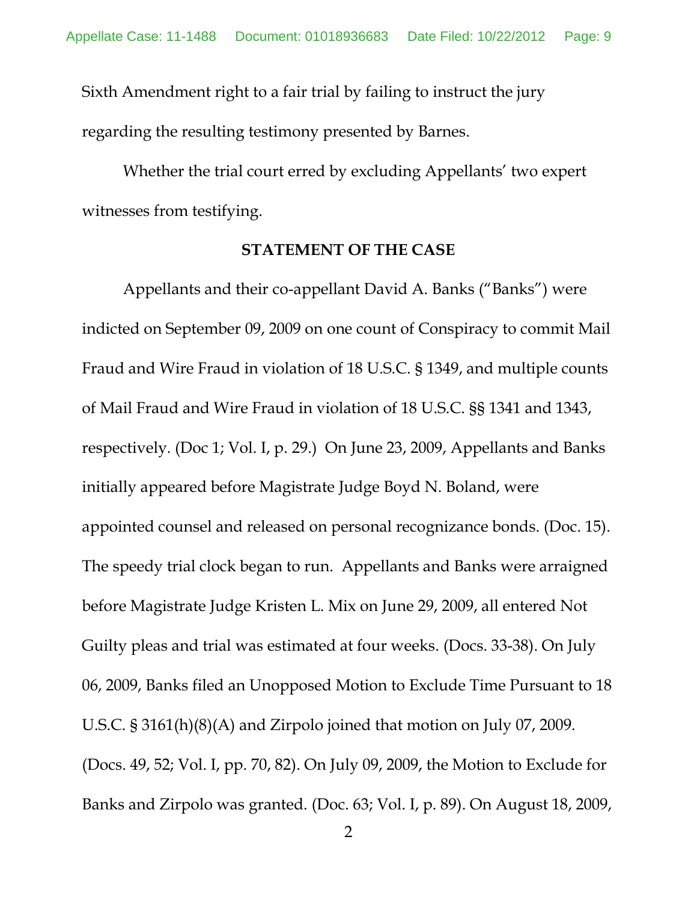Sixth Amendment right to a fair trial by failing to instruct the jury regarding the resulting testimony presented by Barnes.

Whether the trial court erred by excluding Appellants' two expert witnesses from testifying.

**STATEMENT OF THE CASE**

Appellants and their co-appellant David A. Banks ("Banks") were indicted on September 09, 2009 on one count of Conspiracy to commit Mail Fraud and Wire Fraud in violation of 18 U.S.C. § 1349, and multiple counts of Mail Fraud and Wire Fraud in violation of 18 U.S.C. §§ 1341 and 1343, respectively. (Doc 1; Vol. I, p. 29.) On June 23, 2009, Appellants and Banks initially appeared before Magistrate Judge Boyd N. Boland, were appointed counsel and released on personal recognizance bonds. (Doc. 15). The speedy trial clock began to run. Appellants and Banks were arraigned before Magistrate Judge Kristen L. Mix on June 29, 2009, all entered Not Guilty pleas and trial was estimated at four weeks. (Docs. 33-38). On July 06, 2009, Banks filed an Unopposed Motion to Exclude Time Pursuant to 18 U.S.C. § 3161(h)(8)(A) and Zirpolo joined that motion on July 07, 2009. (Docs. 49, 52; Vol. I, pp. 70, 82). On July 09, 2009, the Motion to Exclude for Banks and Zirpolo was granted. (Doc. 63; Vol. I, p. 89). On August 18, 2009,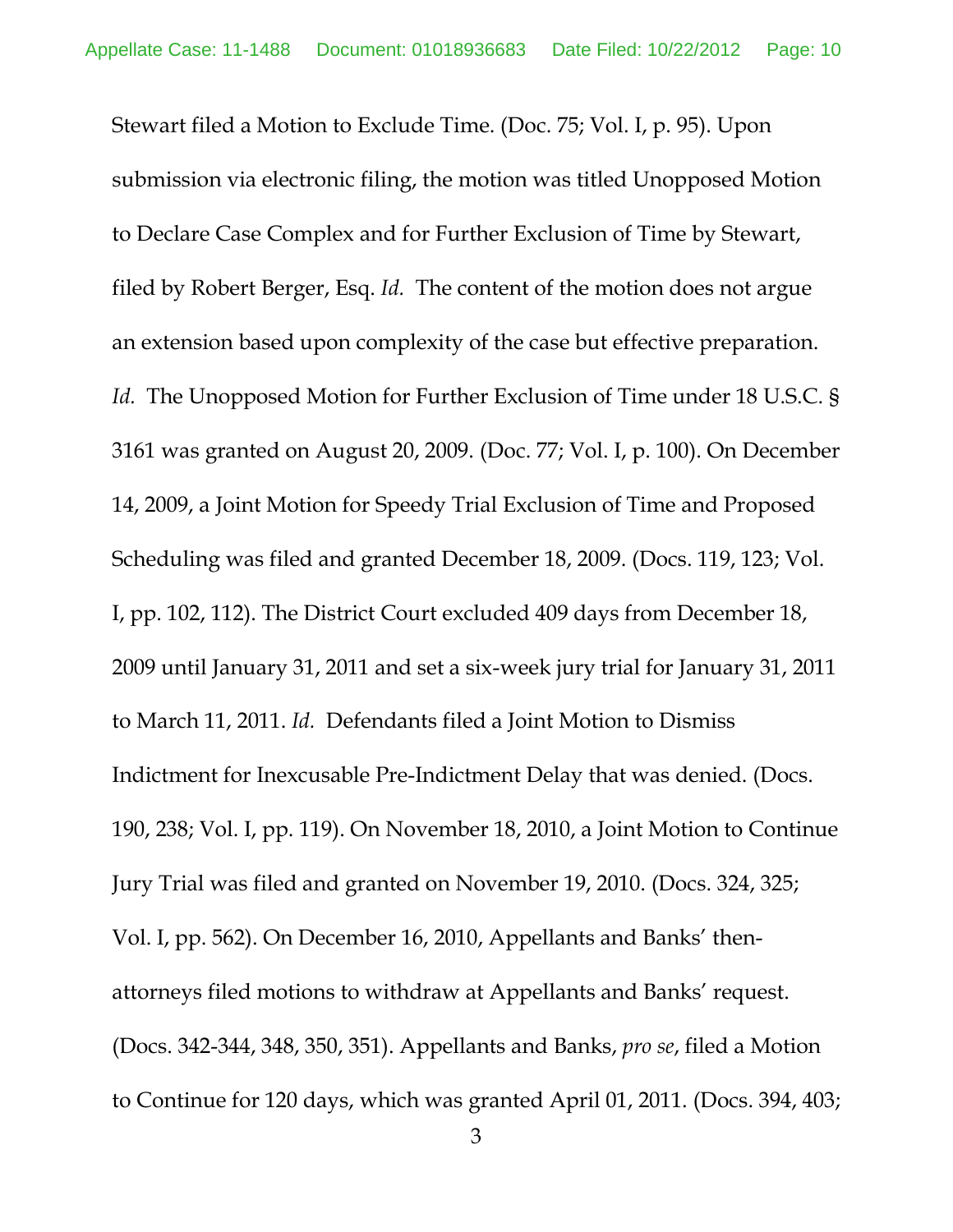Stewart filed a Motion to Exclude Time. (Doc. 75; Vol. I, p. 95). Upon submission via electronic filing, the motion was titled Unopposed Motion to Declare Case Complex and for Further Exclusion of Time by Stewart, filed by Robert Berger, Esq. *Id.* The content of the motion does not argue an extension based upon complexity of the case but effective preparation. *Id.* The Unopposed Motion for Further Exclusion of Time under 18 U.S.C. § 3161 was granted on August 20, 2009. (Doc. 77; Vol. I, p. 100). On December 14, 2009, a Joint Motion for Speedy Trial Exclusion of Time and Proposed Scheduling was filed and granted December 18, 2009. (Docs. 119, 123; Vol. I, pp. 102, 112). The District Court excluded 409 days from December 18, 2009 until January 31, 2011 and set a six-week jury trial for January 31, 2011 to March 11, 2011. *Id.* Defendants filed a Joint Motion to Dismiss Indictment for Inexcusable Pre-Indictment Delay that was denied. (Docs. 190, 238; Vol. I, pp. 119). On November 18, 2010, a Joint Motion to Continue Jury Trial was filed and granted on November 19, 2010. (Docs. 324, 325; Vol. I, pp. 562). On December 16, 2010, Appellants and Banks' then-attorneys filed motions to withdraw at Appellants and Banks' request. (Docs. 342-344, 348, 350, 351). Appellants and Banks, *pro se*, filed a Motion to Continue for 120 days, which was granted April 01, 2011. (Docs. 394, 403;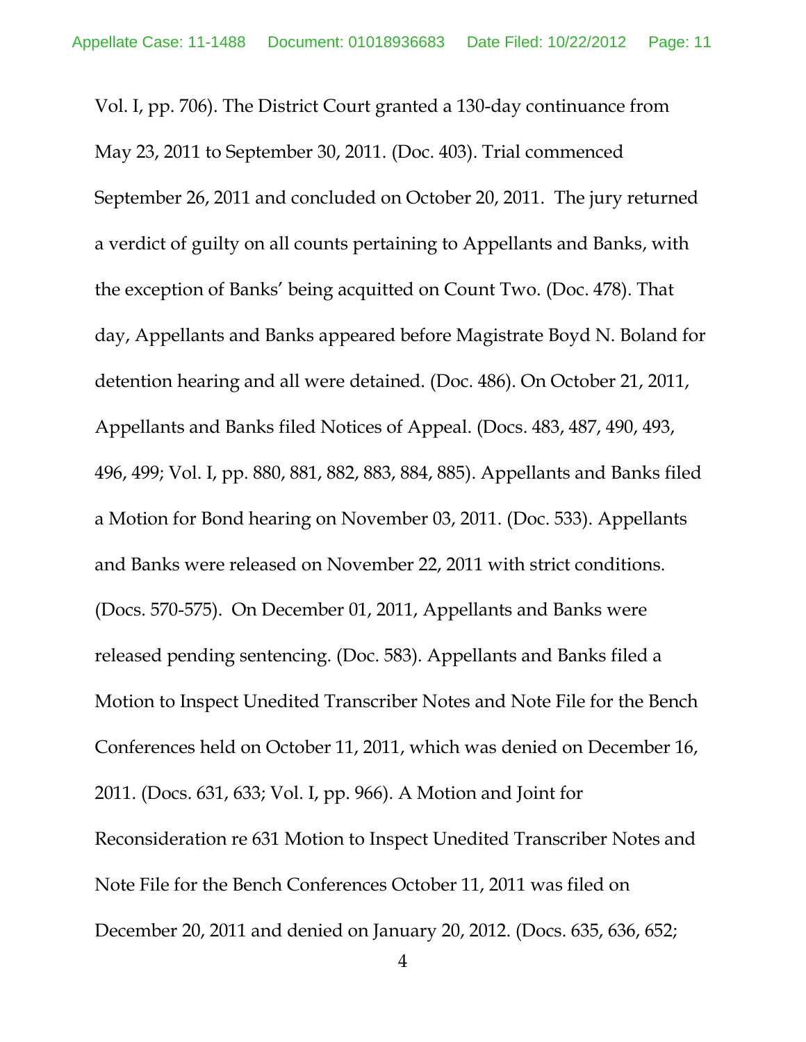Vol. I, pp. 706). The District Court granted a 130-day continuance from May 23, 2011 to September 30, 2011. (Doc. 403). Trial commenced September 26, 2011 and concluded on October 20, 2011. The jury returned a verdict of guilty on all counts pertaining to Appellants and Banks, with the exception of Banks' being acquitted on Count Two. (Doc. 478). That day, Appellants and Banks appeared before Magistrate Boyd N. Boland for detention hearing and all were detained. (Doc. 486). On October 21, 2011, Appellants and Banks filed Notices of Appeal. (Docs. 483, 487, 490, 493, 496, 499; Vol. I, pp. 880, 881, 882, 883, 884, 885). Appellants and Banks filed a Motion for Bond hearing on November 03, 2011. (Doc. 533). Appellants and Banks were released on November 22, 2011 with strict conditions. (Docs. 570-575). On December 01, 2011, Appellants and Banks were released pending sentencing. (Doc. 583). Appellants and Banks filed a Motion to Inspect Unedited Transcriber Notes and Note File for the Bench Conferences held on October 11, 2011, which was denied on December 16, 2011. (Docs. 631, 633; Vol. I, pp. 966). A Motion and Joint for Reconsideration re 631 Motion to Inspect Unedited Transcriber Notes and Note File for the Bench Conferences October 11, 2011 was filed on December 20, 2011 and denied on January 20, 2012. (Docs. 635, 636, 652;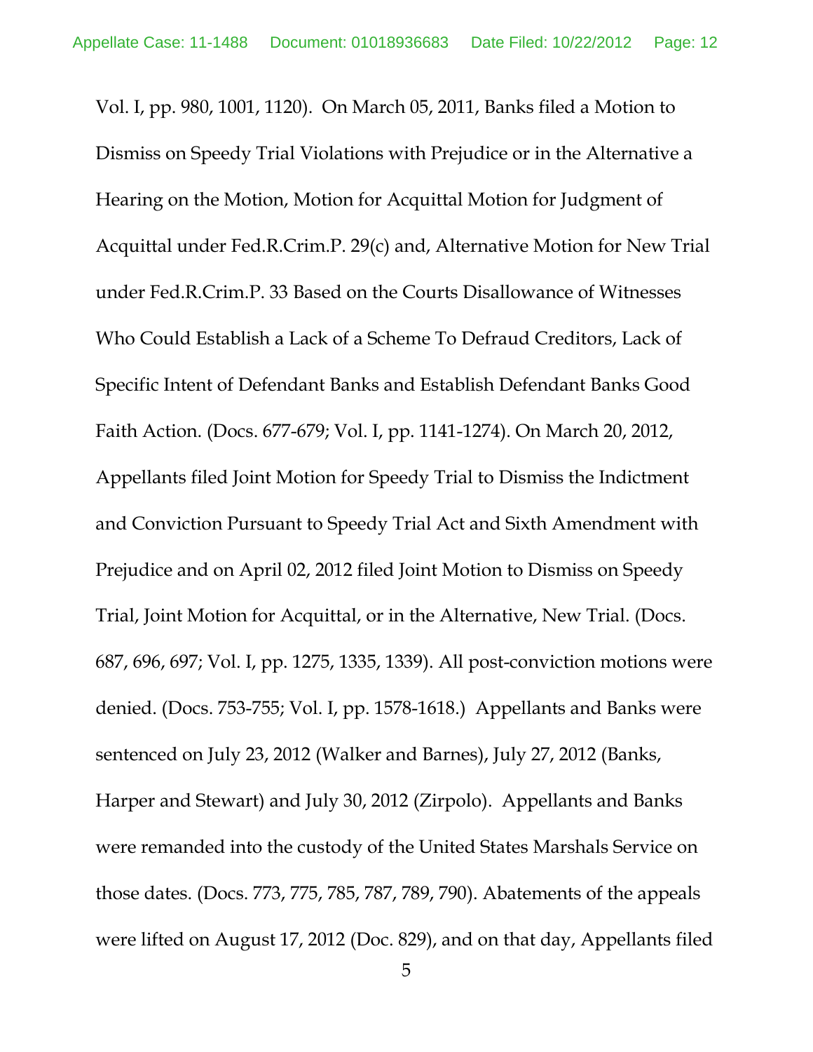Vol. I, pp. 980, 1001, 1120). On March 05, 2011, Banks filed a Motion to Dismiss on Speedy Trial Violations with Prejudice or in the Alternative a Hearing on the Motion, Motion for Acquittal Motion for Judgment of Acquittal under Fed.R.Crim.P. 29(c) and, Alternative Motion for New Trial under Fed.R.Crim.P. 33 Based on the Courts Disallowance of Witnesses Who Could Establish a Lack of a Scheme To Defraud Creditors, Lack of Specific Intent of Defendant Banks and Establish Defendant Banks Good Faith Action. (Docs. 677-679; Vol. I, pp. 1141-1274). On March 20, 2012, Appellants filed Joint Motion for Speedy Trial to Dismiss the Indictment and Conviction Pursuant to Speedy Trial Act and Sixth Amendment with Prejudice and on April 02, 2012 filed Joint Motion to Dismiss on Speedy Trial, Joint Motion for Acquittal, or in the Alternative, New Trial. (Docs. 687, 696, 697; Vol. I, pp. 1275, 1335, 1339). All post-conviction motions were denied. (Docs. 753-755; Vol. I, pp. 1578-1618.) Appellants and Banks were sentenced on July 23, 2012 (Walker and Barnes), July 27, 2012 (Banks, Harper and Stewart) and July 30, 2012 (Zirpolo). Appellants and Banks were remanded into the custody of the United States Marshals Service on those dates. (Docs. 773, 775, 785, 787, 789, 790). Abatements of the appeals were lifted on August 17, 2012 (Doc. 829), and on that day, Appellants filed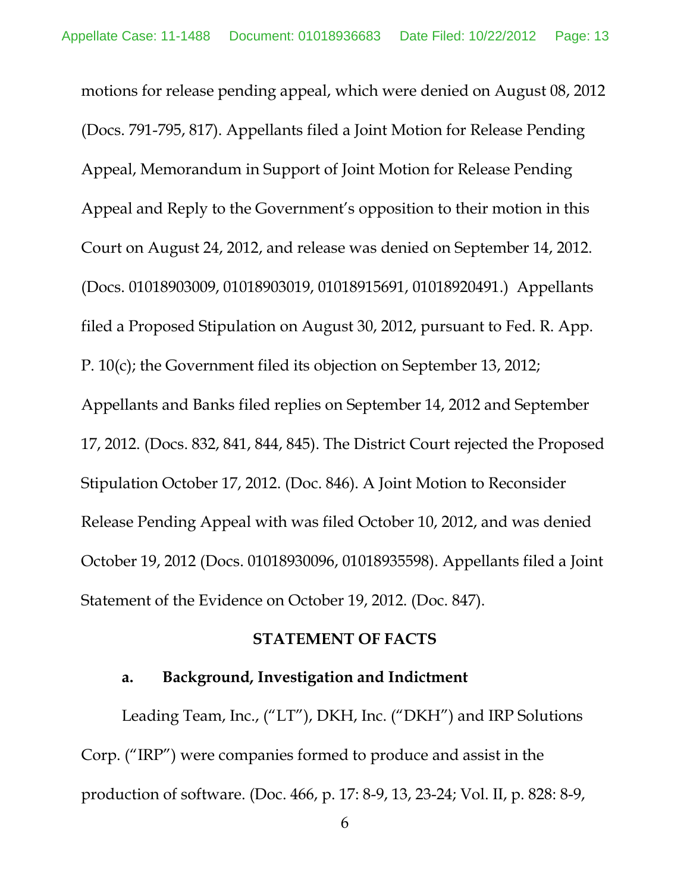motions for release pending appeal, which were denied on August 08, 2012 (Docs. 791-795, 817). Appellants filed a Joint Motion for Release Pending Appeal, Memorandum in Support of Joint Motion for Release Pending Appeal and Reply to the Government's opposition to their motion in this Court on August 24, 2012, and release was denied on September 14, 2012. (Docs. 01018903009, 01018903019, 01018915691, 01018920491.) Appellants filed a Proposed Stipulation on August 30, 2012, pursuant to Fed. R. App. P. 10(c); the Government filed its objection on September 13, 2012; Appellants and Banks filed replies on September 14, 2012 and September 17, 2012. (Docs. 832, 841, 844, 845). The District Court rejected the Proposed Stipulation October 17, 2012. (Doc. 846). A Joint Motion to Reconsider Release Pending Appeal with was filed October 10, 2012, and was denied October 19, 2012 (Docs. 01018930096, 01018935598). Appellants filed a Joint Statement of the Evidence on October 19, 2012. (Doc. 847).

## STATEMENT OF FACTS

### a. Background, Investigation and Indictment

Leading Team, Inc., ("LT"), DKH, Inc. ("DKH") and IRP Solutions Corp. ("IRP") were companies formed to produce and assist in the production of software. (Doc. 466, p. 17: 8-9, 13, 23-24; Vol. II, p. 828: 8-9,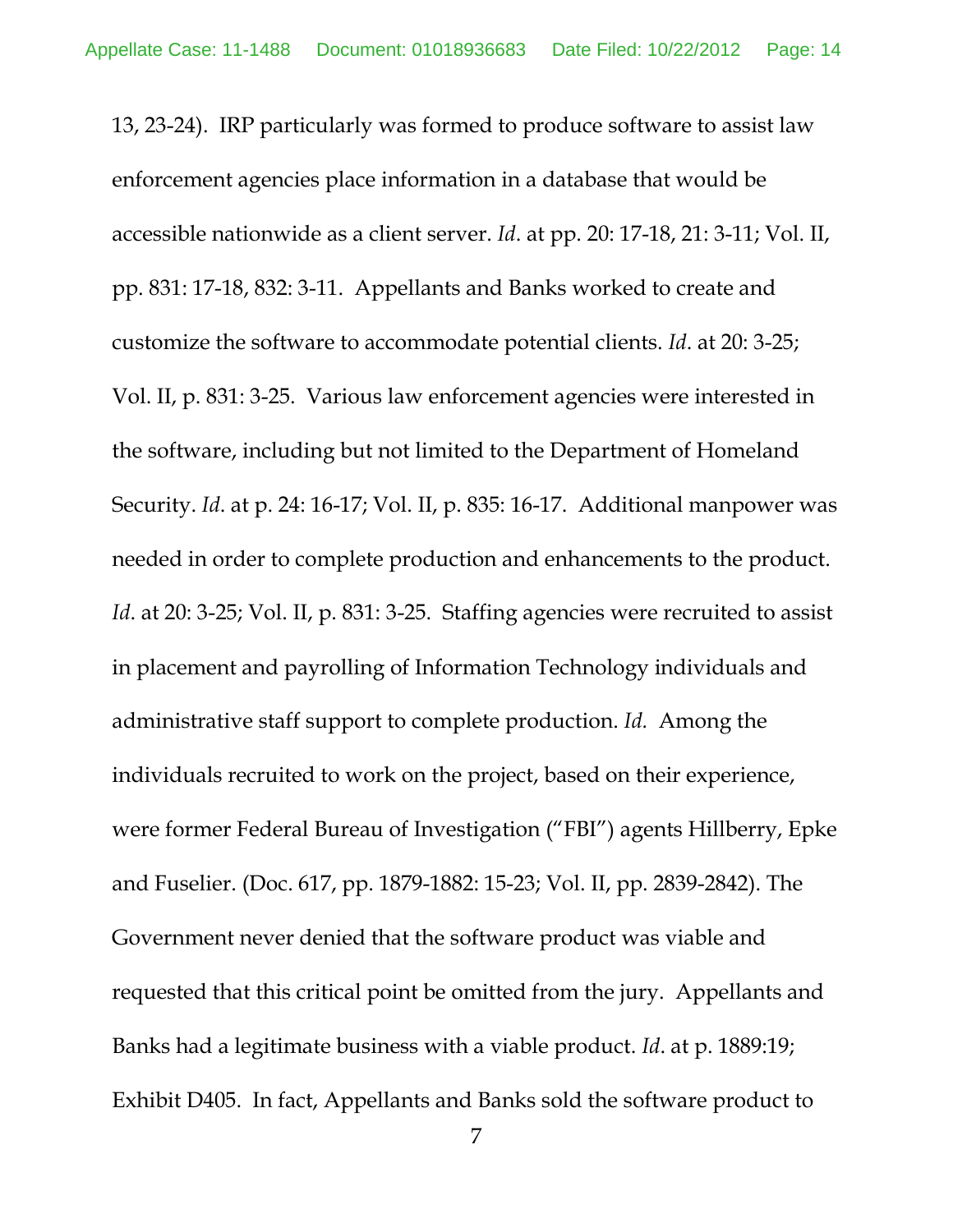13, 23-24). IRP particularly was formed to produce software to assist law enforcement agencies place information in a database that would be accessible nationwide as a client server. *Id*. at pp. 20: 17-18, 21: 3-11; Vol. II, pp. 831: 17-18, 832: 3-11. Appellants and Banks worked to create and customize the software to accommodate potential clients. *Id*. at 20: 3-25; Vol. II, p. 831: 3-25. Various law enforcement agencies were interested in the software, including but not limited to the Department of Homeland Security. *Id*. at p. 24: 16-17; Vol. II, p. 835: 16-17. Additional manpower was needed in order to complete production and enhancements to the product. *Id*. at 20: 3-25; Vol. II, p. 831: 3-25. Staffing agencies were recruited to assist in placement and payrolling of Information Technology individuals and administrative staff support to complete production. *Id.* Among the individuals recruited to work on the project, based on their experience, were former Federal Bureau of Investigation ("FBI") agents Hillberry, Epke and Fuselier. (Doc. 617, pp. 1879-1882: 15-23; Vol. II, pp. 2839-2842). The Government never denied that the software product was viable and requested that this critical point be omitted from the jury. Appellants and Banks had a legitimate business with a viable product. *Id*. at p. 1889:19; Exhibit D405. In fact, Appellants and Banks sold the software product to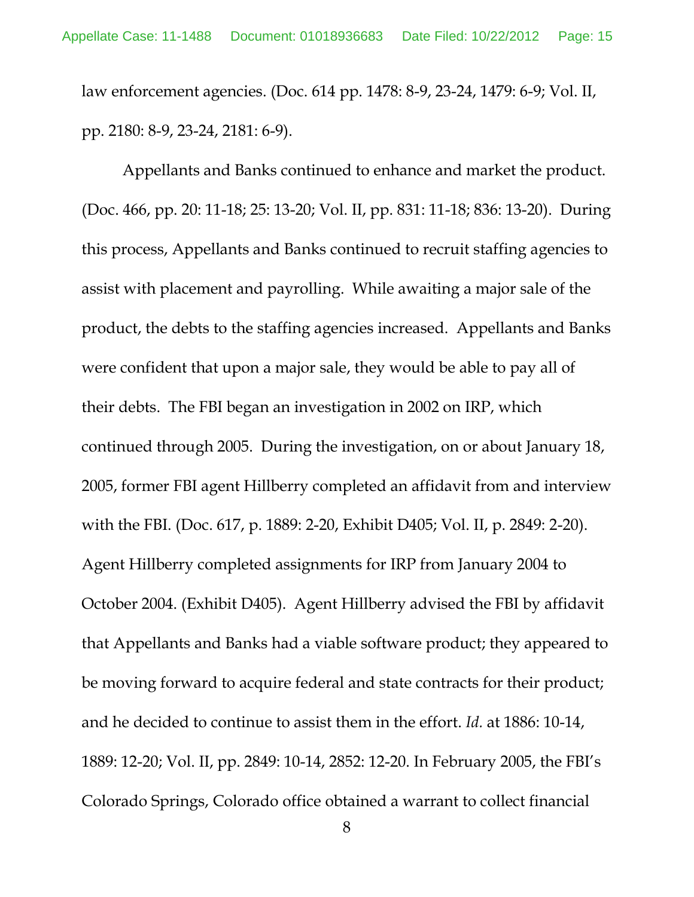law enforcement agencies. (Doc. 614 pp. 1478: 8-9, 23-24, 1479: 6-9; Vol. II, pp. 2180: 8-9, 23-24, 2181: 6-9).

Appellants and Banks continued to enhance and market the product. (Doc. 466, pp. 20: 11-18; 25: 13-20; Vol. II, pp. 831: 11-18; 836: 13-20). During this process, Appellants and Banks continued to recruit staffing agencies to assist with placement and payrolling. While awaiting a major sale of the product, the debts to the staffing agencies increased. Appellants and Banks were confident that upon a major sale, they would be able to pay all of their debts. The FBI began an investigation in 2002 on IRP, which continued through 2005. During the investigation, on or about January 18, 2005, former FBI agent Hillberry completed an affidavit from and interview with the FBI. (Doc. 617, p. 1889: 2-20, Exhibit D405; Vol. II, p. 2849: 2-20). Agent Hillberry completed assignments for IRP from January 2004 to October 2004. (Exhibit D405). Agent Hillberry advised the FBI by affidavit that Appellants and Banks had a viable software product; they appeared to be moving forward to acquire federal and state contracts for their product; and he decided to continue to assist them in the effort. *Id.* at 1886: 10-14, 1889: 12-20; Vol. II, pp. 2849: 10-14, 2852: 12-20. In February 2005, the FBI's Colorado Springs, Colorado office obtained a warrant to collect financial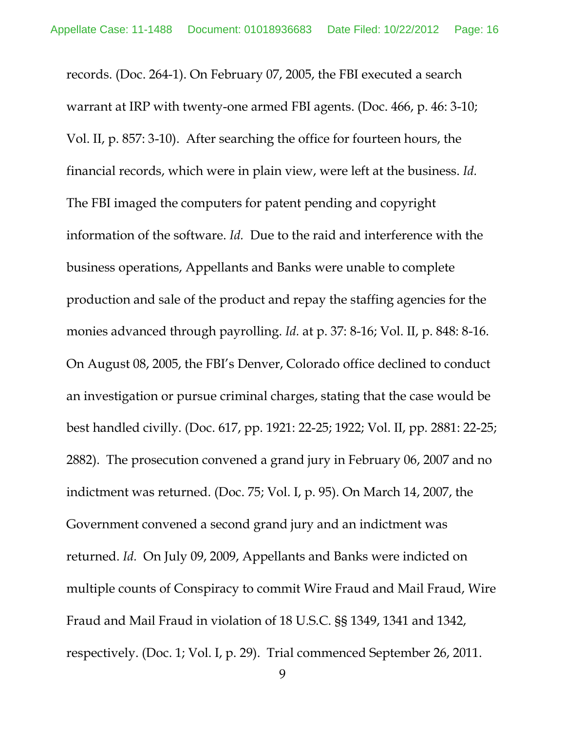records. (Doc. 264-1). On February 07, 2005, the FBI executed a search warrant at IRP with twenty-one armed FBI agents. (Doc. 466, p. 46: 3-10; Vol. II, p. 857: 3-10). After searching the office for fourteen hours, the financial records, which were in plain view, were left at the business. *Id.* The FBI imaged the computers for patent pending and copyright information of the software. *Id.* Due to the raid and interference with the business operations, Appellants and Banks were unable to complete production and sale of the product and repay the staffing agencies for the monies advanced through payrolling. *Id.* at p. 37: 8-16; Vol. II, p. 848: 8-16. On August 08, 2005, the FBI's Denver, Colorado office declined to conduct an investigation or pursue criminal charges, stating that the case would be best handled civilly. (Doc. 617, pp. 1921: 22-25; 1922; Vol. II, pp. 2881: 22-25; 2882). The prosecution convened a grand jury in February 06, 2007 and no indictment was returned. (Doc. 75; Vol. I, p. 95). On March 14, 2007, the Government convened a second grand jury and an indictment was returned. *Id.* On July 09, 2009, Appellants and Banks were indicted on multiple counts of Conspiracy to commit Wire Fraud and Mail Fraud, Wire Fraud and Mail Fraud in violation of 18 U.S.C. §§ 1349, 1341 and 1342, respectively. (Doc. 1; Vol. I, p. 29). Trial commenced September 26, 2011.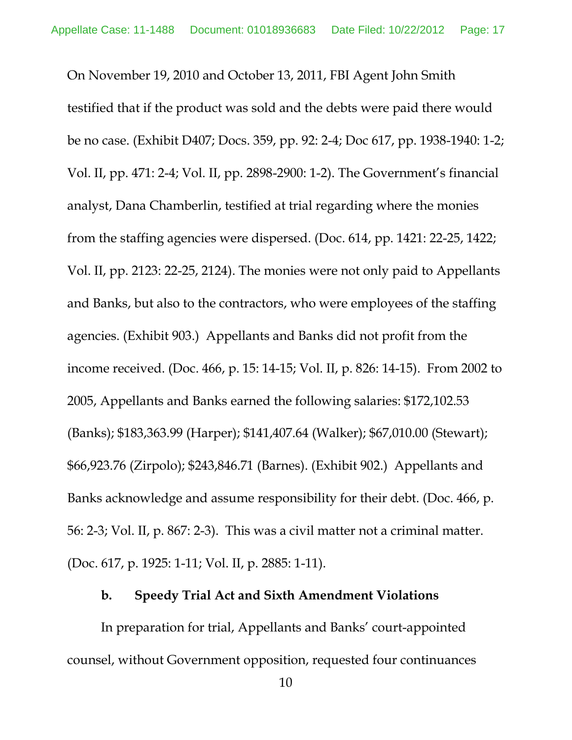On November 19, 2010 and October 13, 2011, FBI Agent John Smith testified that if the product was sold and the debts were paid there would be no case. (Exhibit D407; Docs. 359, pp. 92: 2-4; Doc 617, pp. 1938-1940: 1-2; Vol. II, pp. 471: 2-4; Vol. II, pp. 2898-2900: 1-2). The Government's financial analyst, Dana Chamberlin, testified at trial regarding where the monies from the staffing agencies were dispersed. (Doc. 614, pp. 1421: 22-25, 1422; Vol. II, pp. 2123: 22-25, 2124). The monies were not only paid to Appellants and Banks, but also to the contractors, who were employees of the staffing agencies. (Exhibit 903.) Appellants and Banks did not profit from the income received. (Doc. 466, p. 15: 14-15; Vol. II, p. 826: 14-15). From 2002 to 2005, Appellants and Banks earned the following salaries: $172,102.53 (Banks); $183,363.99 (Harper); $141,407.64 (Walker); $67,010.00 (Stewart); $66,923.76 (Zirpolo); $243,846.71 (Barnes). (Exhibit 902.) Appellants and Banks acknowledge and assume responsibility for their debt. (Doc. 466, p. 56: 2-3; Vol. II, p. 867: 2-3). This was a civil matter not a criminal matter. (Doc. 617, p. 1925: 1-11; Vol. II, p. 2885: 1-11).

**b. Speedy Trial Act and Sixth Amendment Violations**

In preparation for trial, Appellants and Banks' court-appointed counsel, without Government opposition, requested four continuances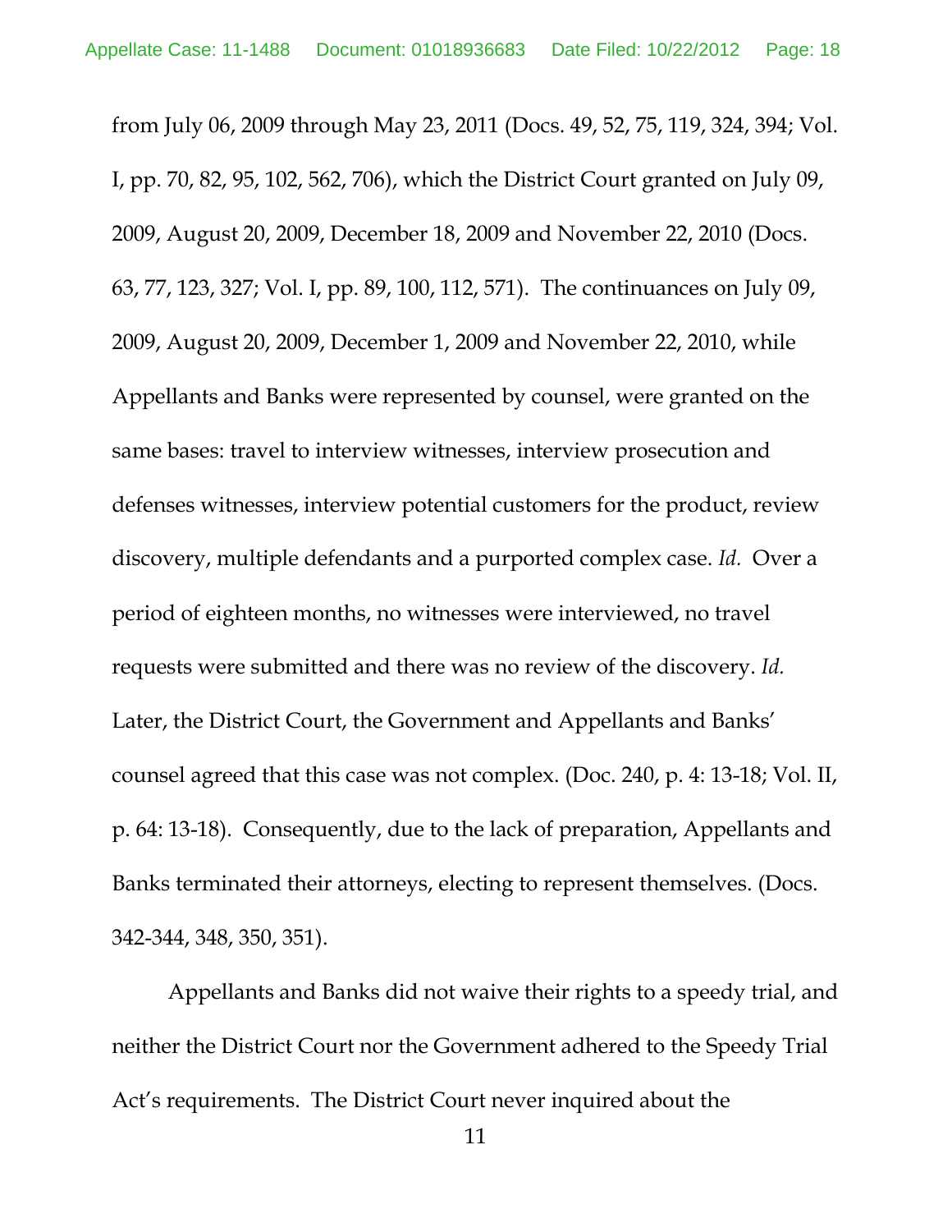from July 06, 2009 through May 23, 2011 (Docs. 49, 52, 75, 119, 324, 394; Vol. I, pp. 70, 82, 95, 102, 562, 706), which the District Court granted on July 09, 2009, August 20, 2009, December 18, 2009 and November 22, 2010 (Docs. 63, 77, 123, 327; Vol. I, pp. 89, 100, 112, 571). The continuances on July 09, 2009, August 20, 2009, December 1, 2009 and November 22, 2010, while Appellants and Banks were represented by counsel, were granted on the same bases: travel to interview witnesses, interview prosecution and defenses witnesses, interview potential customers for the product, review discovery, multiple defendants and a purported complex case. *Id.* Over a period of eighteen months, no witnesses were interviewed, no travel requests were submitted and there was no review of the discovery. *Id.* Later, the District Court, the Government and Appellants and Banks' counsel agreed that this case was not complex. (Doc. 240, p. 4: 13-18; Vol. II, p. 64: 13-18). Consequently, due to the lack of preparation, Appellants and Banks terminated their attorneys, electing to represent themselves. (Docs. 342-344, 348, 350, 351).

Appellants and Banks did not waive their rights to a speedy trial, and neither the District Court nor the Government adhered to the Speedy Trial Act's requirements. The District Court never inquired about the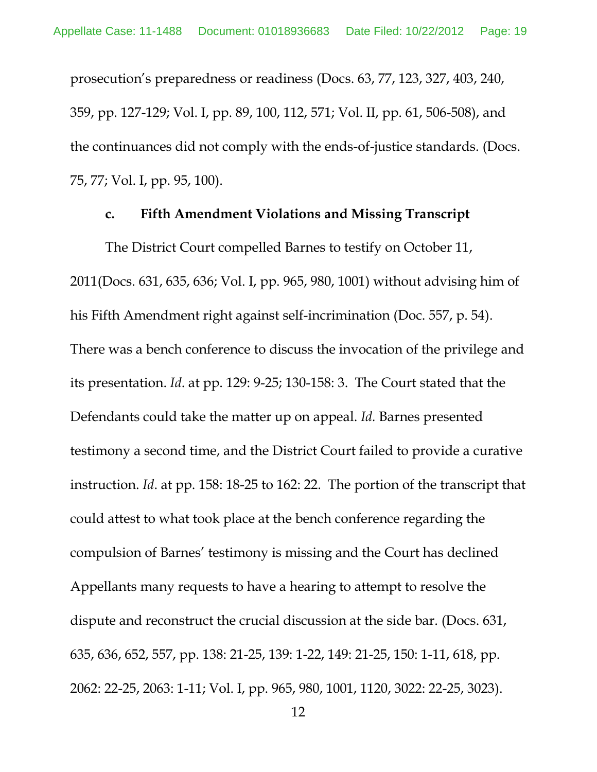prosecution's preparedness or readiness (Docs. 63, 77, 123, 327, 403, 240, 359, pp. 127-129; Vol. I, pp. 89, 100, 112, 571; Vol. II, pp. 61, 506-508), and the continuances did not comply with the ends-of-justice standards. (Docs. 75, 77; Vol. I, pp. 95, 100).

#### c. Fifth Amendment Violations and Missing Transcript

The District Court compelled Barnes to testify on October 11, 2011(Docs. 631, 635, 636; Vol. I, pp. 965, 980, 1001) without advising him of his Fifth Amendment right against self-incrimination (Doc. 557, p. 54). There was a bench conference to discuss the invocation of the privilege and its presentation. *Id*. at pp. 129: 9-25; 130-158: 3. The Court stated that the Defendants could take the matter up on appeal. *Id.* Barnes presented testimony a second time, and the District Court failed to provide a curative instruction. *Id*. at pp. 158: 18-25 to 162: 22. The portion of the transcript that could attest to what took place at the bench conference regarding the compulsion of Barnes' testimony is missing and the Court has declined Appellants many requests to have a hearing to attempt to resolve the dispute and reconstruct the crucial discussion at the side bar. (Docs. 631, 635, 636, 652, 557, pp. 138: 21-25, 139: 1-22, 149: 21-25, 150: 1-11, 618, pp. 2062: 22-25, 2063: 1-11; Vol. I, pp. 965, 980, 1001, 1120, 3022: 22-25, 3023).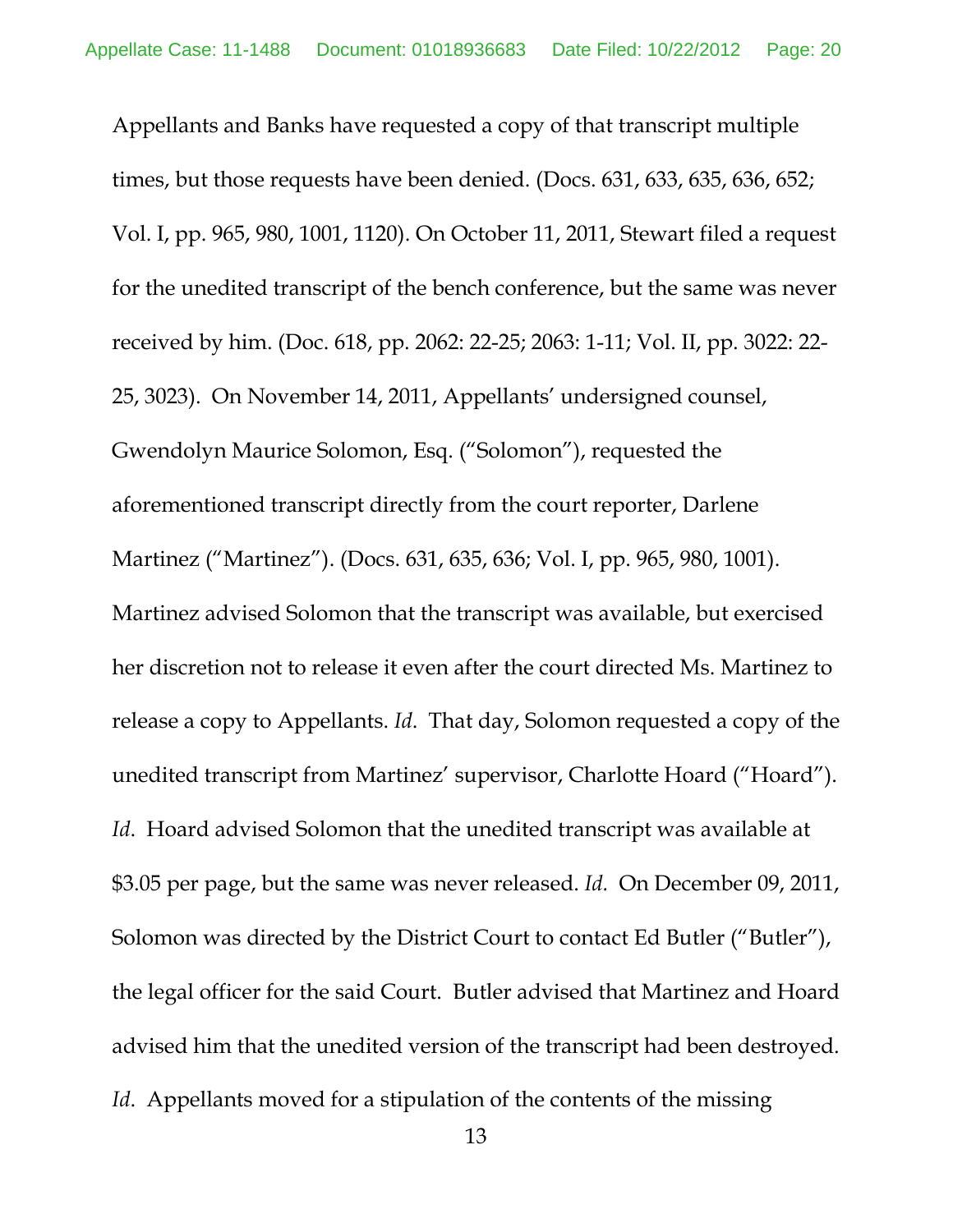Appellants and Banks have requested a copy of that transcript multiple times, but those requests have been denied. (Docs. 631, 633, 635, 636, 652; Vol. I, pp. 965, 980, 1001, 1120). On October 11, 2011, Stewart filed a request for the unedited transcript of the bench conference, but the same was never received by him. (Doc. 618, pp. 2062: 22-25; 2063: 1-11; Vol. II, pp. 3022: 22-25, 3023). On November 14, 2011, Appellants' undersigned counsel, Gwendolyn Maurice Solomon, Esq. ("Solomon"), requested the aforementioned transcript directly from the court reporter, Darlene Martinez ("Martinez"). (Docs. 631, 635, 636; Vol. I, pp. 965, 980, 1001). Martinez advised Solomon that the transcript was available, but exercised her discretion not to release it even after the court directed Ms. Martinez to release a copy to Appellants. *Id*. That day, Solomon requested a copy of the unedited transcript from Martinez' supervisor, Charlotte Hoard ("Hoard"). *Id*. Hoard advised Solomon that the unedited transcript was available at $3.05 per page, but the same was never released. *Id.* On December 09, 2011, Solomon was directed by the District Court to contact Ed Butler ("Butler"), the legal officer for the said Court. Butler advised that Martinez and Hoard advised him that the unedited version of the transcript had been destroyed. *Id*. Appellants moved for a stipulation of the contents of the missing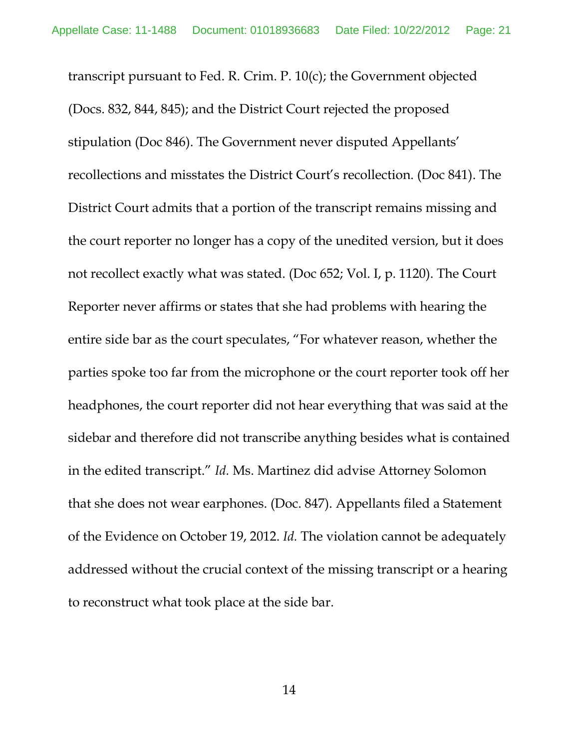transcript pursuant to Fed. R. Crim. P. 10(c); the Government objected (Docs. 832, 844, 845); and the District Court rejected the proposed stipulation (Doc 846). The Government never disputed Appellants' recollections and misstates the District Court's recollection. (Doc 841). The District Court admits that a portion of the transcript remains missing and the court reporter no longer has a copy of the unedited version, but it does not recollect exactly what was stated. (Doc 652; Vol. I, p. 1120). The Court Reporter never affirms or states that she had problems with hearing the entire side bar as the court speculates, "For whatever reason, whether the parties spoke too far from the microphone or the court reporter took off her headphones, the court reporter did not hear everything that was said at the sidebar and therefore did not transcribe anything besides what is contained in the edited transcript." *Id.* Ms. Martinez did advise Attorney Solomon that she does not wear earphones. (Doc. 847). Appellants filed a Statement of the Evidence on October 19, 2012. *Id.* The violation cannot be adequately addressed without the crucial context of the missing transcript or a hearing to reconstruct what took place at the side bar.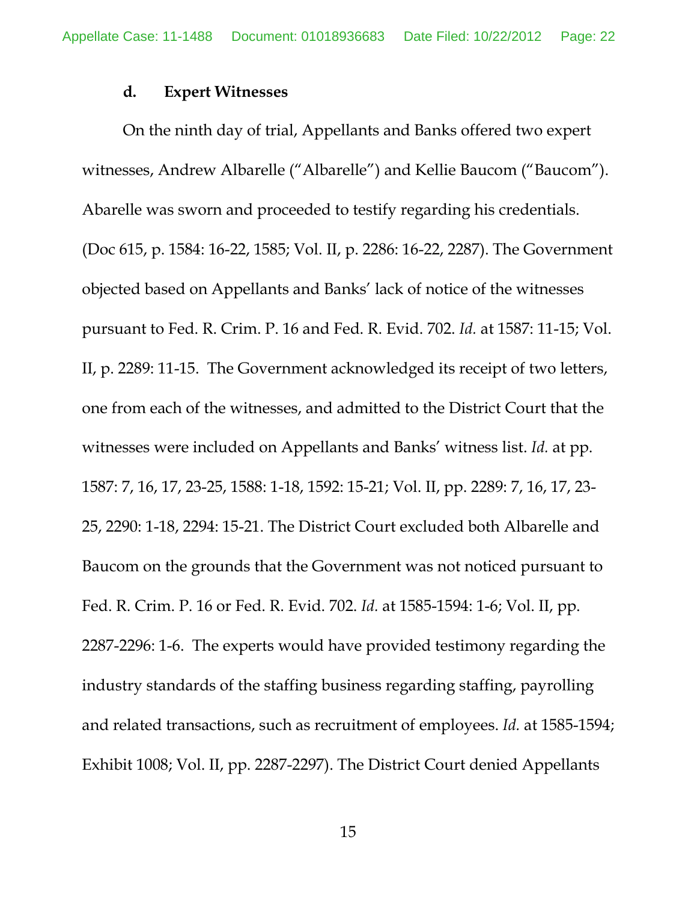#### d. Expert Witnesses

On the ninth day of trial, Appellants and Banks offered two expert witnesses, Andrew Albarelle ("Albarelle") and Kellie Baucom ("Baucom"). Abarelle was sworn and proceeded to testify regarding his credentials. (Doc 615, p. 1584: 16-22, 1585; Vol. II, p. 2286: 16-22, 2287). The Government objected based on Appellants and Banks' lack of notice of the witnesses pursuant to Fed. R. Crim. P. 16 and Fed. R. Evid. 702. *Id.* at 1587: 11-15; Vol. II, p. 2289: 11-15. The Government acknowledged its receipt of two letters, one from each of the witnesses, and admitted to the District Court that the witnesses were included on Appellants and Banks' witness list. *Id.* at pp. 1587: 7, 16, 17, 23-25, 1588: 1-18, 1592: 15-21; Vol. II, pp. 2289: 7, 16, 17, 23-25, 2290: 1-18, 2294: 15-21. The District Court excluded both Albarelle and Baucom on the grounds that the Government was not noticed pursuant to Fed. R. Crim. P. 16 or Fed. R. Evid. 702. *Id.* at 1585-1594: 1-6; Vol. II, pp. 2287-2296: 1-6. The experts would have provided testimony regarding the industry standards of the staffing business regarding staffing, payrolling and related transactions, such as recruitment of employees. *Id.* at 1585-1594; Exhibit 1008; Vol. II, pp. 2287-2297). The District Court denied Appellants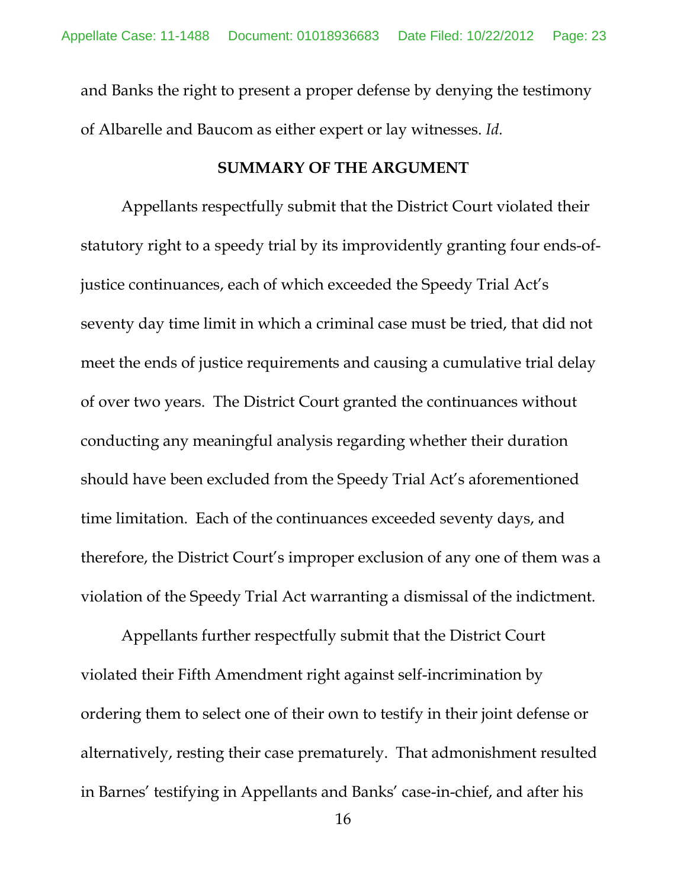and Banks the right to present a proper defense by denying the testimony of Albarelle and Baucom as either expert or lay witnesses. *Id*.

## SUMMARY OF THE ARGUMENT

Appellants respectfully submit that the District Court violated their statutory right to a speedy trial by its improvidently granting four ends-of-justice continuances, each of which exceeded the Speedy Trial Act's seventy day time limit in which a criminal case must be tried, that did not meet the ends of justice requirements and causing a cumulative trial delay of over two years. The District Court granted the continuances without conducting any meaningful analysis regarding whether their duration should have been excluded from the Speedy Trial Act's aforementioned time limitation. Each of the continuances exceeded seventy days, and therefore, the District Court's improper exclusion of any one of them was a violation of the Speedy Trial Act warranting a dismissal of the indictment.

Appellants further respectfully submit that the District Court violated their Fifth Amendment right against self-incrimination by ordering them to select one of their own to testify in their joint defense or alternatively, resting their case prematurely. That admonishment resulted in Barnes' testifying in Appellants and Banks' case-in-chief, and after his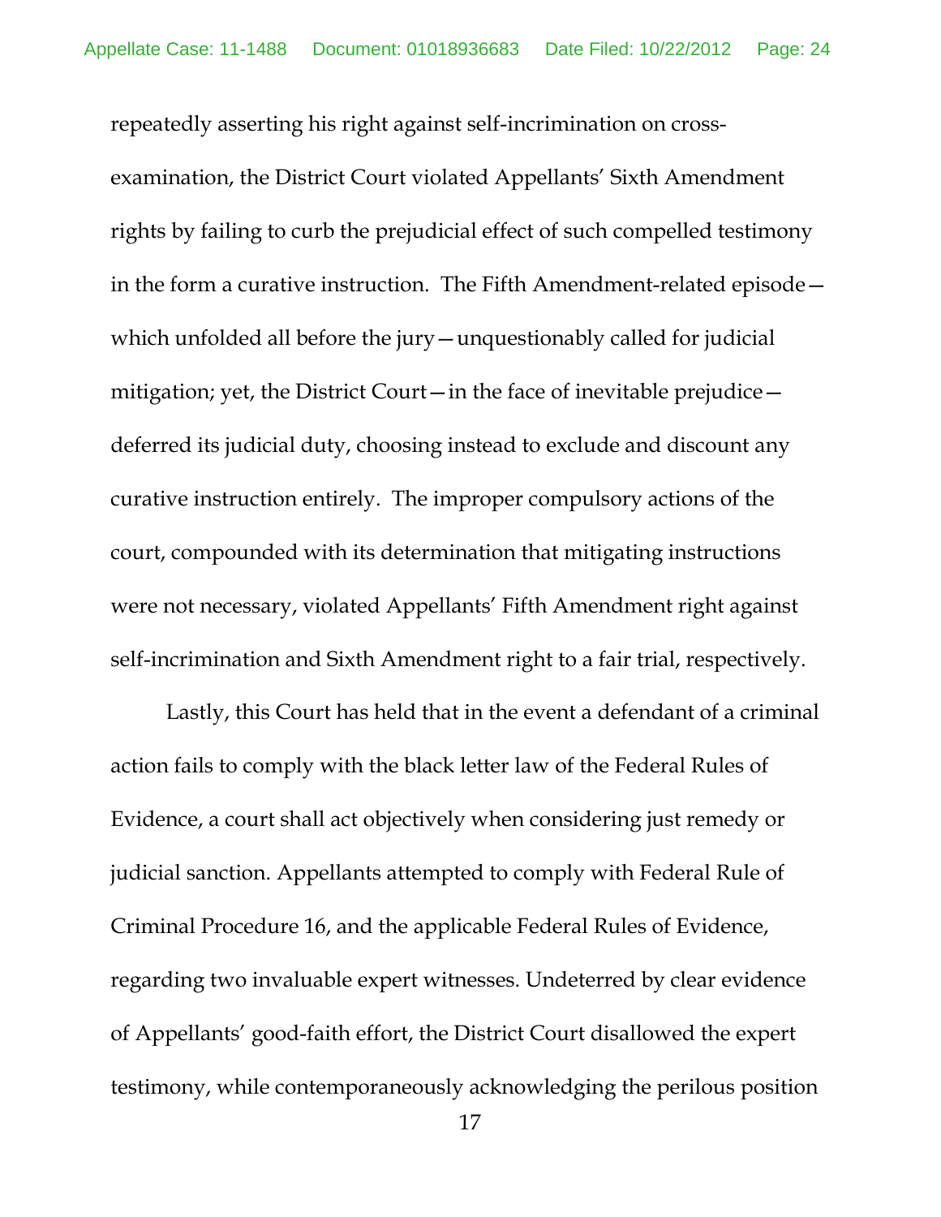repeatedly asserting his right against self-incrimination on cross-examination, the District Court violated Appellants' Sixth Amendment rights by failing to curb the prejudicial effect of such compelled testimony in the form a curative instruction. The Fifth Amendment-related episode—which unfolded all before the jury—unquestionably called for judicial mitigation; yet, the District Court—in the face of inevitable prejudice—deferred its judicial duty, choosing instead to exclude and discount any curative instruction entirely. The improper compulsory actions of the court, compounded with its determination that mitigating instructions were not necessary, violated Appellants' Fifth Amendment right against self-incrimination and Sixth Amendment right to a fair trial, respectively.

Lastly, this Court has held that in the event a defendant of a criminal action fails to comply with the black letter law of the Federal Rules of Evidence, a court shall act objectively when considering just remedy or judicial sanction. Appellants attempted to comply with Federal Rule of Criminal Procedure 16, and the applicable Federal Rules of Evidence, regarding two invaluable expert witnesses. Undeterred by clear evidence of Appellants' good-faith effort, the District Court disallowed the expert testimony, while contemporaneously acknowledging the perilous position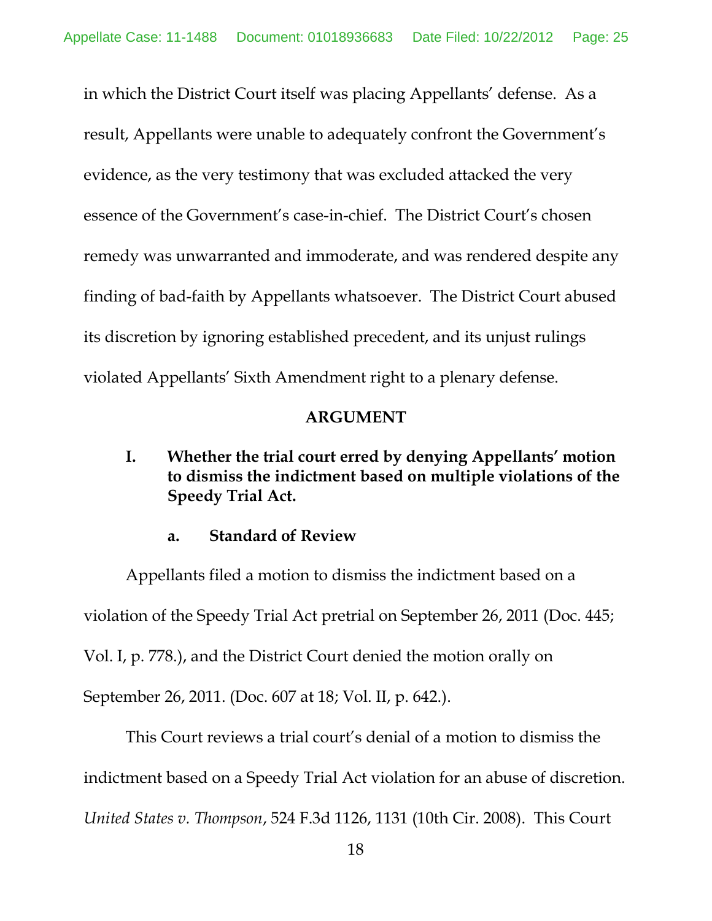in which the District Court itself was placing Appellants' defense. As a result, Appellants were unable to adequately confront the Government's evidence, as the very testimony that was excluded attacked the very essence of the Government's case-in-chief. The District Court's chosen remedy was unwarranted and immoderate, and was rendered despite any finding of bad-faith by Appellants whatsoever. The District Court abused its discretion by ignoring established precedent, and its unjust rulings violated Appellants' Sixth Amendment right to a plenary defense.

## ARGUMENT

### I. Whether the trial court erred by denying Appellants' motion to dismiss the indictment based on multiple violations of the Speedy Trial Act.

#### a. Standard of Review

Appellants filed a motion to dismiss the indictment based on a violation of the Speedy Trial Act pretrial on September 26, 2011 (Doc. 445; Vol. I, p. 778.), and the District Court denied the motion orally on September 26, 2011. (Doc. 607 at 18; Vol. II, p. 642.).

This Court reviews a trial court's denial of a motion to dismiss the indictment based on a Speedy Trial Act violation for an abuse of discretion. *United States v. Thompson*, 524 F.3d 1126, 1131 (10th Cir. 2008). This Court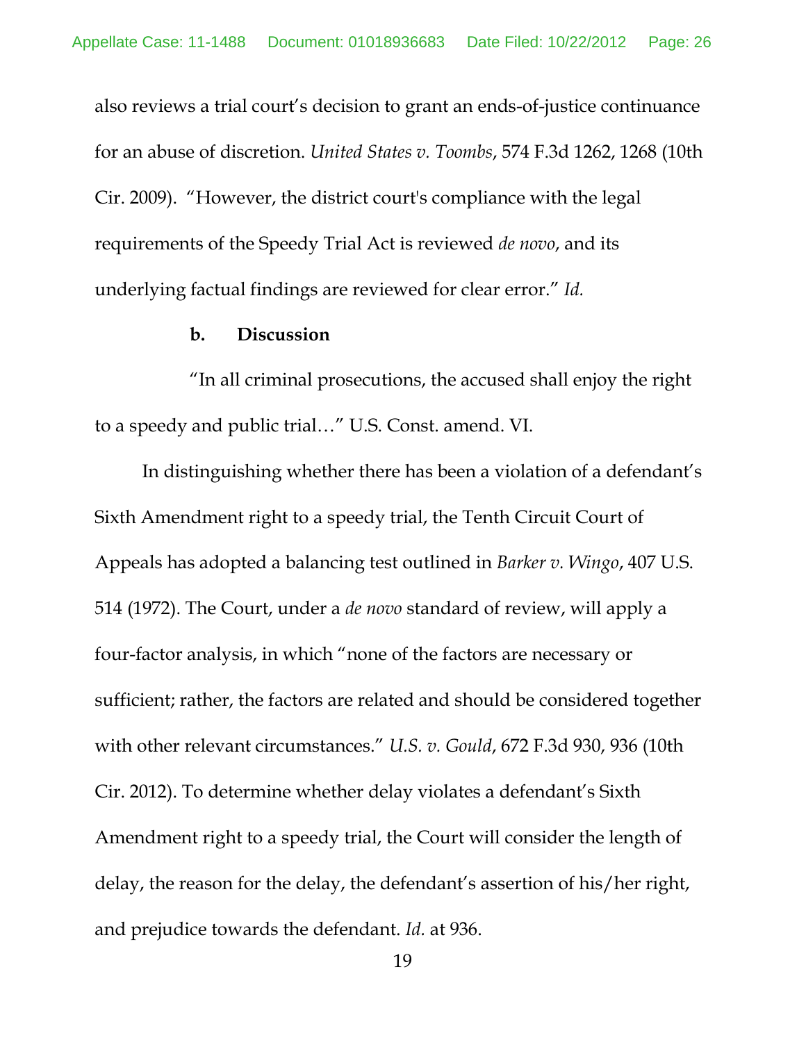also reviews a trial court's decision to grant an ends-of-justice continuance for an abuse of discretion. *United States v. Toombs*, 574 F.3d 1262, 1268 (10th Cir. 2009). "However, the district court's compliance with the legal requirements of the Speedy Trial Act is reviewed *de novo*, and its underlying factual findings are reviewed for clear error." *Id.*

**b. Discussion**

"In all criminal prosecutions, the accused shall enjoy the right to a speedy and public trial…" U.S. Const. amend. VI.

In distinguishing whether there has been a violation of a defendant's Sixth Amendment right to a speedy trial, the Tenth Circuit Court of Appeals has adopted a balancing test outlined in *Barker v. Wingo*, 407 U.S. 514 (1972). The Court, under a *de novo* standard of review, will apply a four-factor analysis, in which "none of the factors are necessary or sufficient; rather, the factors are related and should be considered together with other relevant circumstances." *U.S. v. Gould*, 672 F.3d 930, 936 (10th Cir. 2012). To determine whether delay violates a defendant's Sixth Amendment right to a speedy trial, the Court will consider the length of delay, the reason for the delay, the defendant's assertion of his/her right, and prejudice towards the defendant. *Id.* at 936.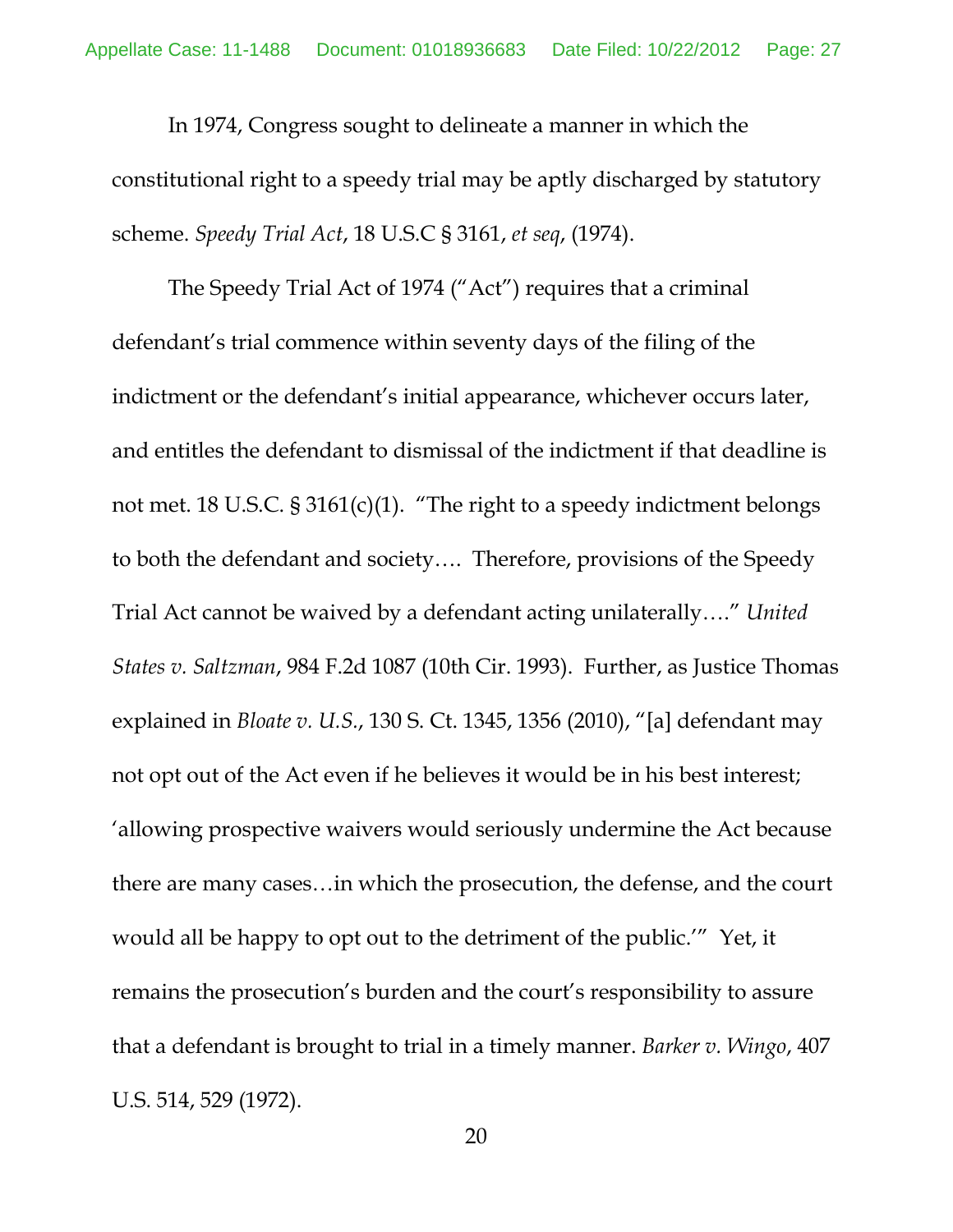In 1974, Congress sought to delineate a manner in which the constitutional right to a speedy trial may be aptly discharged by statutory scheme. *Speedy Trial Act*, 18 U.S.C § 3161, *et seq*, (1974).

The Speedy Trial Act of 1974 ("Act") requires that a criminal defendant's trial commence within seventy days of the filing of the indictment or the defendant's initial appearance, whichever occurs later, and entitles the defendant to dismissal of the indictment if that deadline is not met. 18 U.S.C. § 3161(c)(1). "The right to a speedy indictment belongs to both the defendant and society…. Therefore, provisions of the Speedy Trial Act cannot be waived by a defendant acting unilaterally…." *United States v. Saltzman*, 984 F.2d 1087 (10th Cir. 1993). Further, as Justice Thomas explained in *Bloate v. U.S.*, 130 S. Ct. 1345, 1356 (2010), "[a] defendant may not opt out of the Act even if he believes it would be in his best interest; 'allowing prospective waivers would seriously undermine the Act because there are many cases…in which the prosecution, the defense, and the court would all be happy to opt out to the detriment of the public.'" Yet, it remains the prosecution's burden and the court's responsibility to assure that a defendant is brought to trial in a timely manner. *Barker v. Wingo*, 407 U.S. 514, 529 (1972).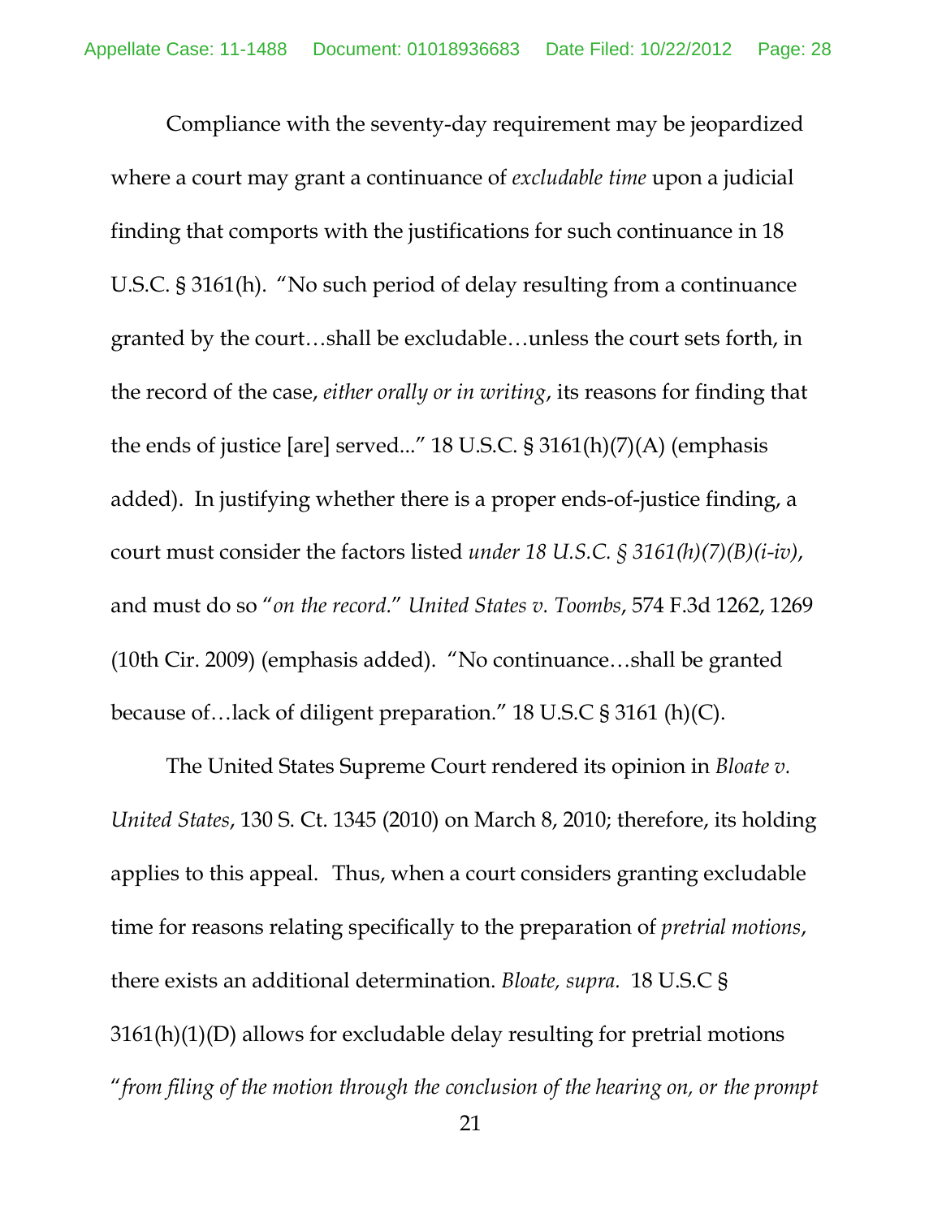Compliance with the seventy-day requirement may be jeopardized where a court may grant a continuance of *excludable time* upon a judicial finding that comports with the justifications for such continuance in 18 U.S.C. § 3161(h). "No such period of delay resulting from a continuance granted by the court…shall be excludable…unless the court sets forth, in the record of the case, *either orally or in writing*, its reasons for finding that the ends of justice [are] served..." 18 U.S.C. § 3161(h)(7)(A) (emphasis added). In justifying whether there is a proper ends-of-justice finding, a court must consider the factors listed *under 18 U.S.C. § 3161(h)(7)(B)(i-iv)*, and must do so "*on the record*." *United States v. Toombs*, 574 F.3d 1262, 1269 (10th Cir. 2009) (emphasis added). "No continuance…shall be granted because of…lack of diligent preparation." 18 U.S.C § 3161 (h)(C).

The United States Supreme Court rendered its opinion in *Bloate v. United States*, 130 S. Ct. 1345 (2010) on March 8, 2010; therefore, its holding applies to this appeal. Thus, when a court considers granting excludable time for reasons relating specifically to the preparation of *pretrial motions*, there exists an additional determination. *Bloate, supra.* 18 U.S.C § 3161(h)(1)(D) allows for excludable delay resulting for pretrial motions "*from filing of the motion through the conclusion of the hearing on, or the prompt*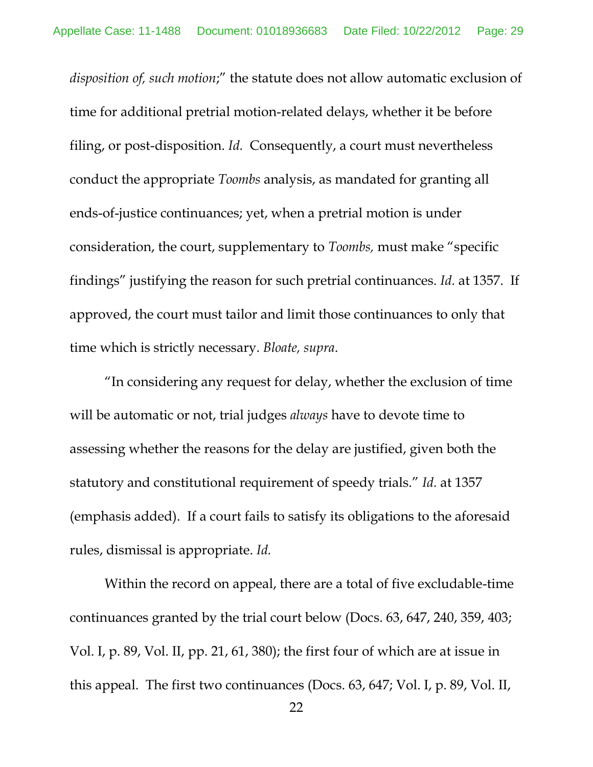*disposition of, such motion*;" the statute does not allow automatic exclusion of time for additional pretrial motion-related delays, whether it be before filing, or post-disposition. *Id.* Consequently, a court must nevertheless conduct the appropriate *Toombs* analysis, as mandated for granting all ends-of-justice continuances; yet, when a pretrial motion is under consideration, the court, supplementary to *Toombs,* must make "specific findings" justifying the reason for such pretrial continuances. *Id.* at 1357. If approved, the court must tailor and limit those continuances to only that time which is strictly necessary. *Bloate, supra*.

"In considering any request for delay, whether the exclusion of time will be automatic or not, trial judges *always* have to devote time to assessing whether the reasons for the delay are justified, given both the statutory and constitutional requirement of speedy trials." *Id.* at 1357 (emphasis added). If a court fails to satisfy its obligations to the aforesaid rules, dismissal is appropriate. *Id.*

Within the record on appeal, there are a total of five excludable-time continuances granted by the trial court below (Docs. 63, 647, 240, 359, 403; Vol. I, p. 89, Vol. II, pp. 21, 61, 380); the first four of which are at issue in this appeal. The first two continuances (Docs. 63, 647; Vol. I, p. 89, Vol. II,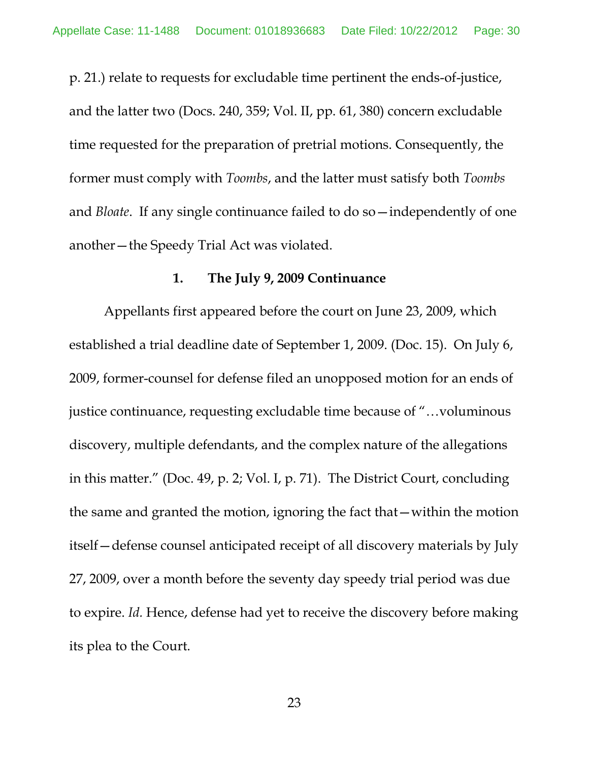p. 21.) relate to requests for excludable time pertinent the ends-of-justice, and the latter two (Docs. 240, 359; Vol. II, pp. 61, 380) concern excludable time requested for the preparation of pretrial motions. Consequently, the former must comply with *Toombs*, and the latter must satisfy both *Toombs* and *Bloate*. If any single continuance failed to do so—independently of one another—the Speedy Trial Act was violated.

### 1. The July 9, 2009 Continuance

Appellants first appeared before the court on June 23, 2009, which established a trial deadline date of September 1, 2009. (Doc. 15). On July 6, 2009, former-counsel for defense filed an unopposed motion for an ends of justice continuance, requesting excludable time because of "…voluminous discovery, multiple defendants, and the complex nature of the allegations in this matter." (Doc. 49, p. 2; Vol. I, p. 71). The District Court, concluding the same and granted the motion, ignoring the fact that—within the motion itself—defense counsel anticipated receipt of all discovery materials by July 27, 2009, over a month before the seventy day speedy trial period was due to expire. *Id.* Hence, defense had yet to receive the discovery before making its plea to the Court.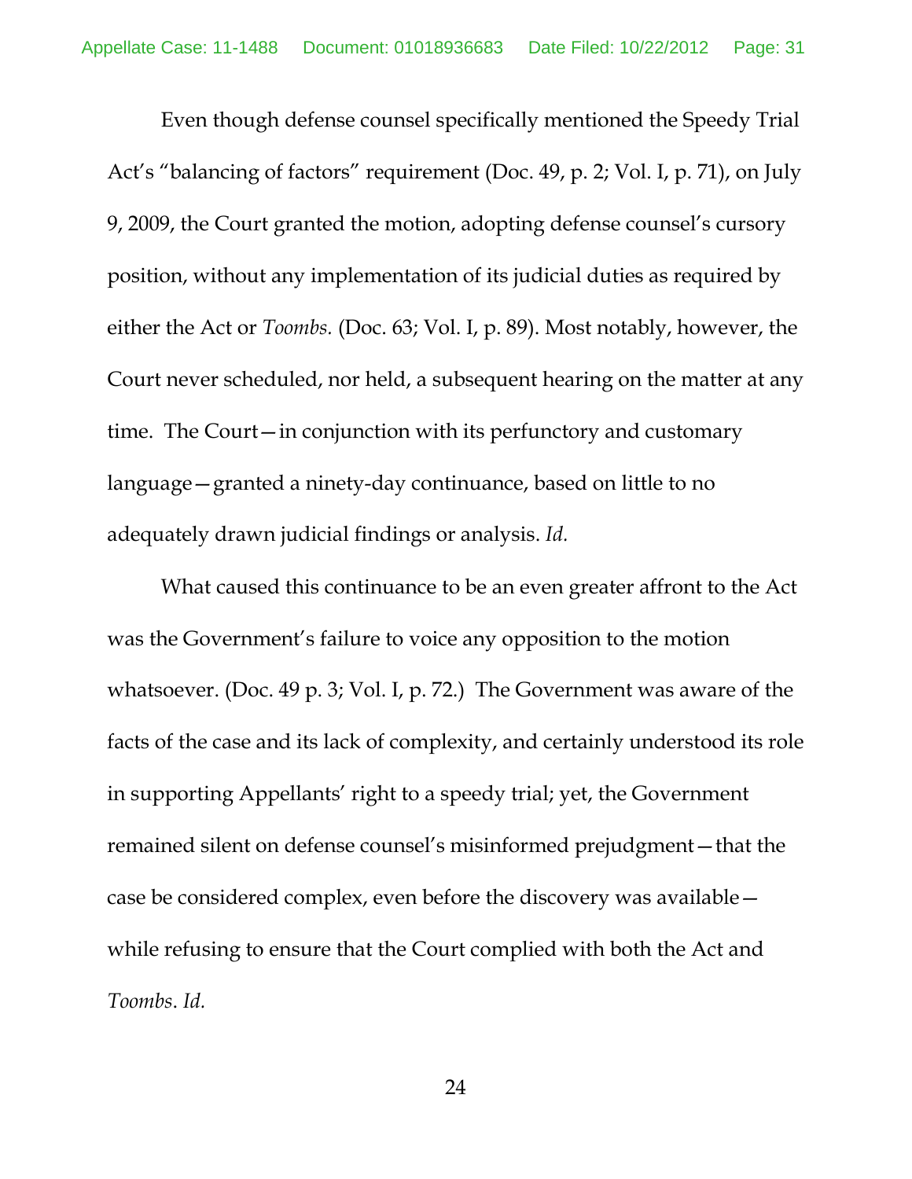Even though defense counsel specifically mentioned the Speedy Trial Act's "balancing of factors" requirement (Doc. 49, p. 2; Vol. I, p. 71), on July 9, 2009, the Court granted the motion, adopting defense counsel's cursory position, without any implementation of its judicial duties as required by either the Act or *Toombs.* (Doc. 63; Vol. I, p. 89). Most notably, however, the Court never scheduled, nor held, a subsequent hearing on the matter at any time. The Court—in conjunction with its perfunctory and customary language—granted a ninety-day continuance, based on little to no adequately drawn judicial findings or analysis. *Id.*

What caused this continuance to be an even greater affront to the Act was the Government's failure to voice any opposition to the motion whatsoever. (Doc. 49 p. 3; Vol. I, p. 72.) The Government was aware of the facts of the case and its lack of complexity, and certainly understood its role in supporting Appellants' right to a speedy trial; yet, the Government remained silent on defense counsel's misinformed prejudgment—that the case be considered complex, even before the discovery was available—while refusing to ensure that the Court complied with both the Act and *Toombs*. *Id.*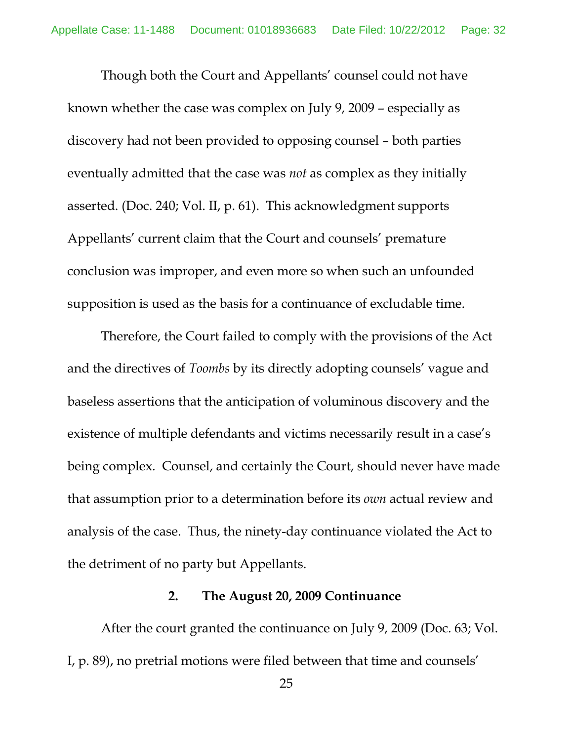Though both the Court and Appellants' counsel could not have known whether the case was complex on July 9, 2009 – especially as discovery had not been provided to opposing counsel – both parties eventually admitted that the case was *not* as complex as they initially asserted. (Doc. 240; Vol. II, p. 61). This acknowledgment supports Appellants' current claim that the Court and counsels' premature conclusion was improper, and even more so when such an unfounded supposition is used as the basis for a continuance of excludable time.

Therefore, the Court failed to comply with the provisions of the Act and the directives of *Toombs* by its directly adopting counsels' vague and baseless assertions that the anticipation of voluminous discovery and the existence of multiple defendants and victims necessarily result in a case's being complex. Counsel, and certainly the Court, should never have made that assumption prior to a determination before its *own* actual review and analysis of the case. Thus, the ninety-day continuance violated the Act to the detriment of no party but Appellants.

**2. The August 20, 2009 Continuance**

After the court granted the continuance on July 9, 2009 (Doc. 63; Vol. I, p. 89), no pretrial motions were filed between that time and counsels'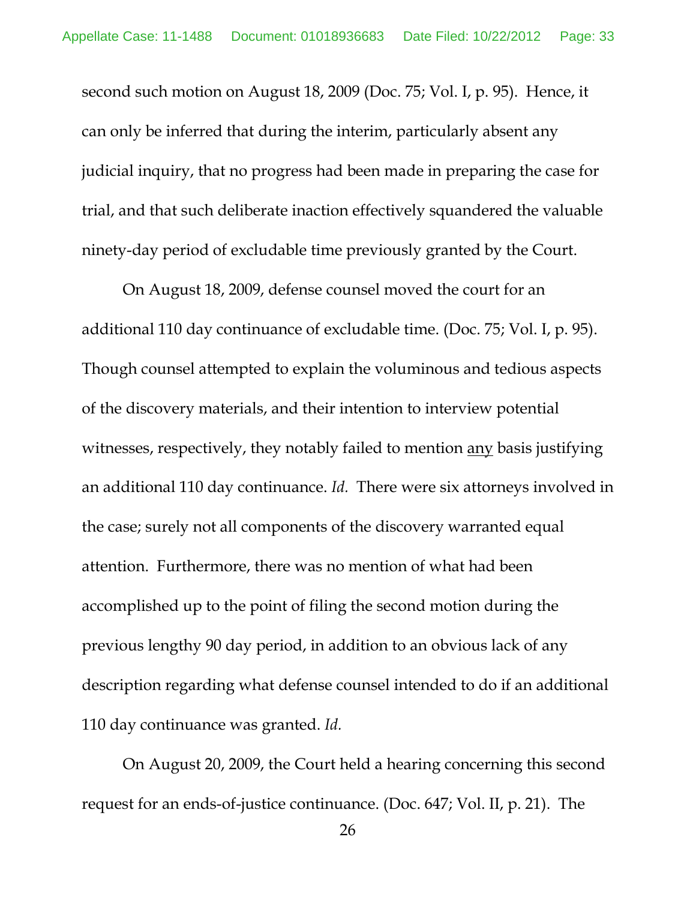second such motion on August 18, 2009 (Doc. 75; Vol. I, p. 95). Hence, it can only be inferred that during the interim, particularly absent any judicial inquiry, that no progress had been made in preparing the case for trial, and that such deliberate inaction effectively squandered the valuable ninety-day period of excludable time previously granted by the Court.

On August 18, 2009, defense counsel moved the court for an additional 110 day continuance of excludable time. (Doc. 75; Vol. I, p. 95). Though counsel attempted to explain the voluminous and tedious aspects of the discovery materials, and their intention to interview potential witnesses, respectively, they notably failed to mention <u>any</u> basis justifying an additional 110 day continuance. *Id.* There were six attorneys involved in the case; surely not all components of the discovery warranted equal attention. Furthermore, there was no mention of what had been accomplished up to the point of filing the second motion during the previous lengthy 90 day period, in addition to an obvious lack of any description regarding what defense counsel intended to do if an additional 110 day continuance was granted. *Id.*

On August 20, 2009, the Court held a hearing concerning this second request for an ends-of-justice continuance. (Doc. 647; Vol. II, p. 21). The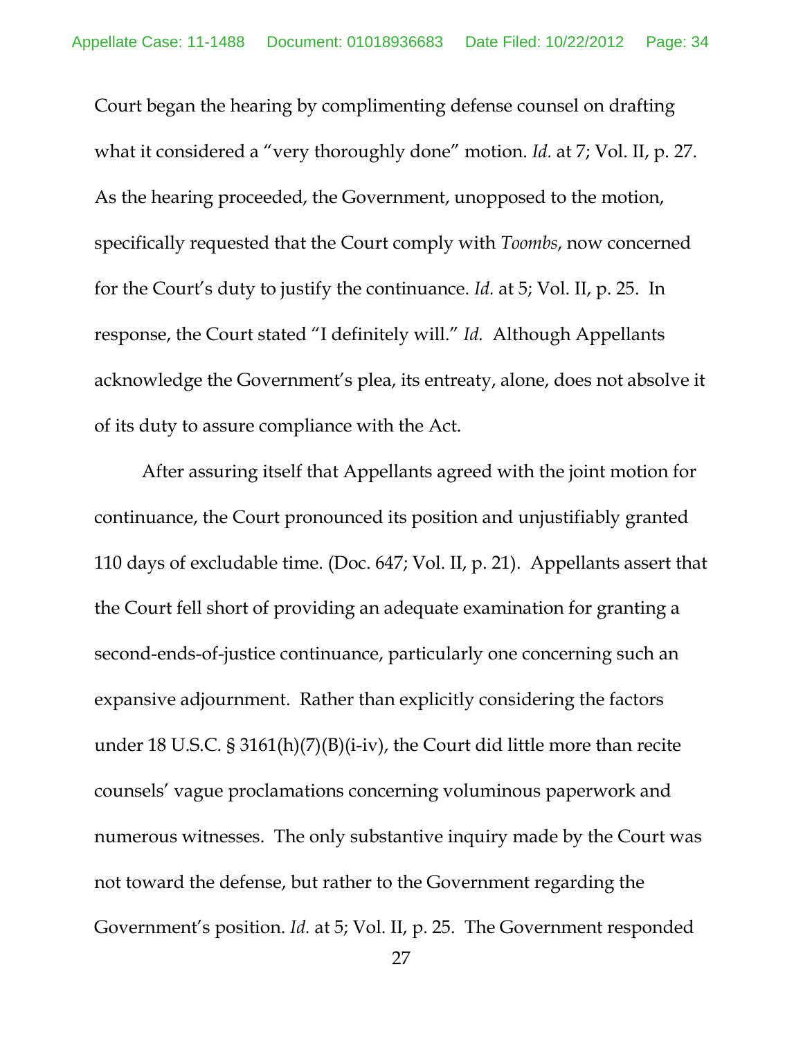Court began the hearing by complimenting defense counsel on drafting what it considered a "very thoroughly done" motion. *Id.* at 7; Vol. II, p. 27. As the hearing proceeded, the Government, unopposed to the motion, specifically requested that the Court comply with *Toombs*, now concerned for the Court's duty to justify the continuance. *Id.* at 5; Vol. II, p. 25. In response, the Court stated "I definitely will." *Id.* Although Appellants acknowledge the Government's plea, its entreaty, alone, does not absolve it of its duty to assure compliance with the Act.

After assuring itself that Appellants agreed with the joint motion for continuance, the Court pronounced its position and unjustifiably granted 110 days of excludable time. (Doc. 647; Vol. II, p. 21). Appellants assert that the Court fell short of providing an adequate examination for granting a second-ends-of-justice continuance, particularly one concerning such an expansive adjournment. Rather than explicitly considering the factors under 18 U.S.C. § 3161(h)(7)(B)(i-iv), the Court did little more than recite counsels' vague proclamations concerning voluminous paperwork and numerous witnesses. The only substantive inquiry made by the Court was not toward the defense, but rather to the Government regarding the Government's position. *Id.* at 5; Vol. II, p. 25. The Government responded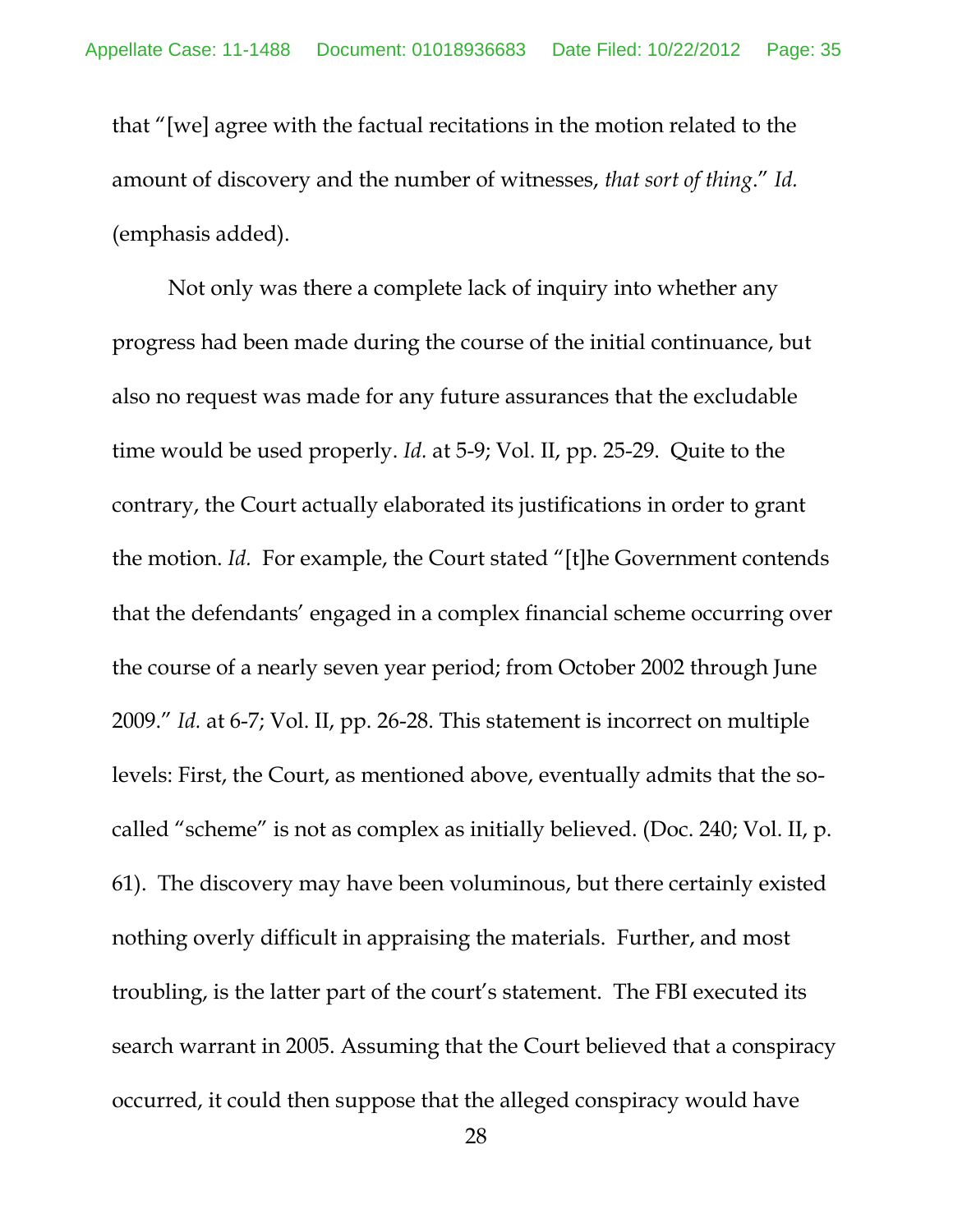that "[we] agree with the factual recitations in the motion related to the amount of discovery and the number of witnesses, *that sort of thing*." *Id.* (emphasis added).

Not only was there a complete lack of inquiry into whether any progress had been made during the course of the initial continuance, but also no request was made for any future assurances that the excludable time would be used properly. *Id.* at 5-9; Vol. II, pp. 25-29. Quite to the contrary, the Court actually elaborated its justifications in order to grant the motion. *Id.* For example, the Court stated "[t]he Government contends that the defendants' engaged in a complex financial scheme occurring over the course of a nearly seven year period; from October 2002 through June 2009." *Id.* at 6-7; Vol. II, pp. 26-28. This statement is incorrect on multiple levels: First, the Court, as mentioned above, eventually admits that the so-called "scheme" is not as complex as initially believed. (Doc. 240; Vol. II, p. 61). The discovery may have been voluminous, but there certainly existed nothing overly difficult in appraising the materials. Further, and most troubling, is the latter part of the court's statement. The FBI executed its search warrant in 2005. Assuming that the Court believed that a conspiracy occurred, it could then suppose that the alleged conspiracy would have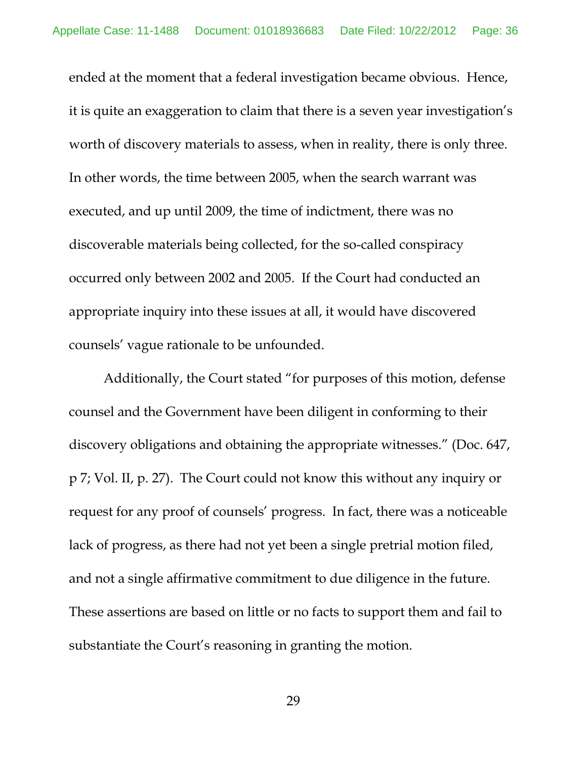ended at the moment that a federal investigation became obvious. Hence, it is quite an exaggeration to claim that there is a seven year investigation's worth of discovery materials to assess, when in reality, there is only three. In other words, the time between 2005, when the search warrant was executed, and up until 2009, the time of indictment, there was no discoverable materials being collected, for the so-called conspiracy occurred only between 2002 and 2005. If the Court had conducted an appropriate inquiry into these issues at all, it would have discovered counsels' vague rationale to be unfounded.

Additionally, the Court stated "for purposes of this motion, defense counsel and the Government have been diligent in conforming to their discovery obligations and obtaining the appropriate witnesses." (Doc. 647, p 7; Vol. II, p. 27). The Court could not know this without any inquiry or request for any proof of counsels' progress. In fact, there was a noticeable lack of progress, as there had not yet been a single pretrial motion filed, and not a single affirmative commitment to due diligence in the future. These assertions are based on little or no facts to support them and fail to substantiate the Court's reasoning in granting the motion.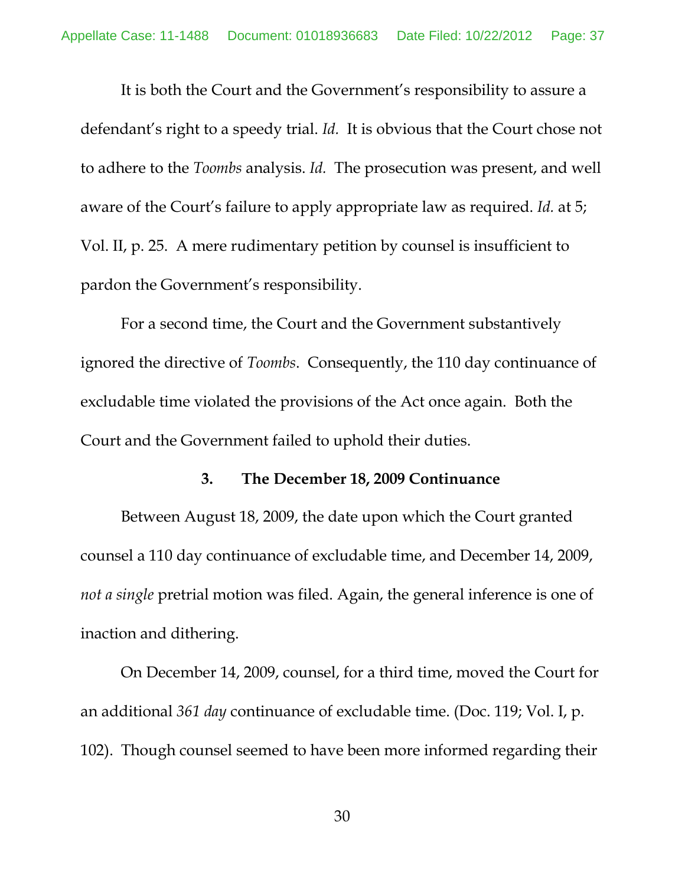It is both the Court and the Government's responsibility to assure a defendant's right to a speedy trial. *Id.* It is obvious that the Court chose not to adhere to the *Toombs* analysis. *Id.* The prosecution was present, and well aware of the Court's failure to apply appropriate law as required. *Id.* at 5; Vol. II, p. 25. A mere rudimentary petition by counsel is insufficient to pardon the Government's responsibility.

For a second time, the Court and the Government substantively ignored the directive of *Toombs*. Consequently, the 110 day continuance of excludable time violated the provisions of the Act once again. Both the Court and the Government failed to uphold their duties.

### 3. The December 18, 2009 Continuance

Between August 18, 2009, the date upon which the Court granted counsel a 110 day continuance of excludable time, and December 14, 2009, *not a single* pretrial motion was filed. Again, the general inference is one of inaction and dithering.

On December 14, 2009, counsel, for a third time, moved the Court for an additional *361 day* continuance of excludable time. (Doc. 119; Vol. I, p. 102). Though counsel seemed to have been more informed regarding their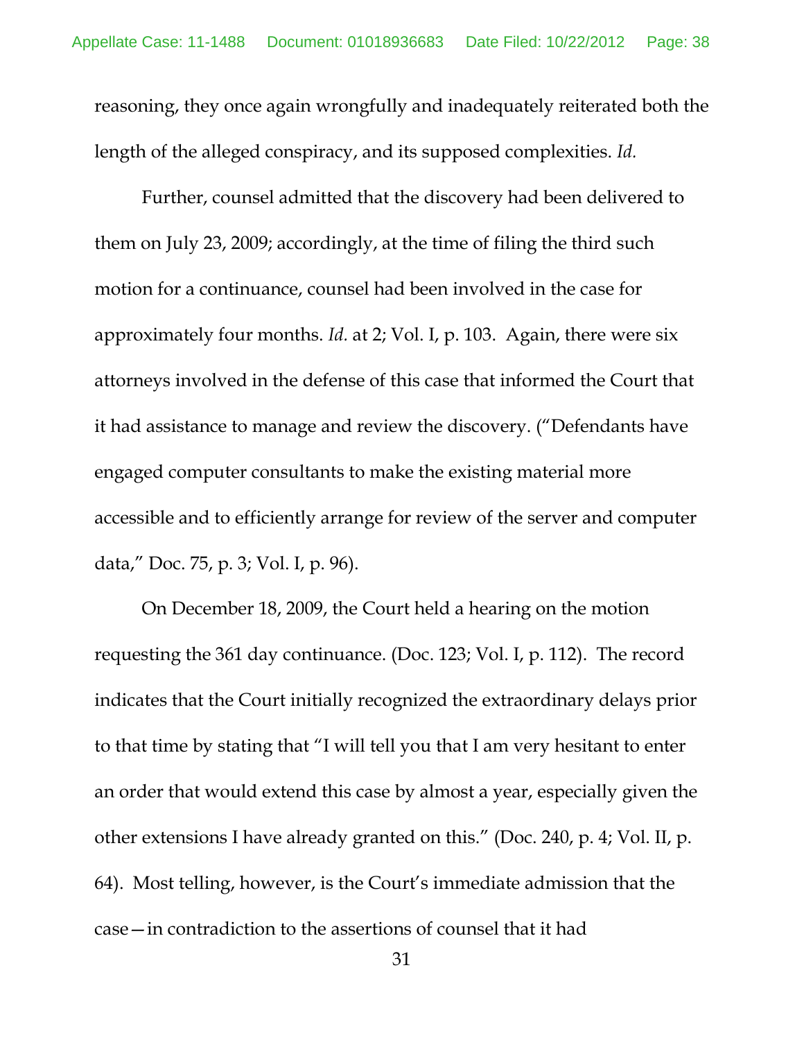reasoning, they once again wrongfully and inadequately reiterated both the length of the alleged conspiracy, and its supposed complexities. *Id.*

Further, counsel admitted that the discovery had been delivered to them on July 23, 2009; accordingly, at the time of filing the third such motion for a continuance, counsel had been involved in the case for approximately four months. *Id.* at 2; Vol. I, p. 103. Again, there were six attorneys involved in the defense of this case that informed the Court that it had assistance to manage and review the discovery. ("Defendants have engaged computer consultants to make the existing material more accessible and to efficiently arrange for review of the server and computer data," Doc. 75, p. 3; Vol. I, p. 96).

On December 18, 2009, the Court held a hearing on the motion requesting the 361 day continuance. (Doc. 123; Vol. I, p. 112). The record indicates that the Court initially recognized the extraordinary delays prior to that time by stating that "I will tell you that I am very hesitant to enter an order that would extend this case by almost a year, especially given the other extensions I have already granted on this." (Doc. 240, p. 4; Vol. II, p. 64). Most telling, however, is the Court's immediate admission that the case—in contradiction to the assertions of counsel that it had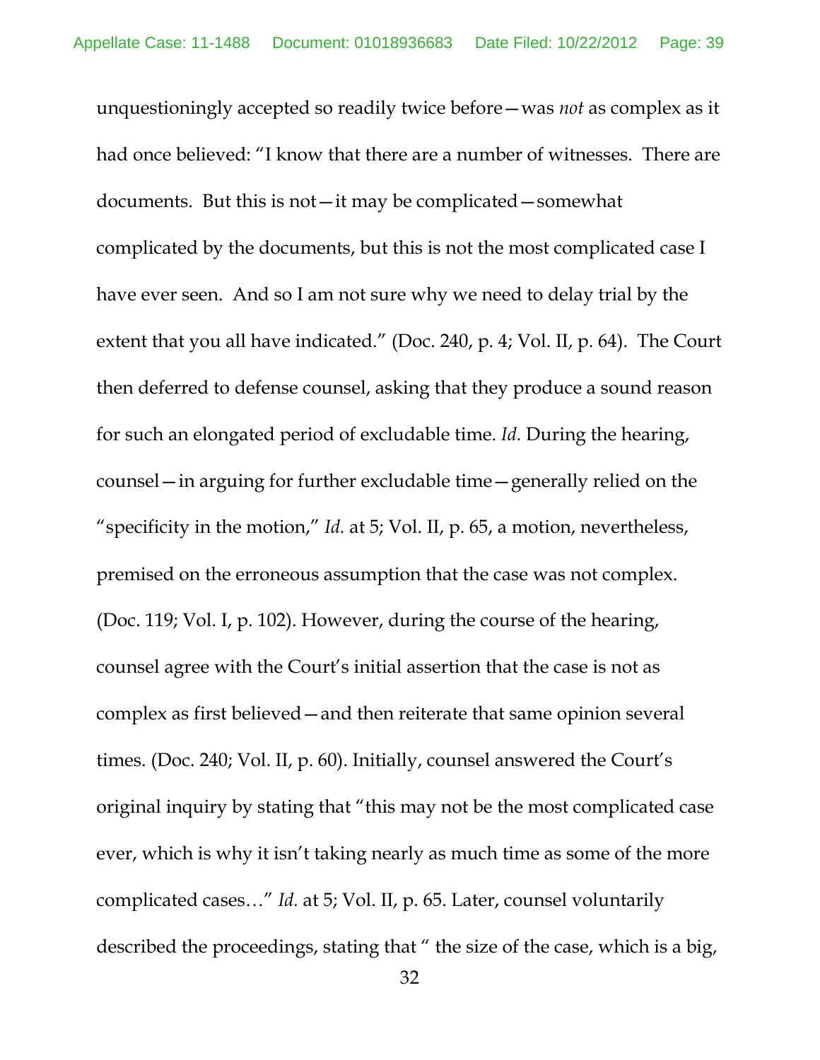unquestioningly accepted so readily twice before—was *not* as complex as it had once believed: "I know that there are a number of witnesses. There are documents. But this is not—it may be complicated—somewhat complicated by the documents, but this is not the most complicated case I have ever seen. And so I am not sure why we need to delay trial by the extent that you all have indicated." (Doc. 240, p. 4; Vol. II, p. 64). The Court then deferred to defense counsel, asking that they produce a sound reason for such an elongated period of excludable time. *Id.* During the hearing, counsel—in arguing for further excludable time—generally relied on the "specificity in the motion," *Id.* at 5; Vol. II, p. 65, a motion, nevertheless, premised on the erroneous assumption that the case was not complex. (Doc. 119; Vol. I, p. 102). However, during the course of the hearing, counsel agree with the Court's initial assertion that the case is not as complex as first believed—and then reiterate that same opinion several times. (Doc. 240; Vol. II, p. 60). Initially, counsel answered the Court's original inquiry by stating that "this may not be the most complicated case ever, which is why it isn't taking nearly as much time as some of the more complicated cases…" *Id.* at 5; Vol. II, p. 65. Later, counsel voluntarily described the proceedings, stating that " the size of the case, which is a big,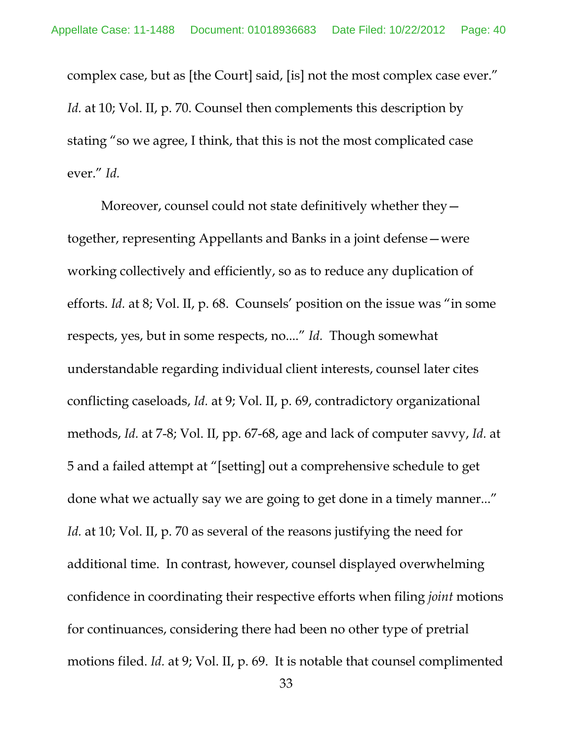complex case, but as [the Court] said, [is] not the most complex case ever." *Id.* at 10; Vol. II, p. 70. Counsel then complements this description by stating "so we agree, I think, that this is not the most complicated case ever." *Id.*

Moreover, counsel could not state definitively whether they—together, representing Appellants and Banks in a joint defense—were working collectively and efficiently, so as to reduce any duplication of efforts. *Id.* at 8; Vol. II, p. 68. Counsels' position on the issue was "in some respects, yes, but in some respects, no...." *Id.* Though somewhat understandable regarding individual client interests, counsel later cites conflicting caseloads, *Id.* at 9; Vol. II, p. 69, contradictory organizational methods, *Id.* at 7-8; Vol. II, pp. 67-68, age and lack of computer savvy, *Id.* at 5 and a failed attempt at "[setting] out a comprehensive schedule to get done what we actually say we are going to get done in a timely manner..." *Id.* at 10; Vol. II, p. 70 as several of the reasons justifying the need for additional time. In contrast, however, counsel displayed overwhelming confidence in coordinating their respective efforts when filing *joint* motions for continuances, considering there had been no other type of pretrial motions filed. *Id.* at 9; Vol. II, p. 69. It is notable that counsel complimented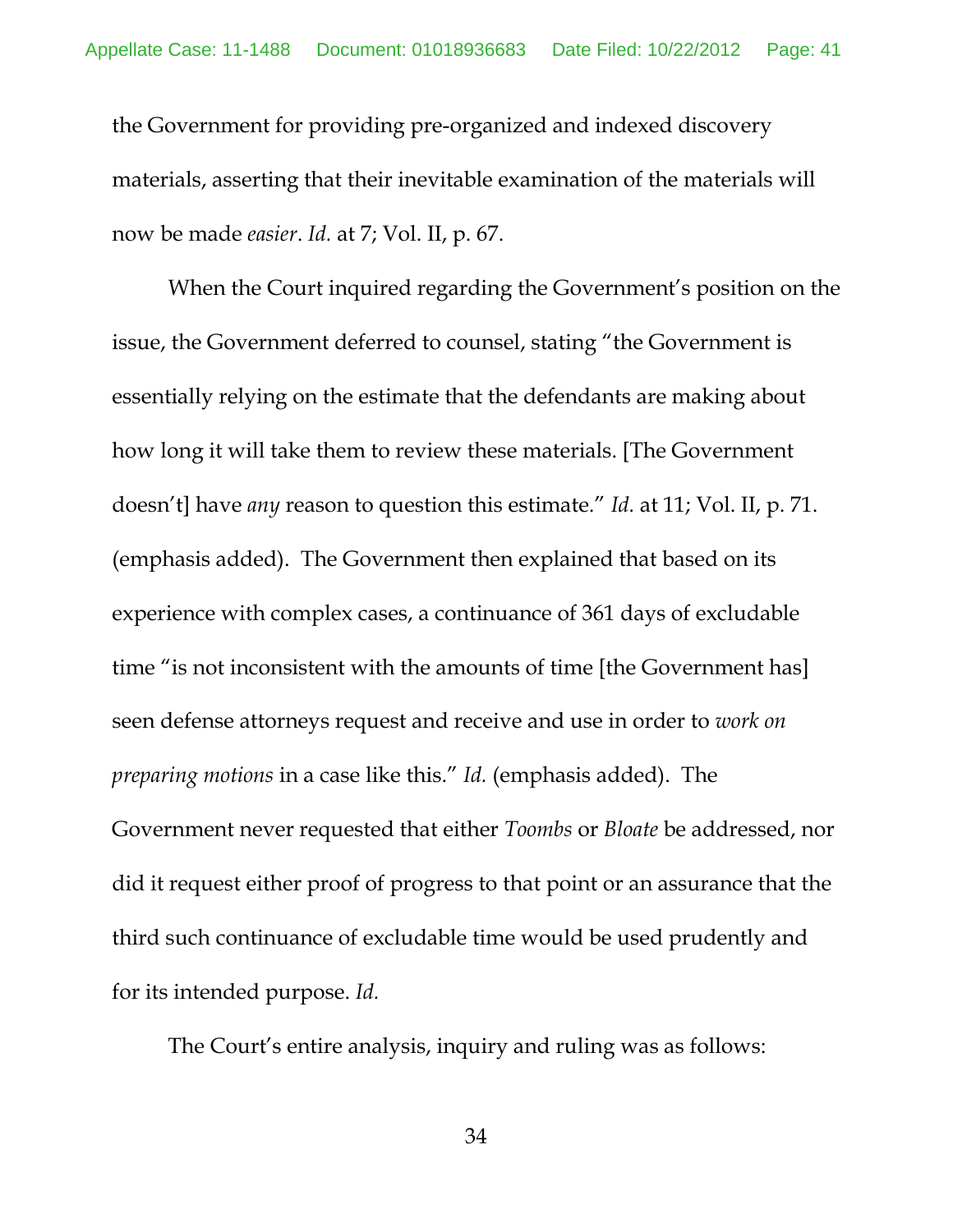the Government for providing pre-organized and indexed discovery materials, asserting that their inevitable examination of the materials will now be made *easier*. *Id.* at 7; Vol. II, p. 67.

When the Court inquired regarding the Government's position on the issue, the Government deferred to counsel, stating "the Government is essentially relying on the estimate that the defendants are making about how long it will take them to review these materials. [The Government doesn't] have *any* reason to question this estimate." *Id.* at 11; Vol. II, p. 71. (emphasis added). The Government then explained that based on its experience with complex cases, a continuance of 361 days of excludable time "is not inconsistent with the amounts of time [the Government has] seen defense attorneys request and receive and use in order to *work on preparing motions* in a case like this." *Id.* (emphasis added). The Government never requested that either *Toombs* or *Bloate* be addressed, nor did it request either proof of progress to that point or an assurance that the third such continuance of excludable time would be used prudently and for its intended purpose. *Id.*

The Court's entire analysis, inquiry and ruling was as follows: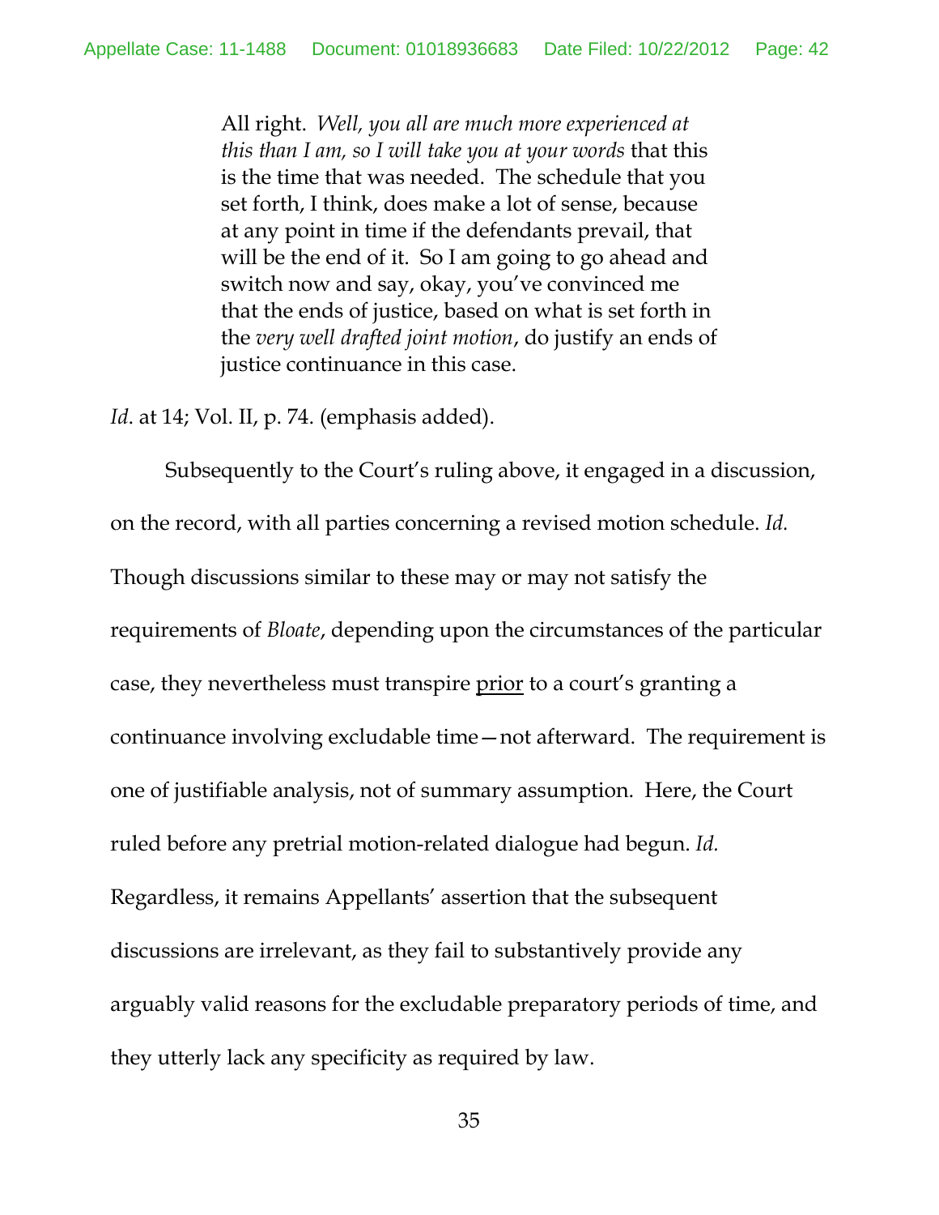> All right. *Well, you all are much more experienced at this than I am, so I will take you at your words* that this is the time that was needed. The schedule that you set forth, I think, does make a lot of sense, because at any point in time if the defendants prevail, that will be the end of it. So I am going to go ahead and switch now and say, okay, you've convinced me that the ends of justice, based on what is set forth in the *very well drafted joint motion*, do justify an ends of justice continuance in this case.

*Id*. at 14; Vol. II, p. 74. (emphasis added).

Subsequently to the Court's ruling above, it engaged in a discussion, on the record, with all parties concerning a revised motion schedule. *Id.* Though discussions similar to these may or may not satisfy the requirements of *Bloate*, depending upon the circumstances of the particular case, they nevertheless must transpire <u>prior</u> to a court's granting a continuance involving excludable time—not afterward. The requirement is one of justifiable analysis, not of summary assumption. Here, the Court ruled before any pretrial motion-related dialogue had begun. *Id.* Regardless, it remains Appellants' assertion that the subsequent discussions are irrelevant, as they fail to substantively provide any arguably valid reasons for the excludable preparatory periods of time, and they utterly lack any specificity as required by law.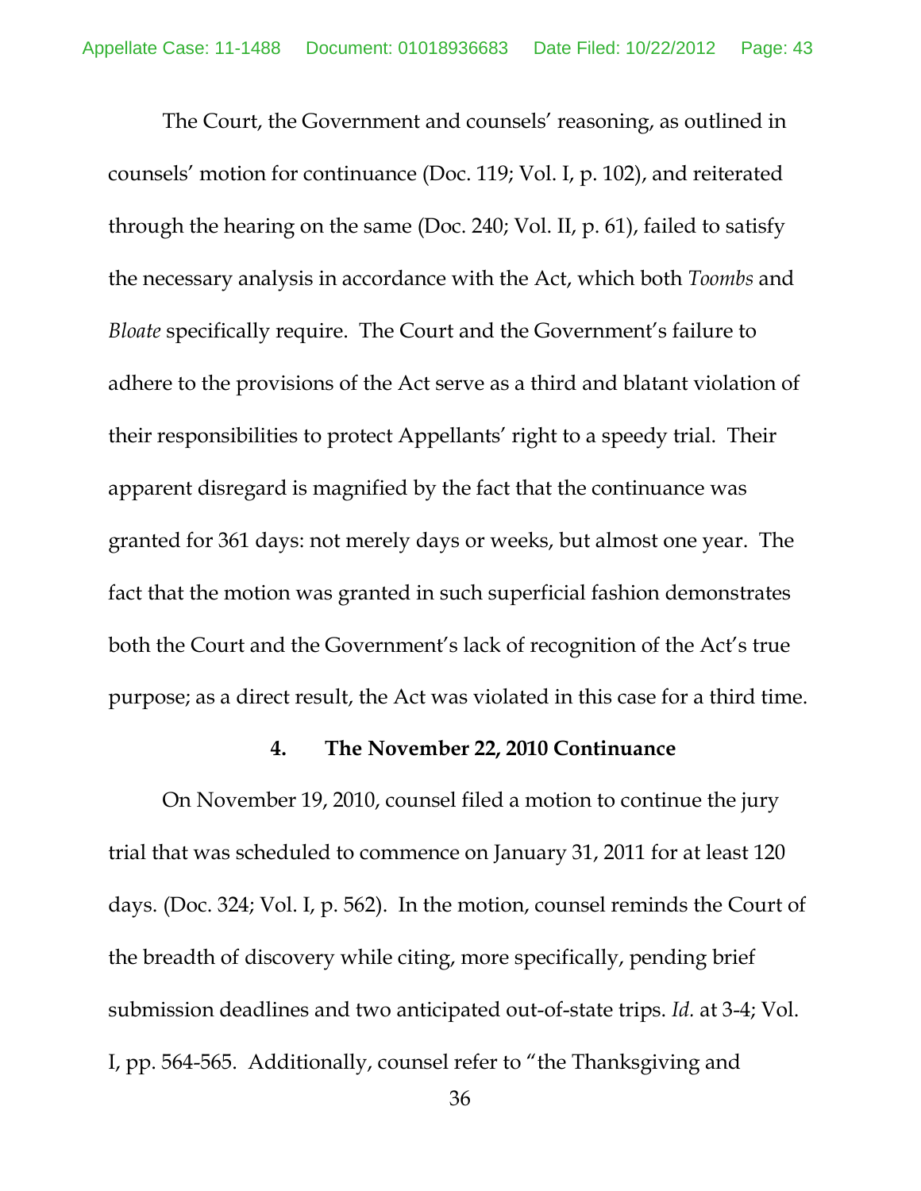The Court, the Government and counsels' reasoning, as outlined in counsels' motion for continuance (Doc. 119; Vol. I, p. 102), and reiterated through the hearing on the same (Doc. 240; Vol. II, p. 61), failed to satisfy the necessary analysis in accordance with the Act, which both *Toombs* and *Bloate* specifically require. The Court and the Government's failure to adhere to the provisions of the Act serve as a third and blatant violation of their responsibilities to protect Appellants' right to a speedy trial. Their apparent disregard is magnified by the fact that the continuance was granted for 361 days: not merely days or weeks, but almost one year. The fact that the motion was granted in such superficial fashion demonstrates both the Court and the Government's lack of recognition of the Act's true purpose; as a direct result, the Act was violated in this case for a third time.

#### 4. The November 22, 2010 Continuance

On November 19, 2010, counsel filed a motion to continue the jury trial that was scheduled to commence on January 31, 2011 for at least 120 days. (Doc. 324; Vol. I, p. 562). In the motion, counsel reminds the Court of the breadth of discovery while citing, more specifically, pending brief submission deadlines and two anticipated out-of-state trips. *Id.* at 3-4; Vol. I, pp. 564-565. Additionally, counsel refer to "the Thanksgiving and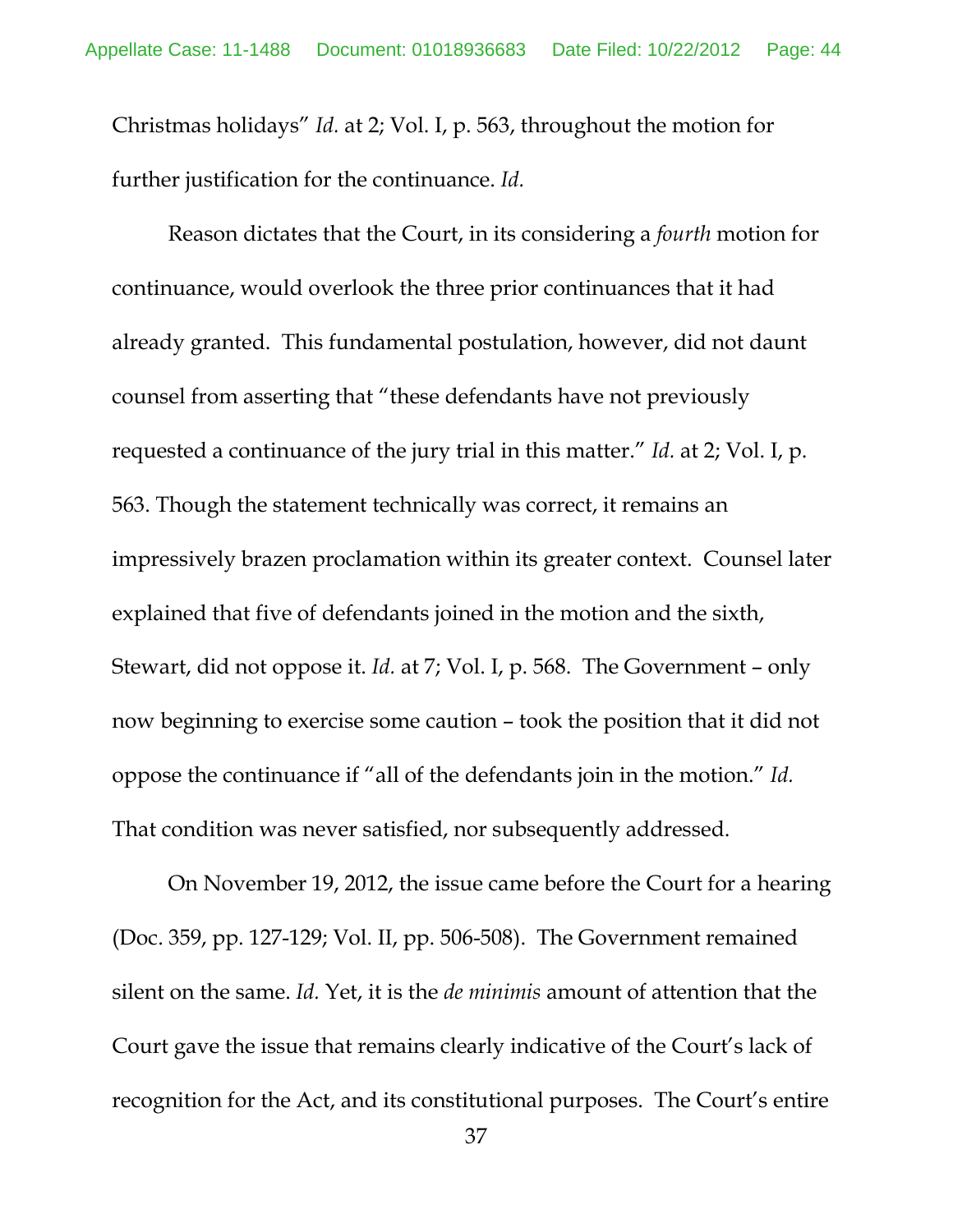Christmas holidays" *Id.* at 2; Vol. I, p. 563, throughout the motion for further justification for the continuance. *Id.*

Reason dictates that the Court, in its considering a *fourth* motion for continuance, would overlook the three prior continuances that it had already granted. This fundamental postulation, however, did not daunt counsel from asserting that "these defendants have not previously requested a continuance of the jury trial in this matter." *Id.* at 2; Vol. I, p. 563. Though the statement technically was correct, it remains an impressively brazen proclamation within its greater context. Counsel later explained that five of defendants joined in the motion and the sixth, Stewart, did not oppose it. *Id.* at 7; Vol. I, p. 568. The Government – only now beginning to exercise some caution – took the position that it did not oppose the continuance if "all of the defendants join in the motion." *Id.* That condition was never satisfied, nor subsequently addressed.

On November 19, 2012, the issue came before the Court for a hearing (Doc. 359, pp. 127-129; Vol. II, pp. 506-508). The Government remained silent on the same. *Id.* Yet, it is the *de minimis* amount of attention that the Court gave the issue that remains clearly indicative of the Court's lack of recognition for the Act, and its constitutional purposes. The Court's entire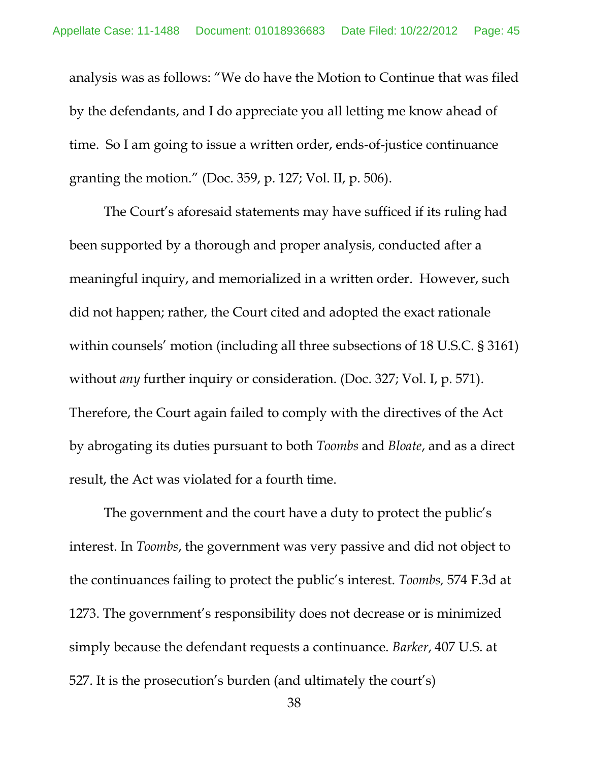analysis was as follows: "We do have the Motion to Continue that was filed by the defendants, and I do appreciate you all letting me know ahead of time. So I am going to issue a written order, ends-of-justice continuance granting the motion." (Doc. 359, p. 127; Vol. II, p. 506).

The Court's aforesaid statements may have sufficed if its ruling had been supported by a thorough and proper analysis, conducted after a meaningful inquiry, and memorialized in a written order. However, such did not happen; rather, the Court cited and adopted the exact rationale within counsels' motion (including all three subsections of 18 U.S.C. § 3161) without *any* further inquiry or consideration. (Doc. 327; Vol. I, p. 571). Therefore, the Court again failed to comply with the directives of the Act by abrogating its duties pursuant to both *Toombs* and *Bloate*, and as a direct result, the Act was violated for a fourth time.

The government and the court have a duty to protect the public's interest. In *Toombs*, the government was very passive and did not object to the continuances failing to protect the public's interest. *Toombs,* 574 F.3d at 1273. The government's responsibility does not decrease or is minimized simply because the defendant requests a continuance. *Barker*, 407 U.S. at 527. It is the prosecution's burden (and ultimately the court's)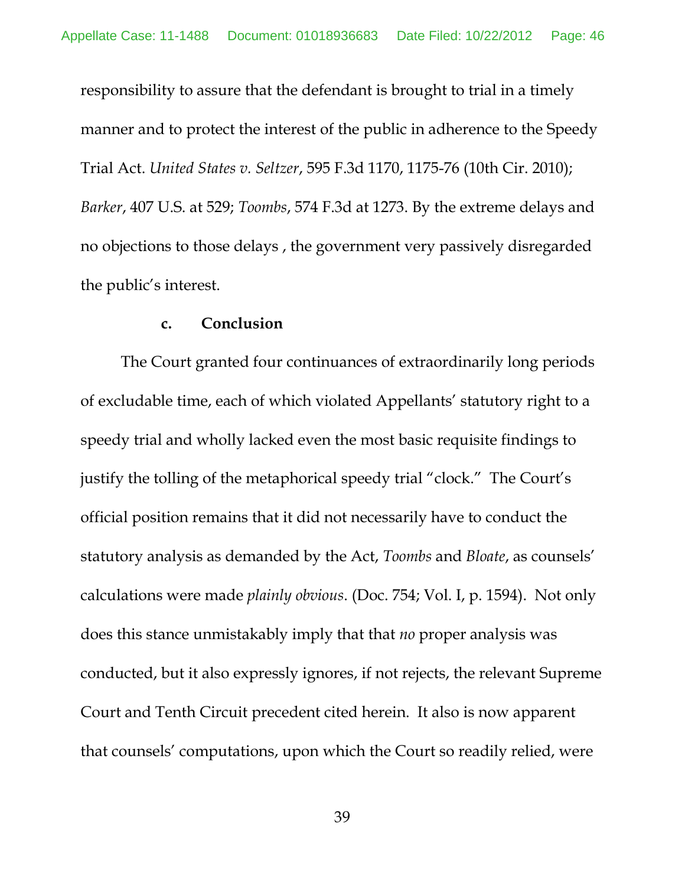responsibility to assure that the defendant is brought to trial in a timely manner and to protect the interest of the public in adherence to the Speedy Trial Act. *United States v. Seltzer*, 595 F.3d 1170, 1175-76 (10th Cir. 2010); *Barker*, 407 U.S. at 529; *Toombs*, 574 F.3d at 1273. By the extreme delays and no objections to those delays , the government very passively disregarded the public's interest.

**c. Conclusion**

The Court granted four continuances of extraordinarily long periods of excludable time, each of which violated Appellants' statutory right to a speedy trial and wholly lacked even the most basic requisite findings to justify the tolling of the metaphorical speedy trial "clock." The Court's official position remains that it did not necessarily have to conduct the statutory analysis as demanded by the Act, *Toombs* and *Bloate*, as counsels' calculations were made *plainly obvious*. (Doc. 754; Vol. I, p. 1594). Not only does this stance unmistakably imply that that *no* proper analysis was conducted, but it also expressly ignores, if not rejects, the relevant Supreme Court and Tenth Circuit precedent cited herein. It also is now apparent that counsels' computations, upon which the Court so readily relied, were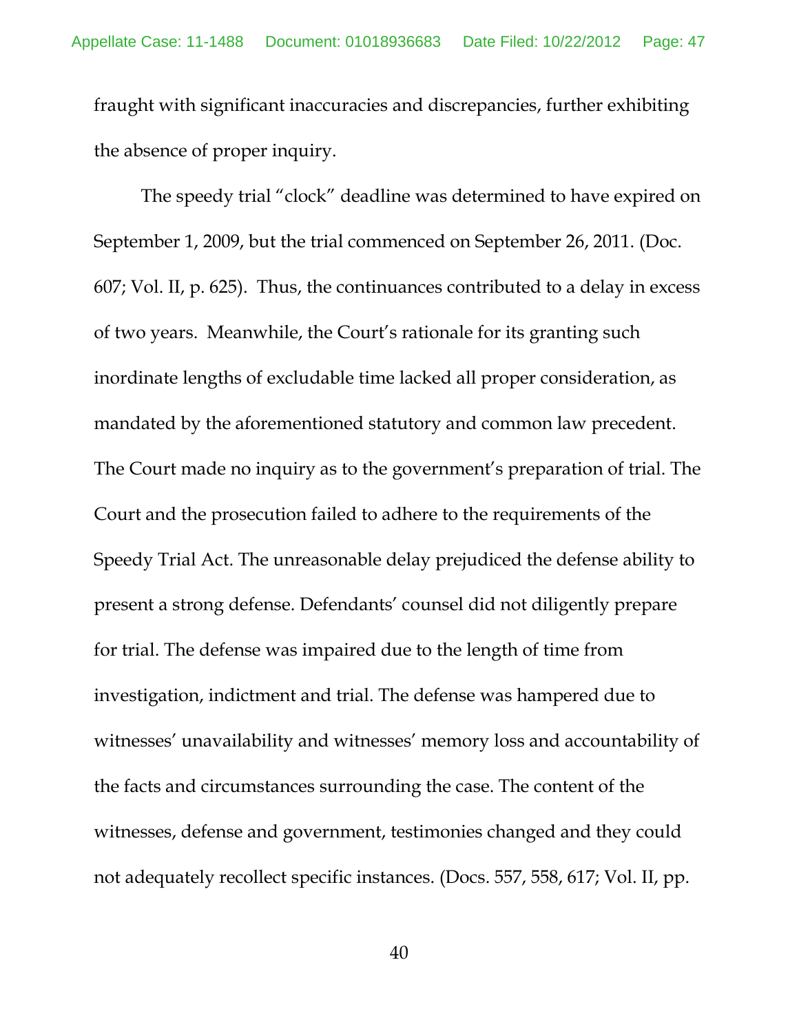fraught with significant inaccuracies and discrepancies, further exhibiting the absence of proper inquiry.

The speedy trial "clock" deadline was determined to have expired on September 1, 2009, but the trial commenced on September 26, 2011. (Doc. 607; Vol. II, p. 625). Thus, the continuances contributed to a delay in excess of two years. Meanwhile, the Court's rationale for its granting such inordinate lengths of excludable time lacked all proper consideration, as mandated by the aforementioned statutory and common law precedent. The Court made no inquiry as to the government's preparation of trial. The Court and the prosecution failed to adhere to the requirements of the Speedy Trial Act. The unreasonable delay prejudiced the defense ability to present a strong defense. Defendants' counsel did not diligently prepare for trial. The defense was impaired due to the length of time from investigation, indictment and trial. The defense was hampered due to witnesses' unavailability and witnesses' memory loss and accountability of the facts and circumstances surrounding the case. The content of the witnesses, defense and government, testimonies changed and they could not adequately recollect specific instances. (Docs. 557, 558, 617; Vol. II, pp.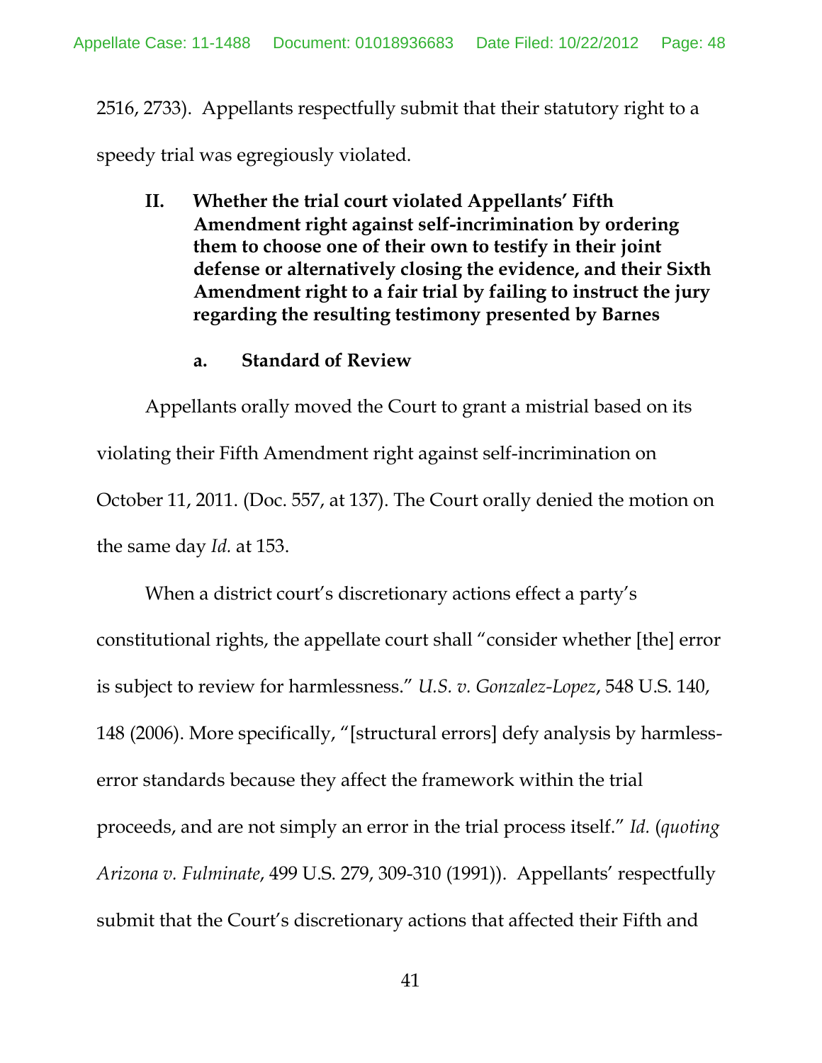2516, 2733). Appellants respectfully submit that their statutory right to a speedy trial was egregiously violated.

**II. Whether the trial court violated Appellants' Fifth Amendment right against self-incrimination by ordering them to choose one of their own to testify in their joint defense or alternatively closing the evidence, and their Sixth Amendment right to a fair trial by failing to instruct the jury regarding the resulting testimony presented by Barnes**

**a. Standard of Review**

Appellants orally moved the Court to grant a mistrial based on its violating their Fifth Amendment right against self-incrimination on October 11, 2011. (Doc. 557, at 137). The Court orally denied the motion on the same day *Id.* at 153.

When a district court's discretionary actions effect a party's constitutional rights, the appellate court shall "consider whether [the] error is subject to review for harmlessness." *U.S. v. Gonzalez-Lopez*, 548 U.S. 140, 148 (2006). More specifically, "[structural errors] defy analysis by harmless-error standards because they affect the framework within the trial proceeds, and are not simply an error in the trial process itself." *Id.* (*quoting Arizona v. Fulminate*, 499 U.S. 279, 309-310 (1991)). Appellants' respectfully submit that the Court's discretionary actions that affected their Fifth and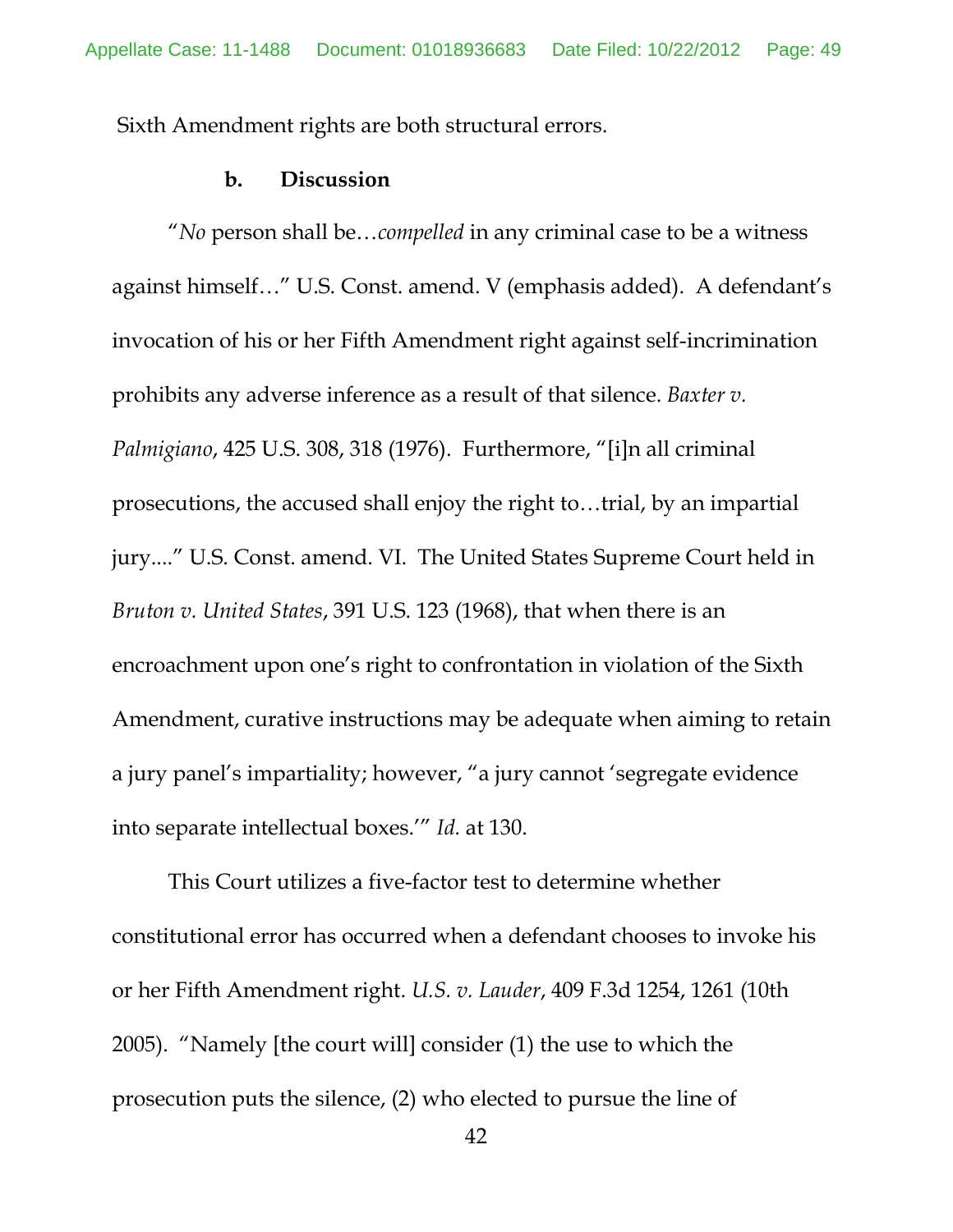Sixth Amendment rights are both structural errors.

**b. Discussion**

"*No* person shall be…*compelled* in any criminal case to be a witness against himself…" U.S. Const. amend. V (emphasis added). A defendant's invocation of his or her Fifth Amendment right against self-incrimination prohibits any adverse inference as a result of that silence. *Baxter v. Palmigiano*, 425 U.S. 308, 318 (1976). Furthermore, "[i]n all criminal prosecutions, the accused shall enjoy the right to…trial, by an impartial jury...." U.S. Const. amend. VI. The United States Supreme Court held in *Bruton v. United States*, 391 U.S. 123 (1968), that when there is an encroachment upon one's right to confrontation in violation of the Sixth Amendment, curative instructions may be adequate when aiming to retain a jury panel's impartiality; however, "a jury cannot 'segregate evidence into separate intellectual boxes.'" *Id.* at 130.

This Court utilizes a five-factor test to determine whether constitutional error has occurred when a defendant chooses to invoke his or her Fifth Amendment right. *U.S. v. Lauder*, 409 F.3d 1254, 1261 (10th 2005). "Namely [the court will] consider (1) the use to which the prosecution puts the silence, (2) who elected to pursue the line of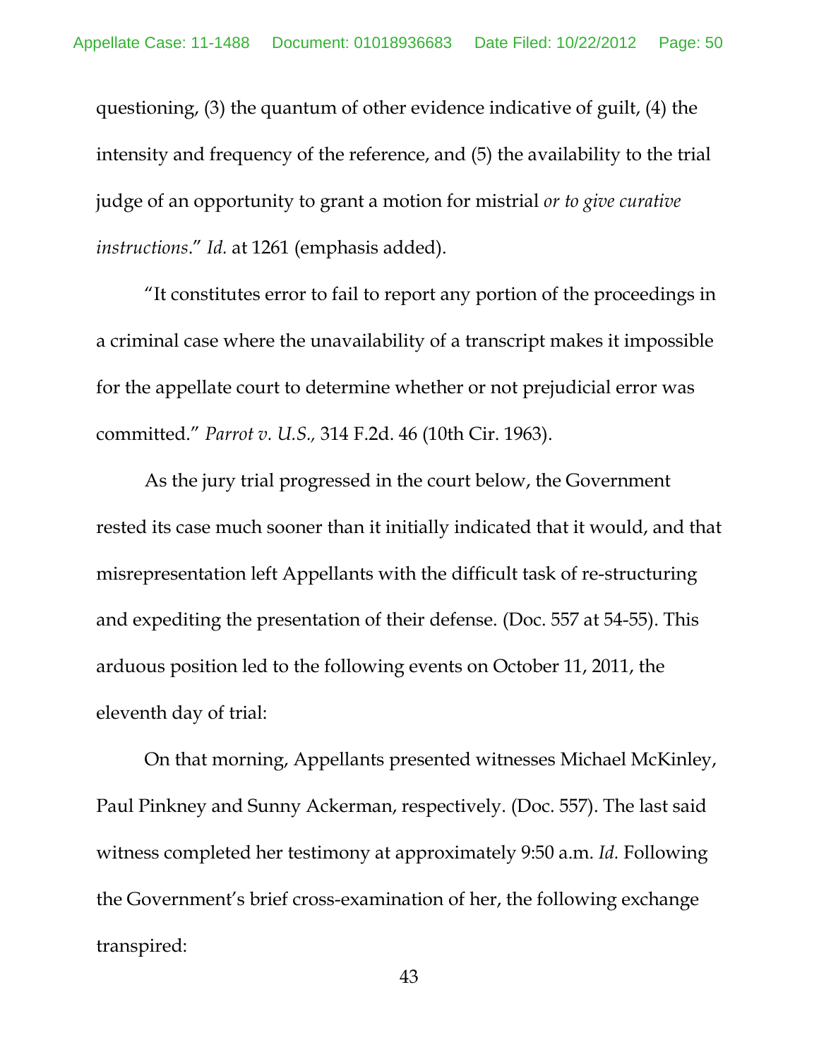questioning, (3) the quantum of other evidence indicative of guilt, (4) the intensity and frequency of the reference, and (5) the availability to the trial judge of an opportunity to grant a motion for mistrial *or to give curative instructions*." *Id.* at 1261 (emphasis added).

"It constitutes error to fail to report any portion of the proceedings in a criminal case where the unavailability of a transcript makes it impossible for the appellate court to determine whether or not prejudicial error was committed." *Parrot v. U.S.,* 314 F.2d. 46 (10th Cir. 1963).

As the jury trial progressed in the court below, the Government rested its case much sooner than it initially indicated that it would, and that misrepresentation left Appellants with the difficult task of re-structuring and expediting the presentation of their defense. (Doc. 557 at 54-55). This arduous position led to the following events on October 11, 2011, the eleventh day of trial:

On that morning, Appellants presented witnesses Michael McKinley, Paul Pinkney and Sunny Ackerman, respectively. (Doc. 557). The last said witness completed her testimony at approximately 9:50 a.m. *Id.* Following the Government's brief cross-examination of her, the following exchange transpired: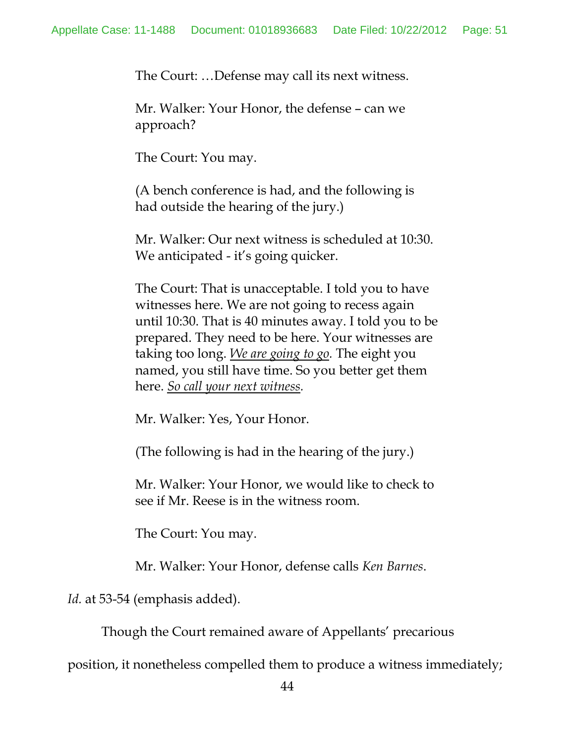> The Court: …Defense may call its next witness.
>
> Mr. Walker: Your Honor, the defense – can we approach?
>
> The Court: You may.
>
> (A bench conference is had, and the following is had outside the hearing of the jury.)
>
> Mr. Walker: Our next witness is scheduled at 10:30. We anticipated - it's going quicker.
>
> The Court: That is unacceptable. I told you to have witnesses here. We are not going to recess again until 10:30. That is 40 minutes away. I told you to be prepared. They need to be here. Your witnesses are taking too long. <u>*We are going to go.*</u> The eight you named, you still have time. So you better get them here. <u>*So call your next witness.*</u>
>
> Mr. Walker: Yes, Your Honor.
>
> (The following is had in the hearing of the jury.)
>
> Mr. Walker: Your Honor, we would like to check to see if Mr. Reese is in the witness room.
>
> The Court: You may.
>
> Mr. Walker: Your Honor, defense calls *Ken Barnes*.

*Id.* at 53-54 (emphasis added).

Though the Court remained aware of Appellants' precarious position, it nonetheless compelled them to produce a witness immediately;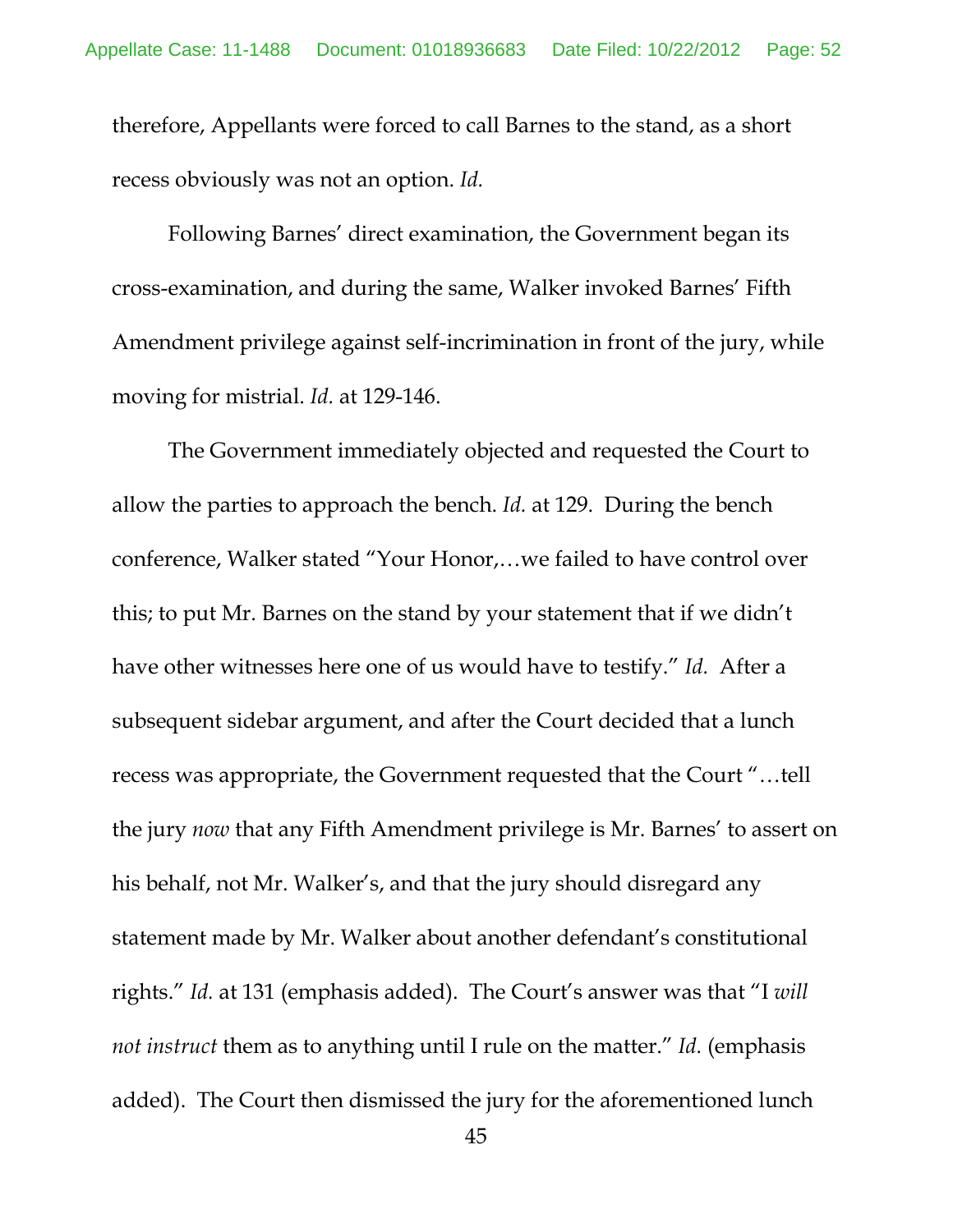therefore, Appellants were forced to call Barnes to the stand, as a short recess obviously was not an option. *Id.*

Following Barnes' direct examination, the Government began its cross-examination, and during the same, Walker invoked Barnes' Fifth Amendment privilege against self-incrimination in front of the jury, while moving for mistrial. *Id.* at 129-146.

The Government immediately objected and requested the Court to allow the parties to approach the bench. *Id.* at 129. During the bench conference, Walker stated "Your Honor,…we failed to have control over this; to put Mr. Barnes on the stand by your statement that if we didn't have other witnesses here one of us would have to testify." *Id.* After a subsequent sidebar argument, and after the Court decided that a lunch recess was appropriate, the Government requested that the Court "…tell the jury *now* that any Fifth Amendment privilege is Mr. Barnes' to assert on his behalf, not Mr. Walker's, and that the jury should disregard any statement made by Mr. Walker about another defendant's constitutional rights." *Id.* at 131 (emphasis added). The Court's answer was that "I *will not instruct* them as to anything until I rule on the matter." *Id.* (emphasis added). The Court then dismissed the jury for the aforementioned lunch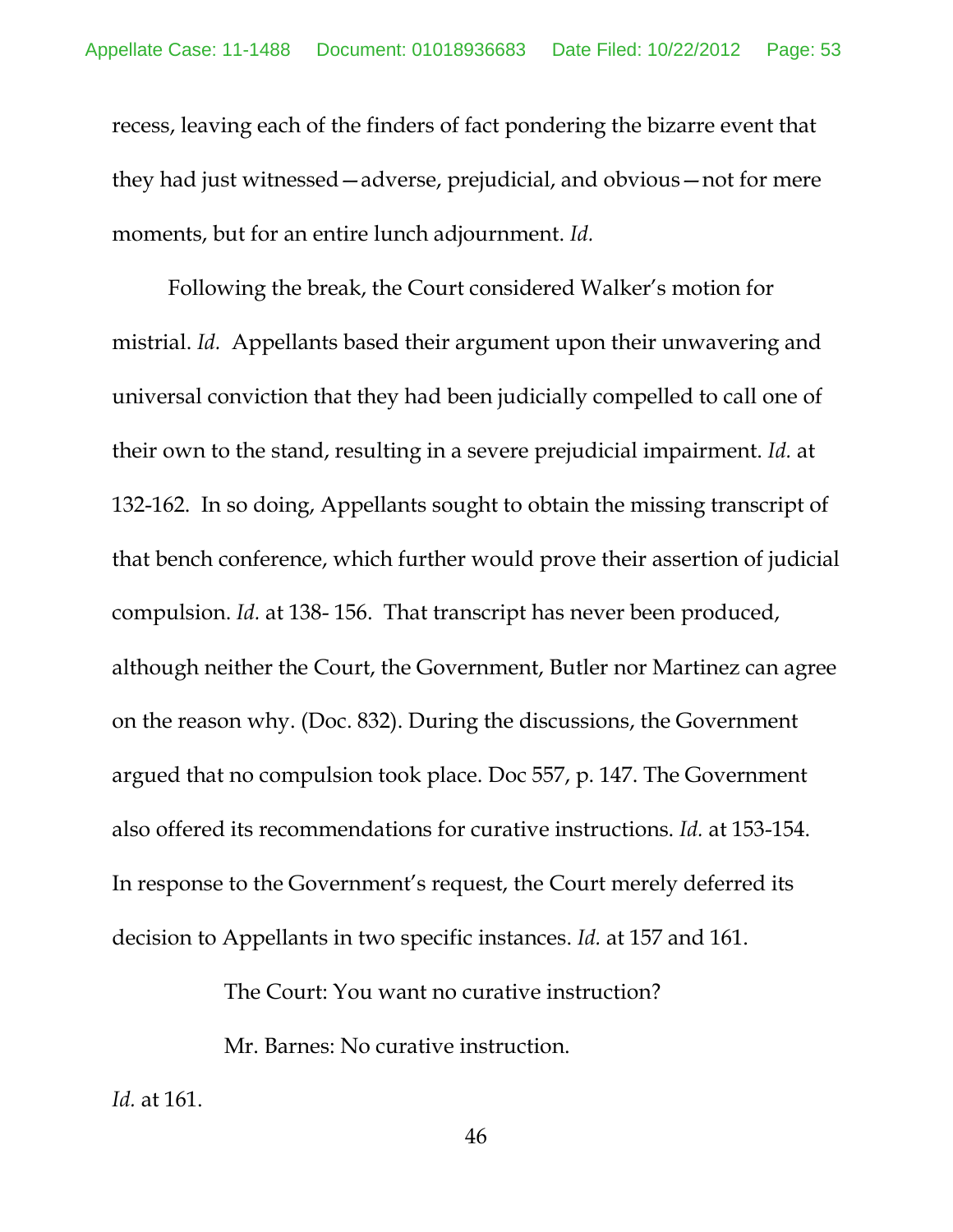recess, leaving each of the finders of fact pondering the bizarre event that they had just witnessed—adverse, prejudicial, and obvious—not for mere moments, but for an entire lunch adjournment. *Id.*

Following the break, the Court considered Walker's motion for mistrial. *Id.* Appellants based their argument upon their unwavering and universal conviction that they had been judicially compelled to call one of their own to the stand, resulting in a severe prejudicial impairment. *Id.* at 132-162. In so doing, Appellants sought to obtain the missing transcript of that bench conference, which further would prove their assertion of judicial compulsion. *Id.* at 138- 156. That transcript has never been produced, although neither the Court, the Government, Butler nor Martinez can agree on the reason why. (Doc. 832). During the discussions, the Government argued that no compulsion took place. Doc 557, p. 147. The Government also offered its recommendations for curative instructions. *Id.* at 153-154. In response to the Government's request, the Court merely deferred its decision to Appellants in two specific instances. *Id.* at 157 and 161.

> The Court: You want no curative instruction?
>
> Mr. Barnes: No curative instruction.

*Id.* at 161.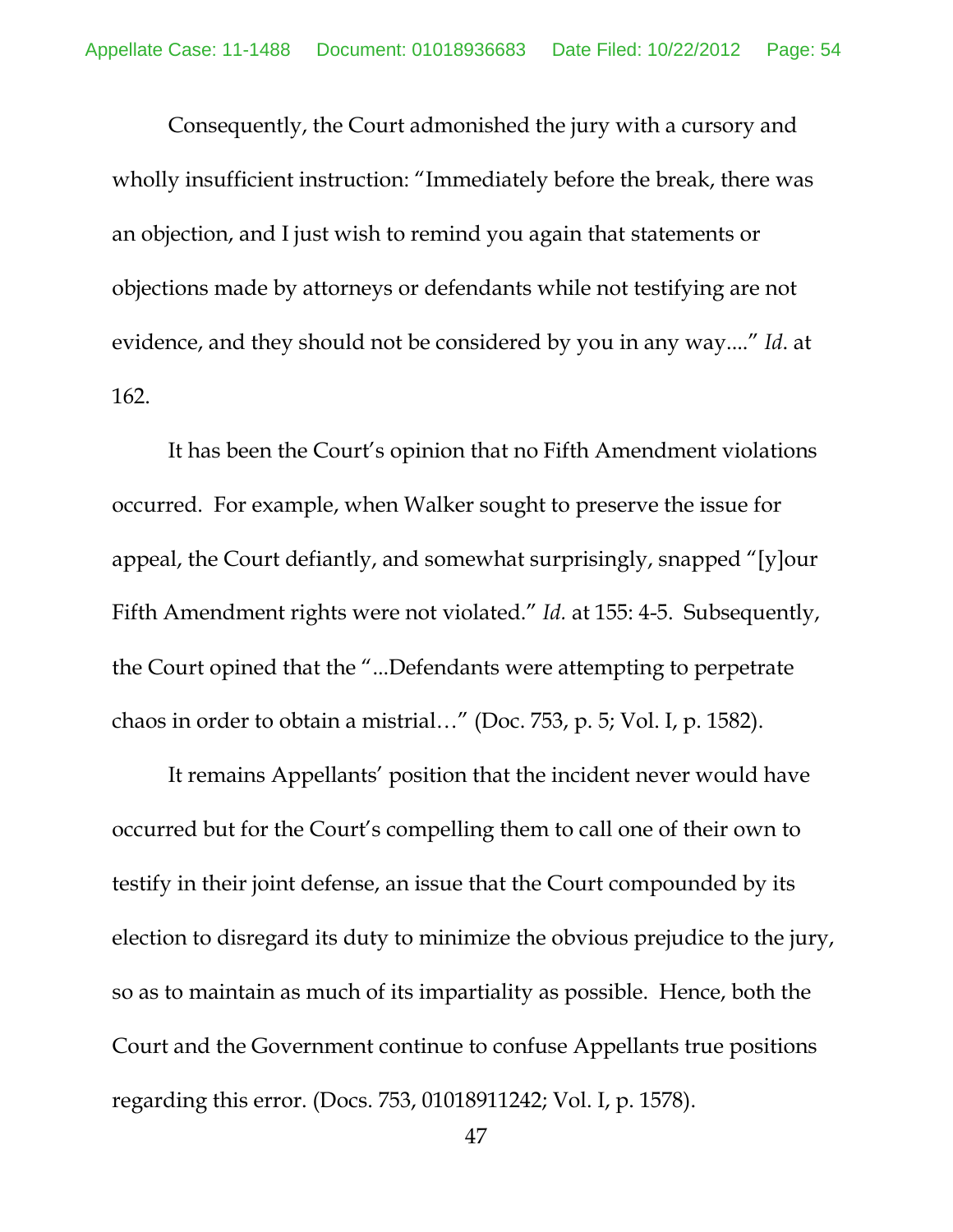Consequently, the Court admonished the jury with a cursory and wholly insufficient instruction: "Immediately before the break, there was an objection, and I just wish to remind you again that statements or objections made by attorneys or defendants while not testifying are not evidence, and they should not be considered by you in any way...." *Id*. at 162.

It has been the Court's opinion that no Fifth Amendment violations occurred. For example, when Walker sought to preserve the issue for appeal, the Court defiantly, and somewhat surprisingly, snapped "[y]our Fifth Amendment rights were not violated." *Id.* at 155: 4-5. Subsequently, the Court opined that the "...Defendants were attempting to perpetrate chaos in order to obtain a mistrial…" (Doc. 753, p. 5; Vol. I, p. 1582).

It remains Appellants' position that the incident never would have occurred but for the Court's compelling them to call one of their own to testify in their joint defense, an issue that the Court compounded by its election to disregard its duty to minimize the obvious prejudice to the jury, so as to maintain as much of its impartiality as possible. Hence, both the Court and the Government continue to confuse Appellants true positions regarding this error. (Docs. 753, 01018911242; Vol. I, p. 1578).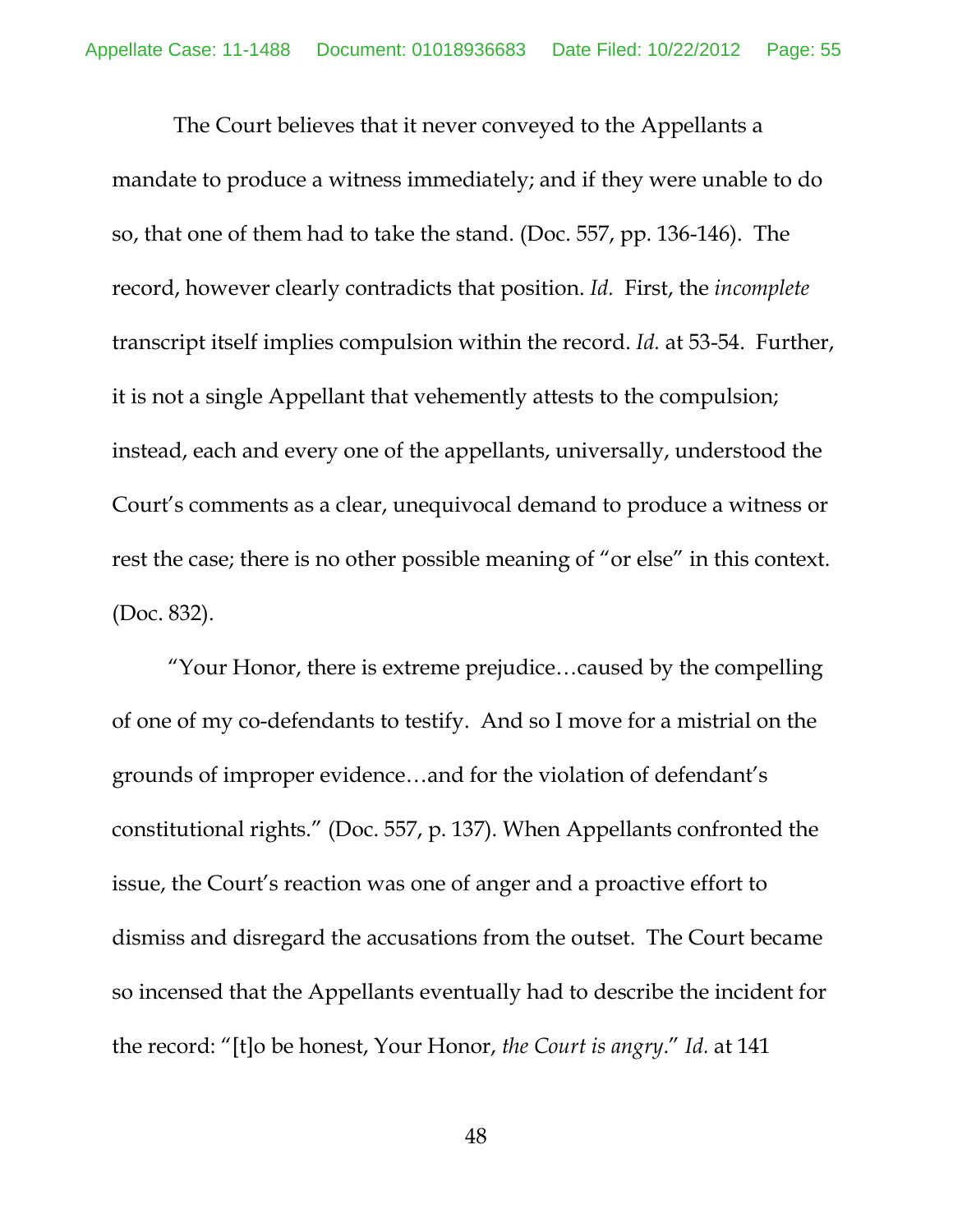The Court believes that it never conveyed to the Appellants a mandate to produce a witness immediately; and if they were unable to do so, that one of them had to take the stand. (Doc. 557, pp. 136-146). The record, however clearly contradicts that position. *Id.* First, the *incomplete* transcript itself implies compulsion within the record. *Id.* at 53-54. Further, it is not a single Appellant that vehemently attests to the compulsion; instead, each and every one of the appellants, universally, understood the Court's comments as a clear, unequivocal demand to produce a witness or rest the case; there is no other possible meaning of "or else" in this context. (Doc. 832).

"Your Honor, there is extreme prejudice…caused by the compelling of one of my co-defendants to testify. And so I move for a mistrial on the grounds of improper evidence…and for the violation of defendant's constitutional rights." (Doc. 557, p. 137). When Appellants confronted the issue, the Court's reaction was one of anger and a proactive effort to dismiss and disregard the accusations from the outset. The Court became so incensed that the Appellants eventually had to describe the incident for the record: "[t]o be honest, Your Honor, *the Court is angry*." *Id.* at 141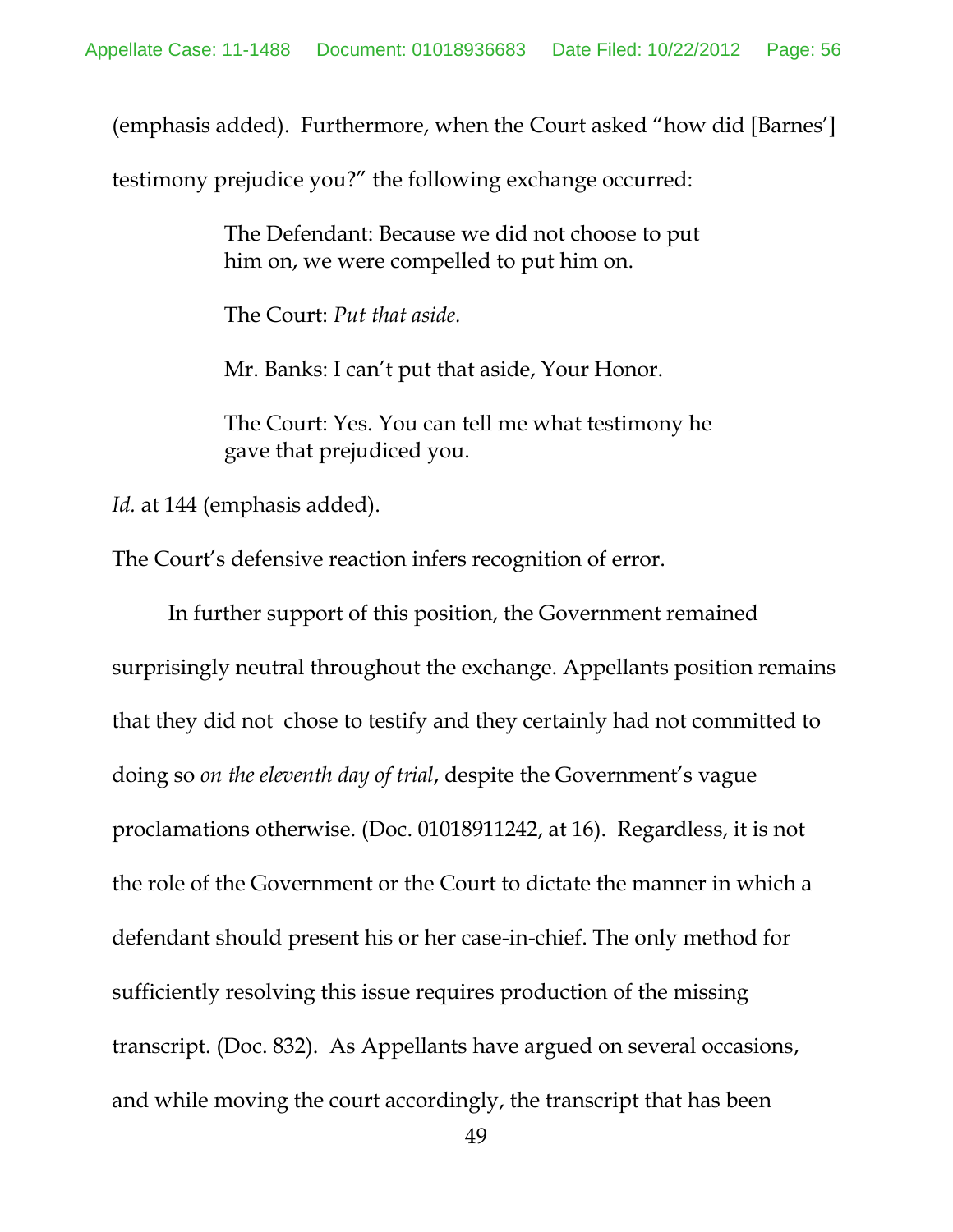(emphasis added). Furthermore, when the Court asked "how did [Barnes'] testimony prejudice you?" the following exchange occurred:

> The Defendant: Because we did not choose to put him on, we were compelled to put him on.
>
> The Court: *Put that aside.*
>
> Mr. Banks: I can't put that aside, Your Honor.
>
> The Court: Yes. You can tell me what testimony he gave that prejudiced you.

*Id.* at 144 (emphasis added).

The Court's defensive reaction infers recognition of error.

In further support of this position, the Government remained surprisingly neutral throughout the exchange. Appellants position remains that they did not chose to testify and they certainly had not committed to doing so *on the eleventh day of trial*, despite the Government's vague proclamations otherwise. (Doc. 01018911242, at 16). Regardless, it is not the role of the Government or the Court to dictate the manner in which a defendant should present his or her case-in-chief. The only method for sufficiently resolving this issue requires production of the missing transcript. (Doc. 832). As Appellants have argued on several occasions, and while moving the court accordingly, the transcript that has been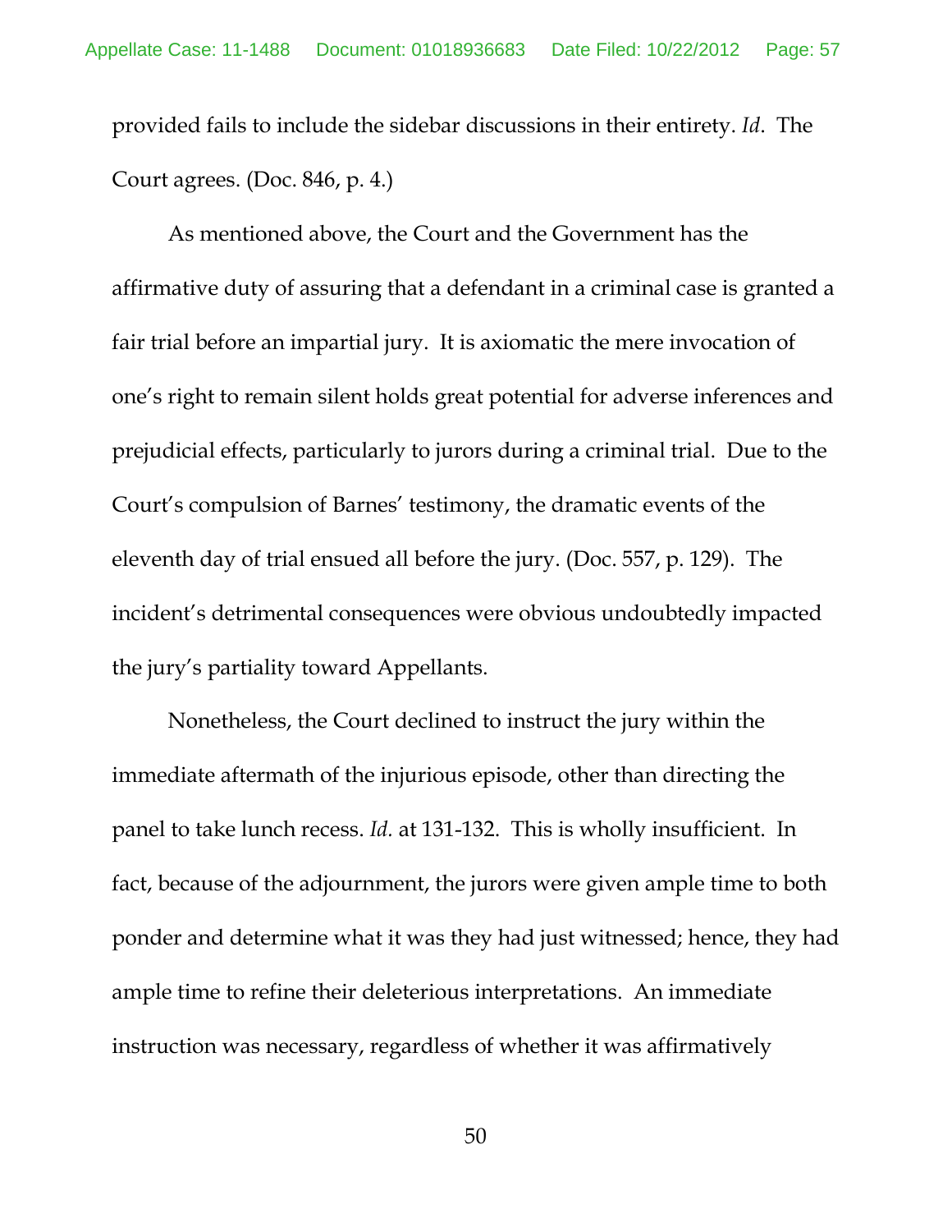provided fails to include the sidebar discussions in their entirety. *Id*. The Court agrees. (Doc. 846, p. 4.)

As mentioned above, the Court and the Government has the affirmative duty of assuring that a defendant in a criminal case is granted a fair trial before an impartial jury. It is axiomatic the mere invocation of one's right to remain silent holds great potential for adverse inferences and prejudicial effects, particularly to jurors during a criminal trial. Due to the Court's compulsion of Barnes' testimony, the dramatic events of the eleventh day of trial ensued all before the jury. (Doc. 557, p. 129). The incident's detrimental consequences were obvious undoubtedly impacted the jury's partiality toward Appellants.

Nonetheless, the Court declined to instruct the jury within the immediate aftermath of the injurious episode, other than directing the panel to take lunch recess. *Id.* at 131-132. This is wholly insufficient. In fact, because of the adjournment, the jurors were given ample time to both ponder and determine what it was they had just witnessed; hence, they had ample time to refine their deleterious interpretations. An immediate instruction was necessary, regardless of whether it was affirmatively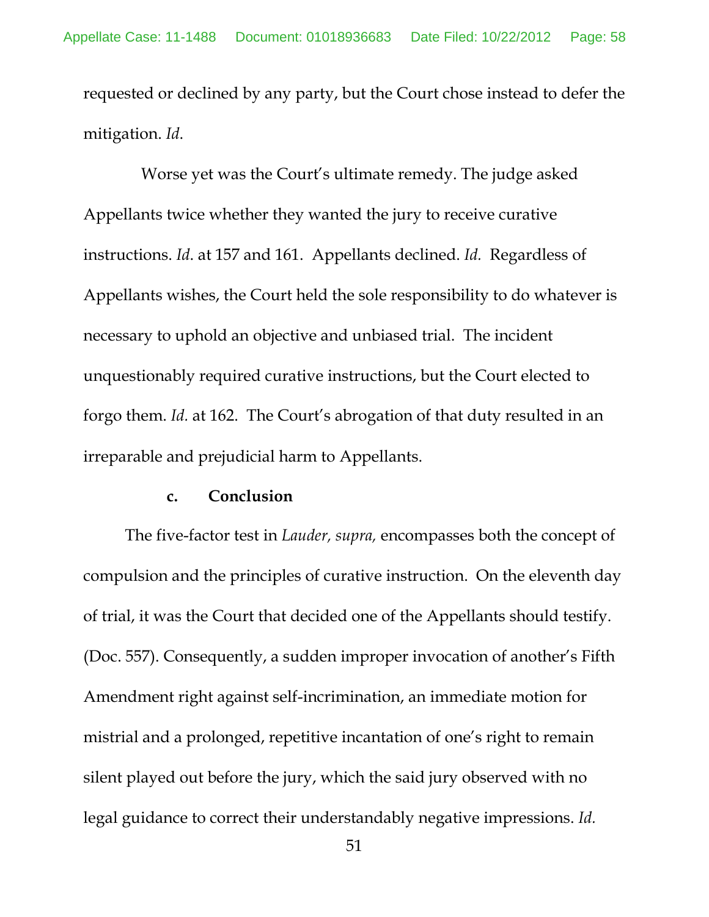requested or declined by any party, but the Court chose instead to defer the mitigation. *Id*.

Worse yet was the Court's ultimate remedy. The judge asked Appellants twice whether they wanted the jury to receive curative instructions. *Id*. at 157 and 161. Appellants declined. *Id.* Regardless of Appellants wishes, the Court held the sole responsibility to do whatever is necessary to uphold an objective and unbiased trial. The incident unquestionably required curative instructions, but the Court elected to forgo them. *Id.* at 162. The Court's abrogation of that duty resulted in an irreparable and prejudicial harm to Appellants.

**c. Conclusion**

The five-factor test in *Lauder, supra,* encompasses both the concept of compulsion and the principles of curative instruction. On the eleventh day of trial, it was the Court that decided one of the Appellants should testify. (Doc. 557). Consequently, a sudden improper invocation of another's Fifth Amendment right against self-incrimination, an immediate motion for mistrial and a prolonged, repetitive incantation of one's right to remain silent played out before the jury, which the said jury observed with no legal guidance to correct their understandably negative impressions. *Id.*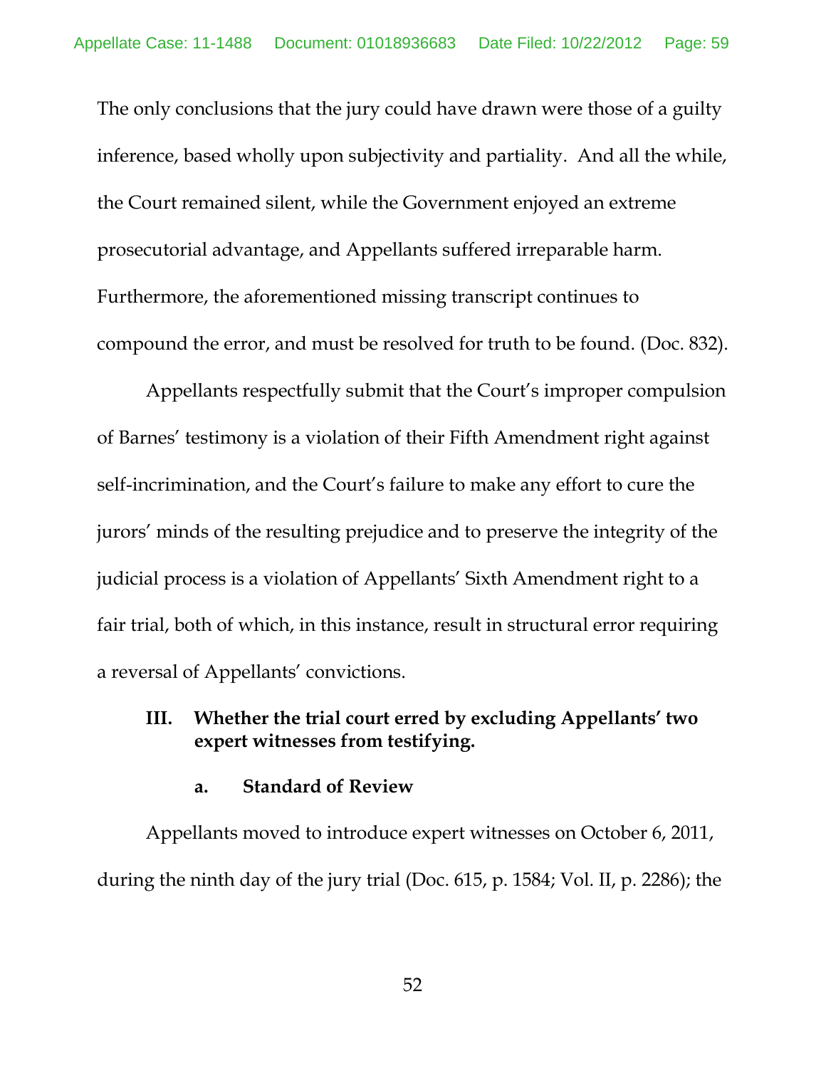The only conclusions that the jury could have drawn were those of a guilty inference, based wholly upon subjectivity and partiality. And all the while, the Court remained silent, while the Government enjoyed an extreme prosecutorial advantage, and Appellants suffered irreparable harm. Furthermore, the aforementioned missing transcript continues to compound the error, and must be resolved for truth to be found. (Doc. 832).

Appellants respectfully submit that the Court's improper compulsion of Barnes' testimony is a violation of their Fifth Amendment right against self-incrimination, and the Court's failure to make any effort to cure the jurors' minds of the resulting prejudice and to preserve the integrity of the judicial process is a violation of Appellants' Sixth Amendment right to a fair trial, both of which, in this instance, result in structural error requiring a reversal of Appellants' convictions.

## III. Whether the trial court erred by excluding Appellants' two expert witnesses from testifying.

### a. Standard of Review

Appellants moved to introduce expert witnesses on October 6, 2011, during the ninth day of the jury trial (Doc. 615, p. 1584; Vol. II, p. 2286); the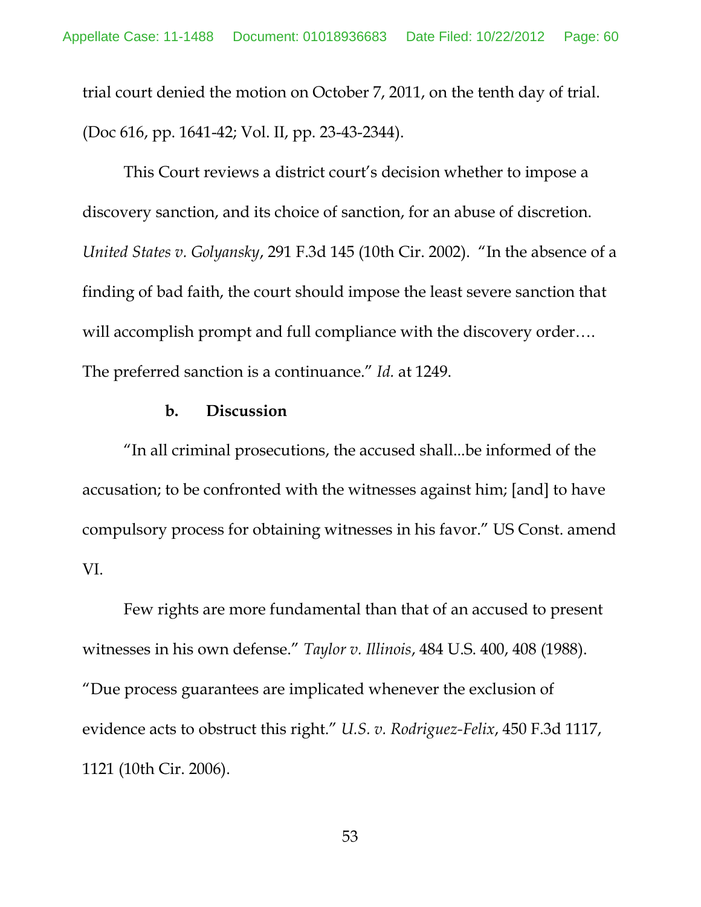trial court denied the motion on October 7, 2011, on the tenth day of trial. (Doc 616, pp. 1641-42; Vol. II, pp. 23-43-2344).

This Court reviews a district court's decision whether to impose a discovery sanction, and its choice of sanction, for an abuse of discretion. *United States v. Golyansky*, 291 F.3d 145 (10th Cir. 2002). "In the absence of a finding of bad faith, the court should impose the least severe sanction that will accomplish prompt and full compliance with the discovery order…. The preferred sanction is a continuance." *Id.* at 1249.

**b. Discussion**

"In all criminal prosecutions, the accused shall...be informed of the accusation; to be confronted with the witnesses against him; [and] to have compulsory process for obtaining witnesses in his favor." US Const. amend VI.

Few rights are more fundamental than that of an accused to present witnesses in his own defense." *Taylor v. Illinois*, 484 U.S. 400, 408 (1988). "Due process guarantees are implicated whenever the exclusion of evidence acts to obstruct this right." *U.S. v. Rodriguez-Felix*, 450 F.3d 1117, 1121 (10th Cir. 2006).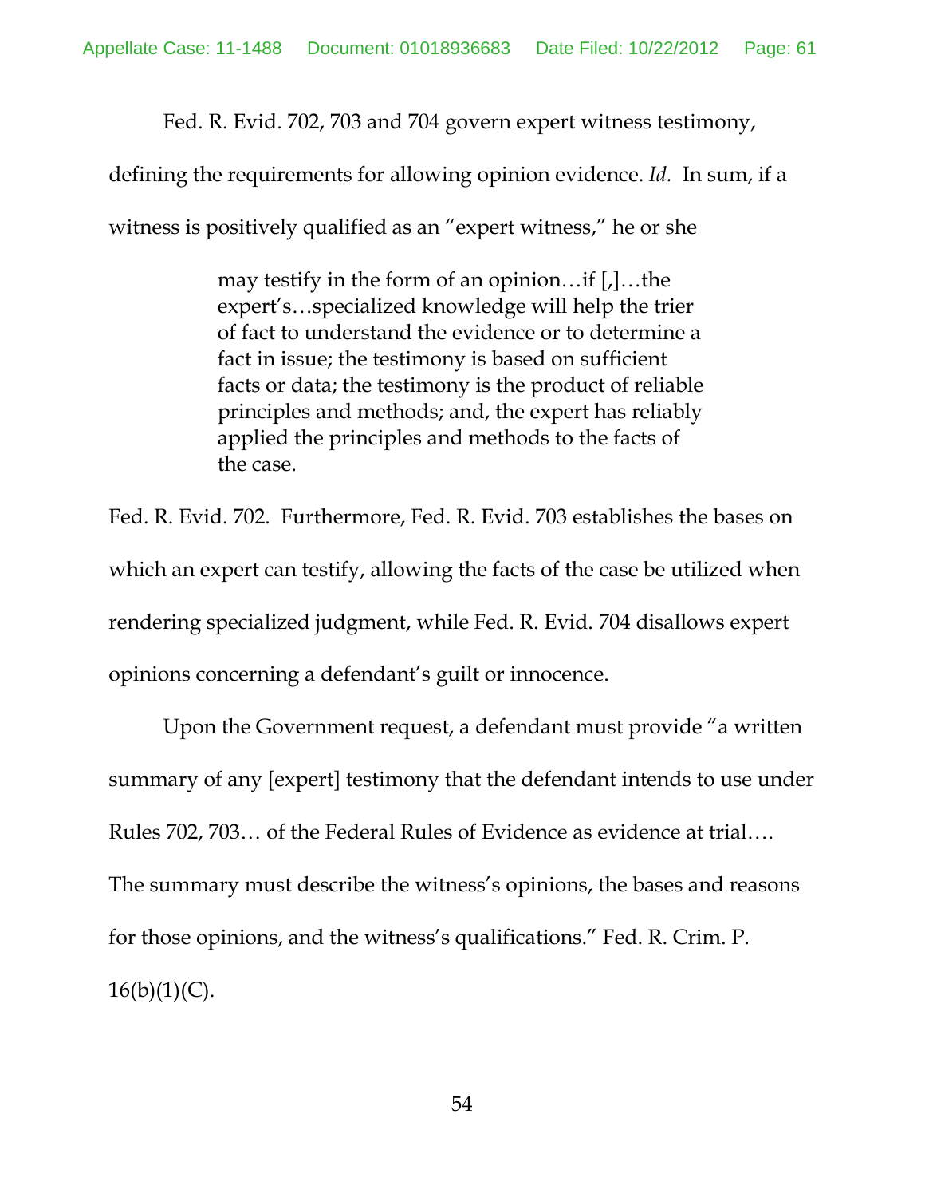Fed. R. Evid. 702, 703 and 704 govern expert witness testimony, defining the requirements for allowing opinion evidence. *Id.* In sum, if a witness is positively qualified as an "expert witness," he or she

> may testify in the form of an opinion…if [,]…the expert's…specialized knowledge will help the trier of fact to understand the evidence or to determine a fact in issue; the testimony is based on sufficient facts or data; the testimony is the product of reliable principles and methods; and, the expert has reliably applied the principles and methods to the facts of the case.

Fed. R. Evid. 702. Furthermore, Fed. R. Evid. 703 establishes the bases on which an expert can testify, allowing the facts of the case be utilized when rendering specialized judgment, while Fed. R. Evid. 704 disallows expert opinions concerning a defendant's guilt or innocence.

Upon the Government request, a defendant must provide "a written summary of any [expert] testimony that the defendant intends to use under Rules 702, 703… of the Federal Rules of Evidence as evidence at trial…. The summary must describe the witness's opinions, the bases and reasons for those opinions, and the witness's qualifications." Fed. R. Crim. P. 16(b)(1)(C).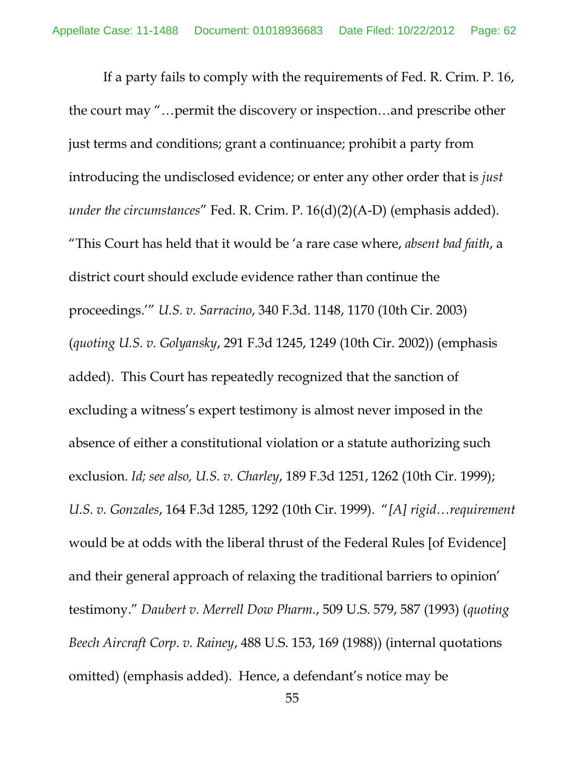If a party fails to comply with the requirements of Fed. R. Crim. P. 16, the court may "…permit the discovery or inspection…and prescribe other just terms and conditions; grant a continuance; prohibit a party from introducing the undisclosed evidence; or enter any other order that is *just under the circumstances*" Fed. R. Crim. P. 16(d)(2)(A-D) (emphasis added). "This Court has held that it would be 'a rare case where, *absent bad faith*, a district court should exclude evidence rather than continue the proceedings.'" *U.S. v. Sarracino*, 340 F.3d. 1148, 1170 (10th Cir. 2003) (*quoting U.S. v. Golyansky*, 291 F.3d 1245, 1249 (10th Cir. 2002)) (emphasis added). This Court has repeatedly recognized that the sanction of excluding a witness's expert testimony is almost never imposed in the absence of either a constitutional violation or a statute authorizing such exclusion. *Id; see also, U.S. v. Charley*, 189 F.3d 1251, 1262 (10th Cir. 1999); *U.S. v. Gonzales*, 164 F.3d 1285, 1292 (10th Cir. 1999). "*[A] rigid…requirement* would be at odds with the liberal thrust of the Federal Rules [of Evidence] and their general approach of relaxing the traditional barriers to opinion' testimony." *Daubert v. Merrell Dow Pharm.*, 509 U.S. 579, 587 (1993) (*quoting Beech Aircraft Corp. v. Rainey*, 488 U.S. 153, 169 (1988)) (internal quotations omitted) (emphasis added). Hence, a defendant's notice may be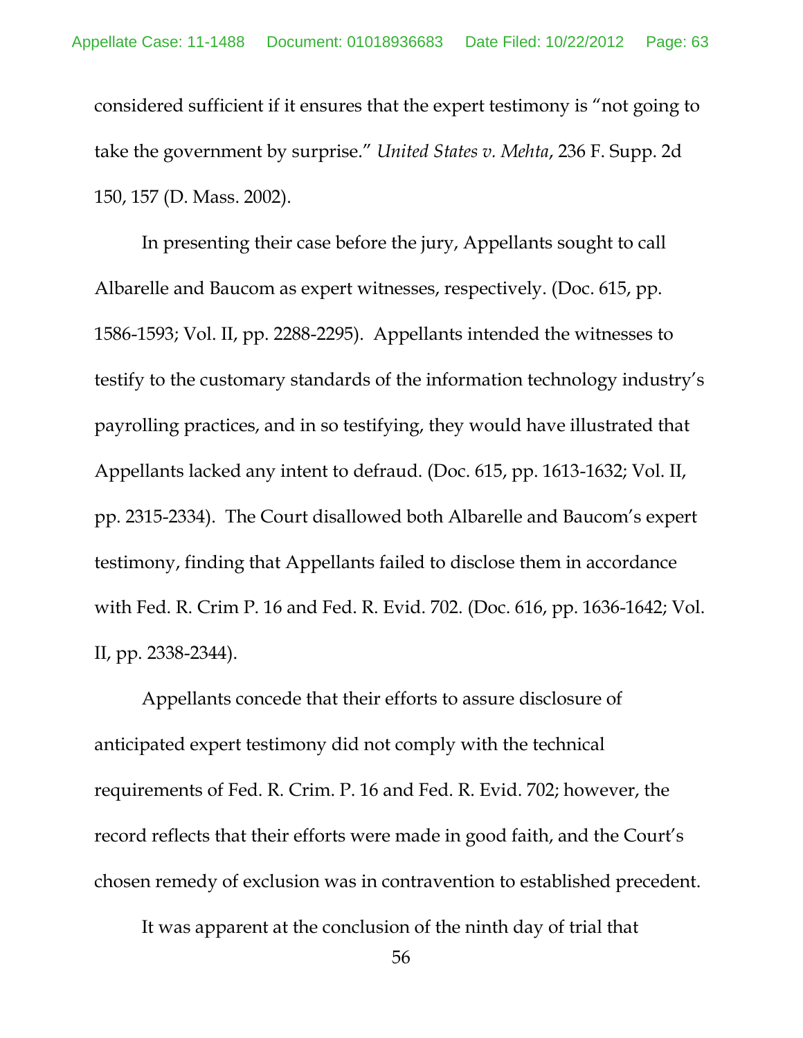considered sufficient if it ensures that the expert testimony is "not going to take the government by surprise." *United States v. Mehta*, 236 F. Supp. 2d 150, 157 (D. Mass. 2002).

In presenting their case before the jury, Appellants sought to call Albarelle and Baucom as expert witnesses, respectively. (Doc. 615, pp. 1586-1593; Vol. II, pp. 2288-2295). Appellants intended the witnesses to testify to the customary standards of the information technology industry's payrolling practices, and in so testifying, they would have illustrated that Appellants lacked any intent to defraud. (Doc. 615, pp. 1613-1632; Vol. II, pp. 2315-2334). The Court disallowed both Albarelle and Baucom's expert testimony, finding that Appellants failed to disclose them in accordance with Fed. R. Crim P. 16 and Fed. R. Evid. 702. (Doc. 616, pp. 1636-1642; Vol. II, pp. 2338-2344).

Appellants concede that their efforts to assure disclosure of anticipated expert testimony did not comply with the technical requirements of Fed. R. Crim. P. 16 and Fed. R. Evid. 702; however, the record reflects that their efforts were made in good faith, and the Court's chosen remedy of exclusion was in contravention to established precedent.

It was apparent at the conclusion of the ninth day of trial that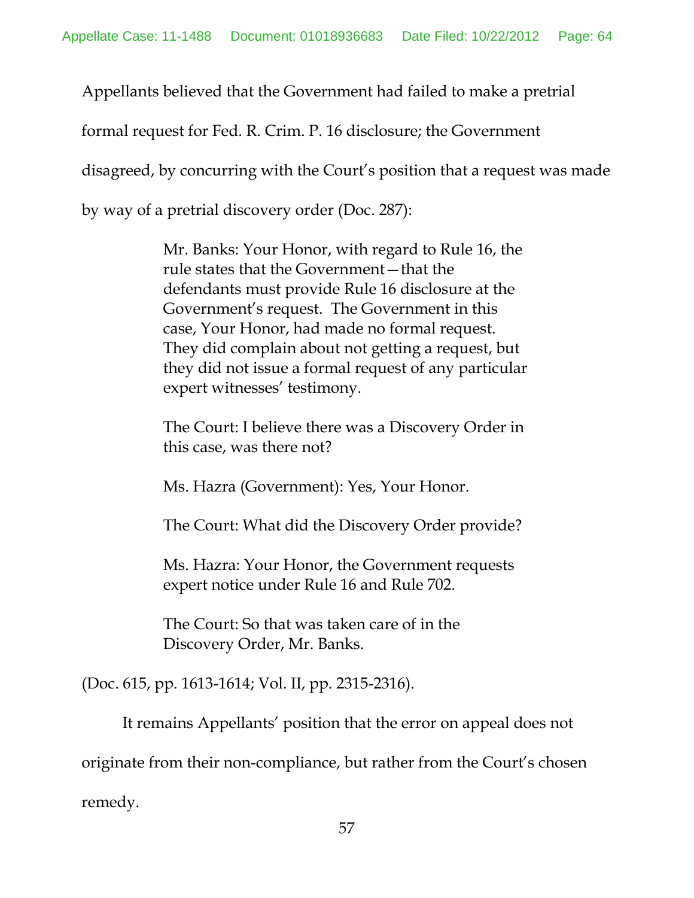Appellants believed that the Government had failed to make a pretrial formal request for Fed. R. Crim. P. 16 disclosure; the Government disagreed, by concurring with the Court's position that a request was made by way of a pretrial discovery order (Doc. 287):

> Mr. Banks: Your Honor, with regard to Rule 16, the rule states that the Government—that the defendants must provide Rule 16 disclosure at the Government's request. The Government in this case, Your Honor, had made no formal request. They did complain about not getting a request, but they did not issue a formal request of any particular expert witnesses' testimony.
>
> The Court: I believe there was a Discovery Order in this case, was there not?
>
> Ms. Hazra (Government): Yes, Your Honor.
>
> The Court: What did the Discovery Order provide?
>
> Ms. Hazra: Your Honor, the Government requests expert notice under Rule 16 and Rule 702.
>
> The Court: So that was taken care of in the Discovery Order, Mr. Banks.

(Doc. 615, pp. 1613-1614; Vol. II, pp. 2315-2316).

It remains Appellants' position that the error on appeal does not originate from their non-compliance, but rather from the Court's chosen remedy.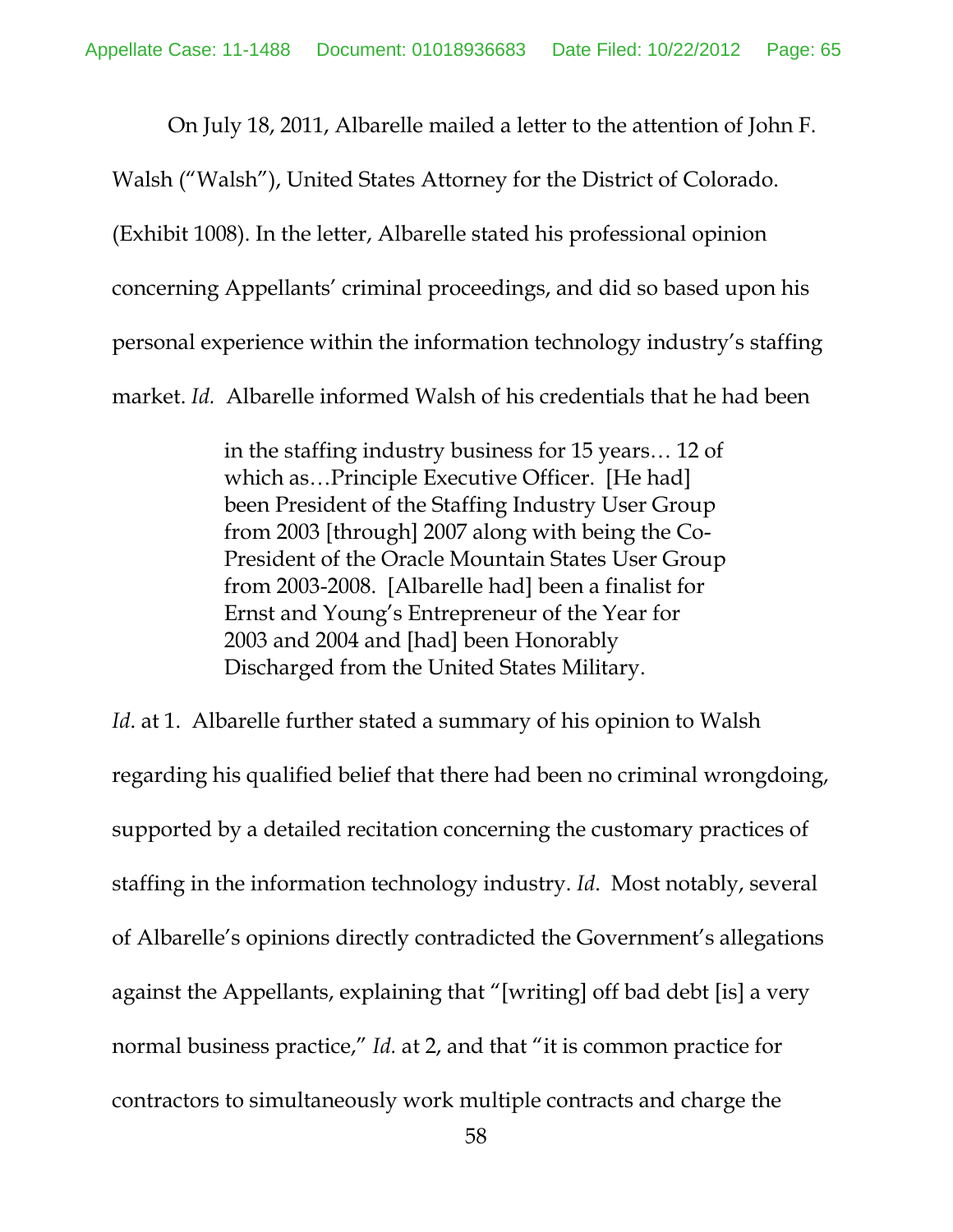On July 18, 2011, Albarelle mailed a letter to the attention of John F. Walsh ("Walsh"), United States Attorney for the District of Colorado. (Exhibit 1008). In the letter, Albarelle stated his professional opinion concerning Appellants' criminal proceedings, and did so based upon his personal experience within the information technology industry's staffing market. *Id.* Albarelle informed Walsh of his credentials that he had been

> in the staffing industry business for 15 years… 12 of which as…Principle Executive Officer. [He had] been President of the Staffing Industry User Group from 2003 [through] 2007 along with being the Co-President of the Oracle Mountain States User Group from 2003-2008. [Albarelle had] been a finalist for Ernst and Young's Entrepreneur of the Year for 2003 and 2004 and [had] been Honorably Discharged from the United States Military.

*Id*. at 1. Albarelle further stated a summary of his opinion to Walsh regarding his qualified belief that there had been no criminal wrongdoing, supported by a detailed recitation concerning the customary practices of staffing in the information technology industry. *Id*. Most notably, several of Albarelle's opinions directly contradicted the Government's allegations against the Appellants, explaining that "[writing] off bad debt [is] a very normal business practice," *Id.* at 2, and that "it is common practice for contractors to simultaneously work multiple contracts and charge the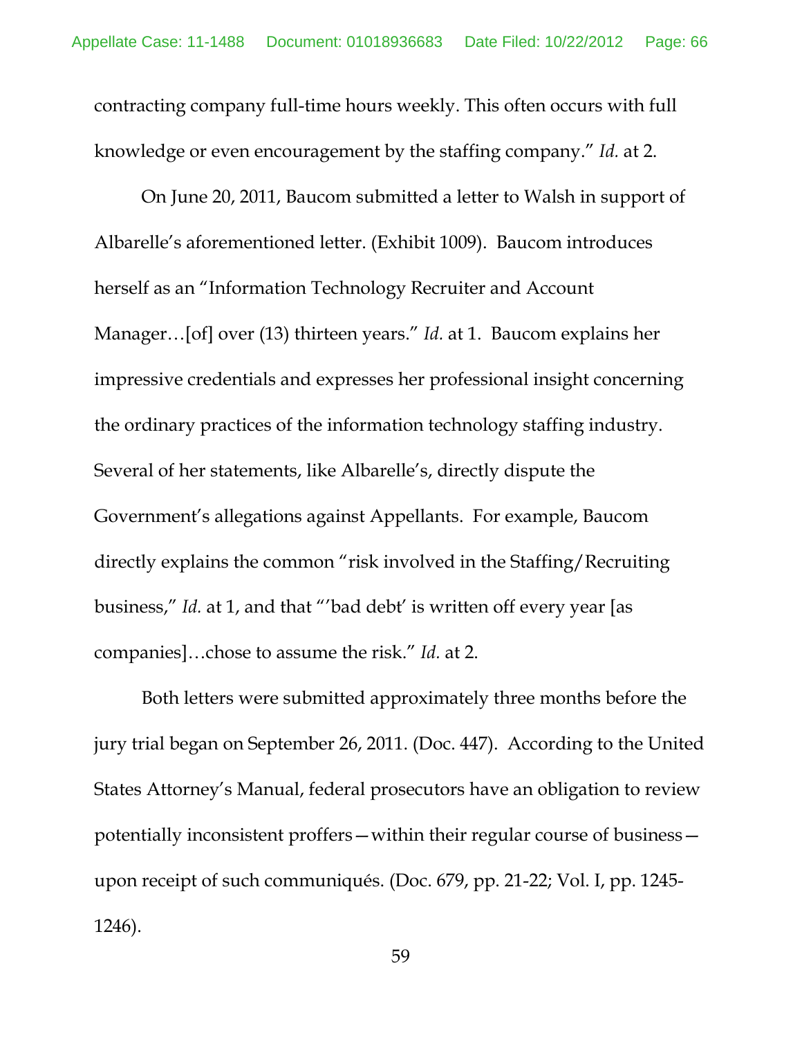contracting company full-time hours weekly. This often occurs with full knowledge or even encouragement by the staffing company." *Id.* at 2.

On June 20, 2011, Baucom submitted a letter to Walsh in support of Albarelle's aforementioned letter. (Exhibit 1009). Baucom introduces herself as an "Information Technology Recruiter and Account Manager…[of] over (13) thirteen years." *Id.* at 1. Baucom explains her impressive credentials and expresses her professional insight concerning the ordinary practices of the information technology staffing industry. Several of her statements, like Albarelle's, directly dispute the Government's allegations against Appellants. For example, Baucom directly explains the common "risk involved in the Staffing/Recruiting business," *Id.* at 1, and that "'bad debt' is written off every year [as companies]…chose to assume the risk." *Id.* at 2.

Both letters were submitted approximately three months before the jury trial began on September 26, 2011. (Doc. 447). According to the United States Attorney's Manual, federal prosecutors have an obligation to review potentially inconsistent proffers—within their regular course of business—upon receipt of such communiqués. (Doc. 679, pp. 21-22; Vol. I, pp. 1245-1246).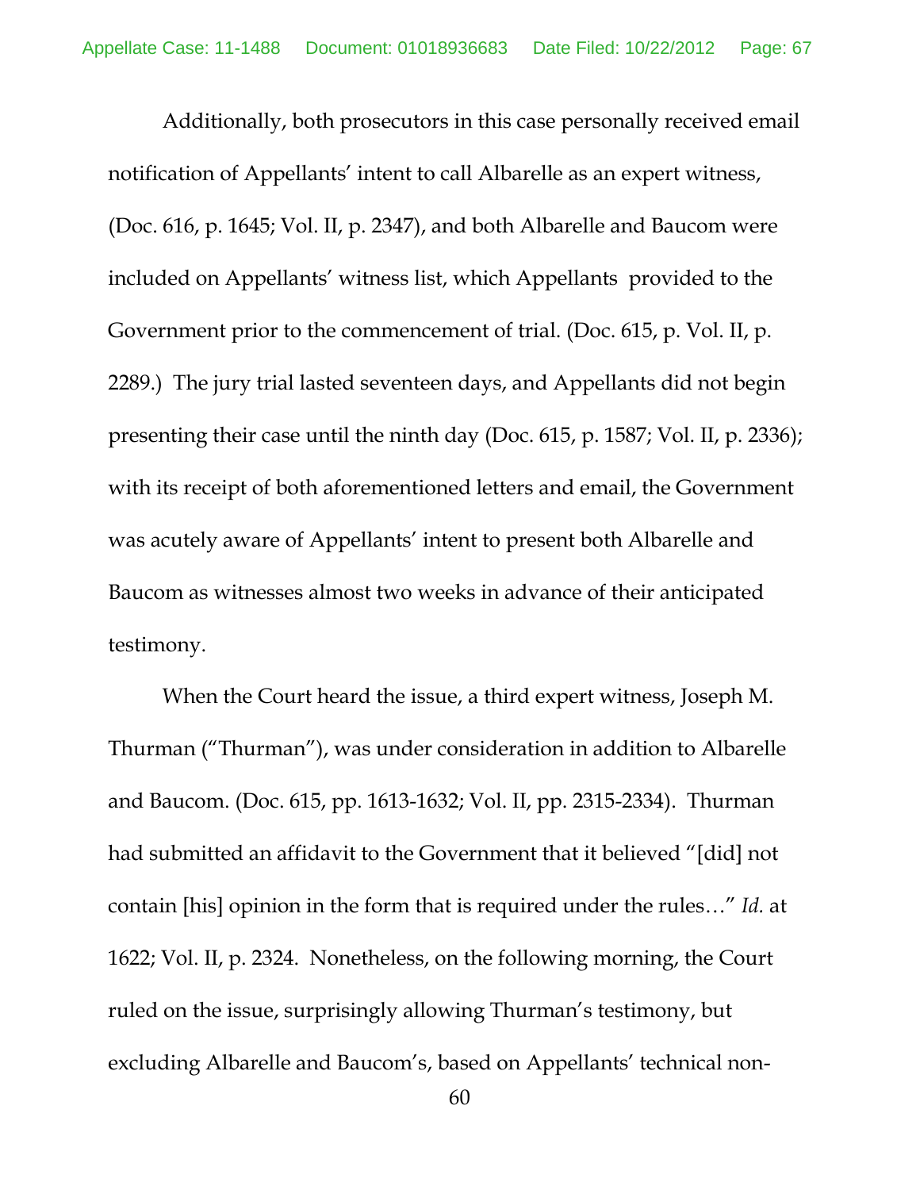Additionally, both prosecutors in this case personally received email notification of Appellants' intent to call Albarelle as an expert witness, (Doc. 616, p. 1645; Vol. II, p. 2347), and both Albarelle and Baucom were included on Appellants' witness list, which Appellants provided to the Government prior to the commencement of trial. (Doc. 615, p. Vol. II, p. 2289.) The jury trial lasted seventeen days, and Appellants did not begin presenting their case until the ninth day (Doc. 615, p. 1587; Vol. II, p. 2336); with its receipt of both aforementioned letters and email, the Government was acutely aware of Appellants' intent to present both Albarelle and Baucom as witnesses almost two weeks in advance of their anticipated testimony.

When the Court heard the issue, a third expert witness, Joseph M. Thurman ("Thurman"), was under consideration in addition to Albarelle and Baucom. (Doc. 615, pp. 1613-1632; Vol. II, pp. 2315-2334). Thurman had submitted an affidavit to the Government that it believed "[did] not contain [his] opinion in the form that is required under the rules…" *Id.* at 1622; Vol. II, p. 2324. Nonetheless, on the following morning, the Court ruled on the issue, surprisingly allowing Thurman's testimony, but excluding Albarelle and Baucom's, based on Appellants' technical non-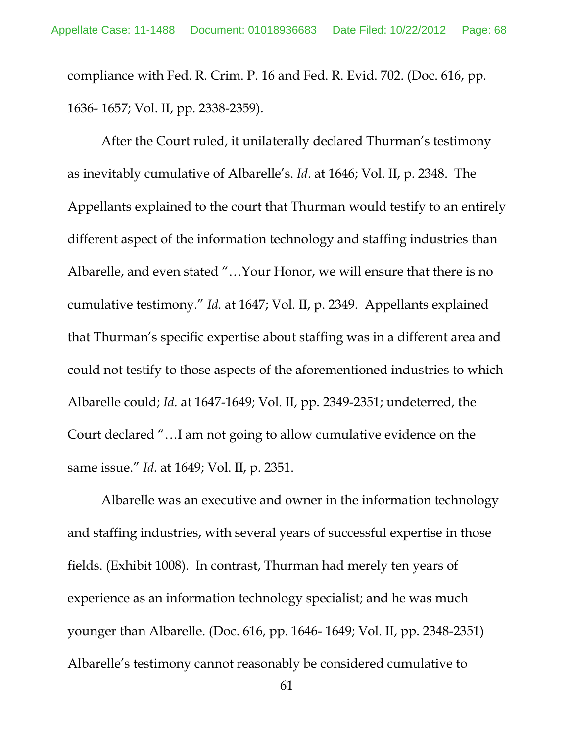compliance with Fed. R. Crim. P. 16 and Fed. R. Evid. 702. (Doc. 616, pp. 1636- 1657; Vol. II, pp. 2338-2359).

After the Court ruled, it unilaterally declared Thurman's testimony as inevitably cumulative of Albarelle's. *Id.* at 1646; Vol. II, p. 2348. The Appellants explained to the court that Thurman would testify to an entirely different aspect of the information technology and staffing industries than Albarelle, and even stated "…Your Honor, we will ensure that there is no cumulative testimony." *Id.* at 1647; Vol. II, p. 2349. Appellants explained that Thurman's specific expertise about staffing was in a different area and could not testify to those aspects of the aforementioned industries to which Albarelle could; *Id.* at 1647-1649; Vol. II, pp. 2349-2351; undeterred, the Court declared "…I am not going to allow cumulative evidence on the same issue." *Id.* at 1649; Vol. II, p. 2351.

Albarelle was an executive and owner in the information technology and staffing industries, with several years of successful expertise in those fields. (Exhibit 1008). In contrast, Thurman had merely ten years of experience as an information technology specialist; and he was much younger than Albarelle. (Doc. 616, pp. 1646- 1649; Vol. II, pp. 2348-2351) Albarelle's testimony cannot reasonably be considered cumulative to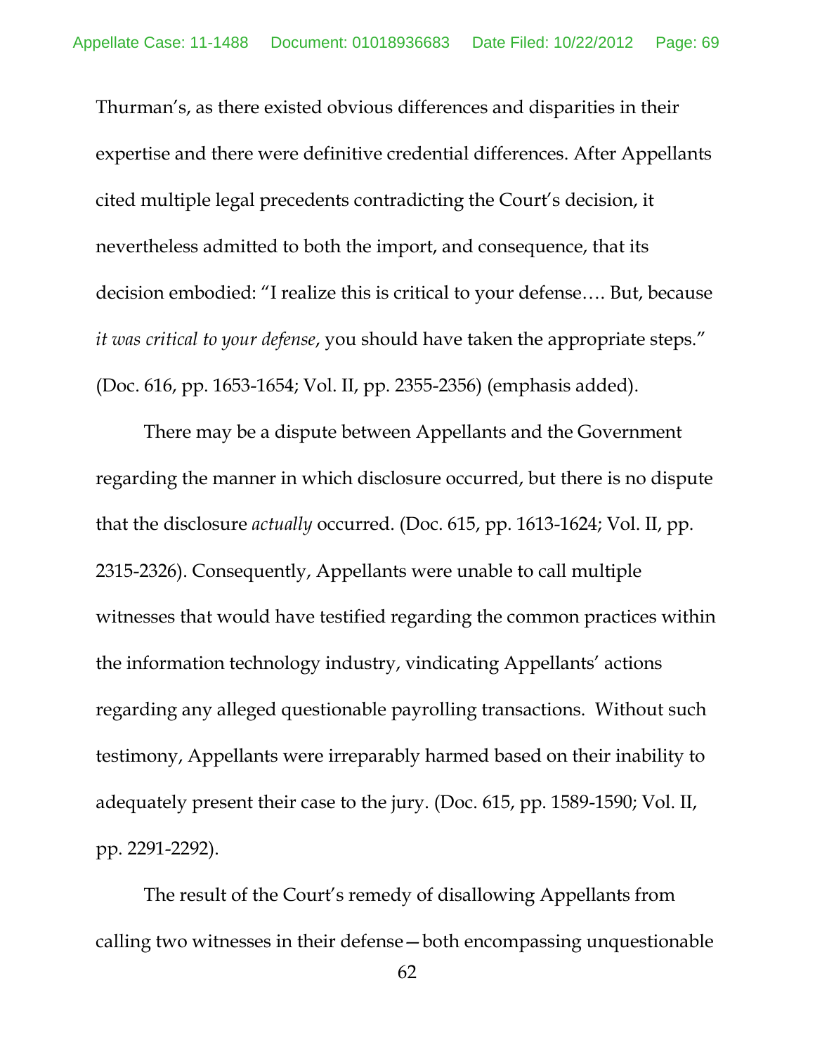Thurman's, as there existed obvious differences and disparities in their expertise and there were definitive credential differences. After Appellants cited multiple legal precedents contradicting the Court's decision, it nevertheless admitted to both the import, and consequence, that its decision embodied: "I realize this is critical to your defense…. But, because *it was critical to your defense*, you should have taken the appropriate steps." (Doc. 616, pp. 1653-1654; Vol. II, pp. 2355-2356) (emphasis added).

There may be a dispute between Appellants and the Government regarding the manner in which disclosure occurred, but there is no dispute that the disclosure *actually* occurred. (Doc. 615, pp. 1613-1624; Vol. II, pp. 2315-2326). Consequently, Appellants were unable to call multiple witnesses that would have testified regarding the common practices within the information technology industry, vindicating Appellants' actions regarding any alleged questionable payrolling transactions. Without such testimony, Appellants were irreparably harmed based on their inability to adequately present their case to the jury. (Doc. 615, pp. 1589-1590; Vol. II, pp. 2291-2292).

The result of the Court's remedy of disallowing Appellants from calling two witnesses in their defense—both encompassing unquestionable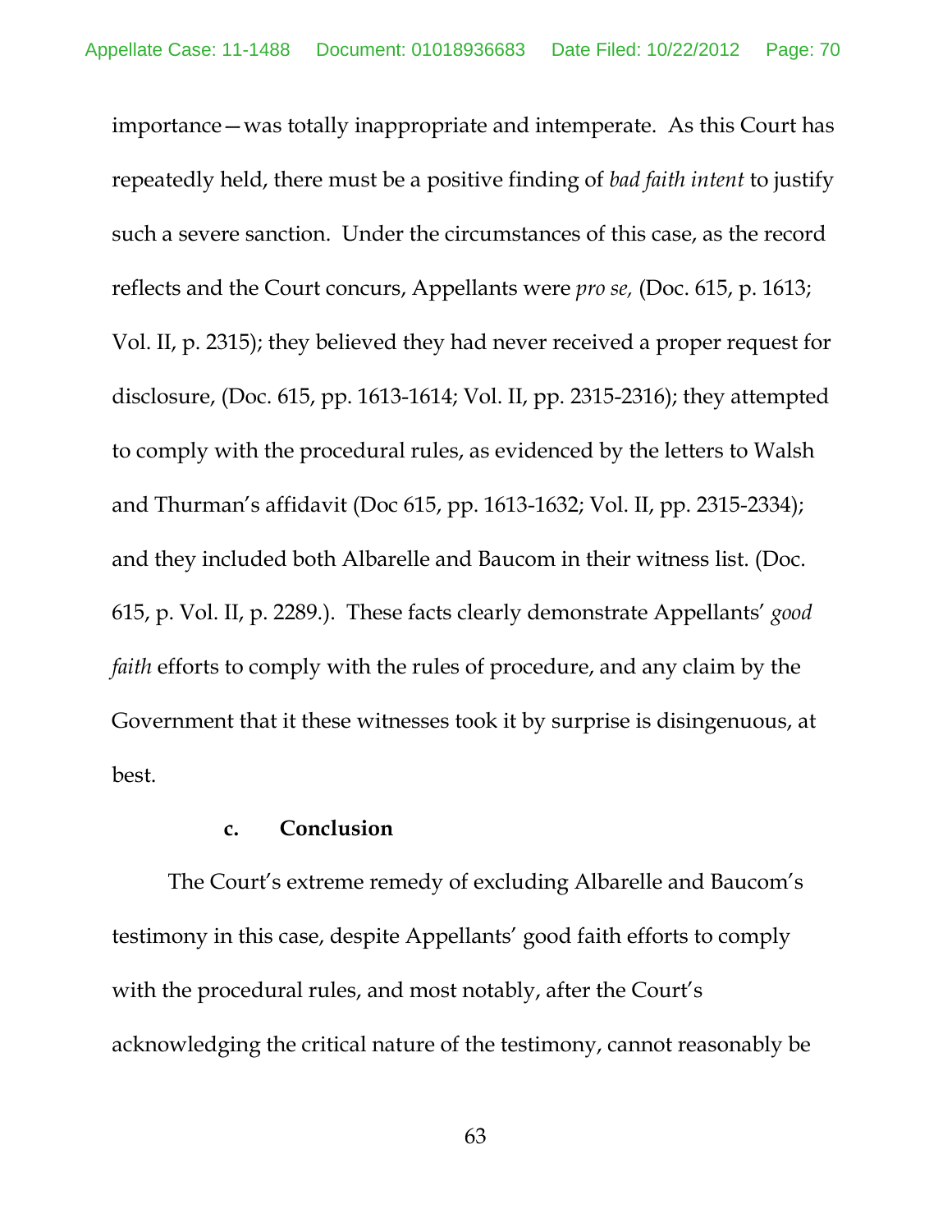importance—was totally inappropriate and intemperate. As this Court has repeatedly held, there must be a positive finding of *bad faith intent* to justify such a severe sanction. Under the circumstances of this case, as the record reflects and the Court concurs, Appellants were *pro se,* (Doc. 615, p. 1613; Vol. II, p. 2315); they believed they had never received a proper request for disclosure, (Doc. 615, pp. 1613-1614; Vol. II, pp. 2315-2316); they attempted to comply with the procedural rules, as evidenced by the letters to Walsh and Thurman's affidavit (Doc 615, pp. 1613-1632; Vol. II, pp. 2315-2334); and they included both Albarelle and Baucom in their witness list. (Doc. 615, p. Vol. II, p. 2289.). These facts clearly demonstrate Appellants' *good faith* efforts to comply with the rules of procedure, and any claim by the Government that it these witnesses took it by surprise is disingenuous, at best.

**c. Conclusion**

The Court's extreme remedy of excluding Albarelle and Baucom's testimony in this case, despite Appellants' good faith efforts to comply with the procedural rules, and most notably, after the Court's acknowledging the critical nature of the testimony, cannot reasonably be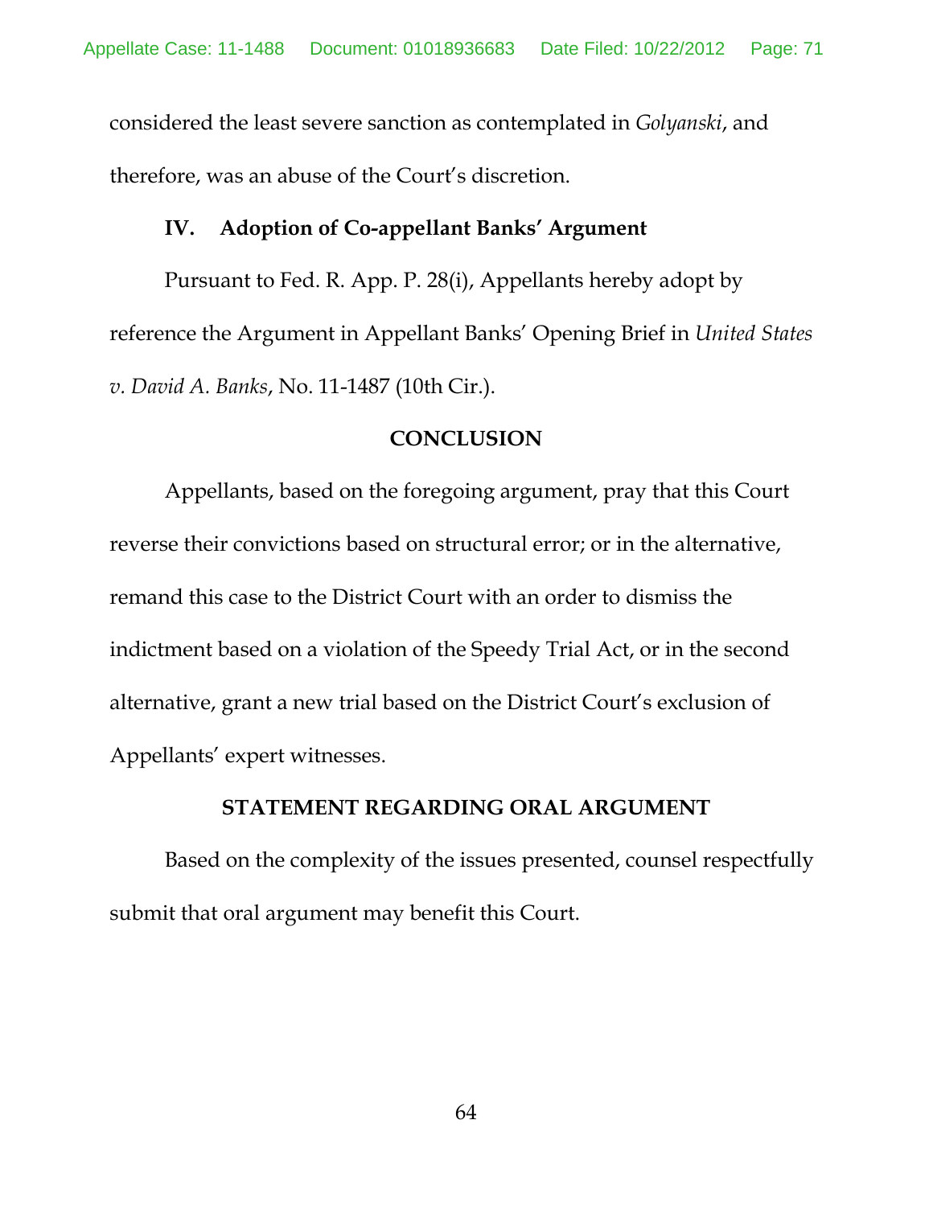considered the least severe sanction as contemplated in *Golyanski*, and therefore, was an abuse of the Court's discretion.

### IV. Adoption of Co-appellant Banks' Argument

Pursuant to Fed. R. App. P. 28(i), Appellants hereby adopt by reference the Argument in Appellant Banks' Opening Brief in *United States v. David A. Banks*, No. 11-1487 (10th Cir.).

## CONCLUSION

Appellants, based on the foregoing argument, pray that this Court reverse their convictions based on structural error; or in the alternative, remand this case to the District Court with an order to dismiss the indictment based on a violation of the Speedy Trial Act, or in the second alternative, grant a new trial based on the District Court's exclusion of Appellants' expert witnesses.

## STATEMENT REGARDING ORAL ARGUMENT

Based on the complexity of the issues presented, counsel respectfully submit that oral argument may benefit this Court.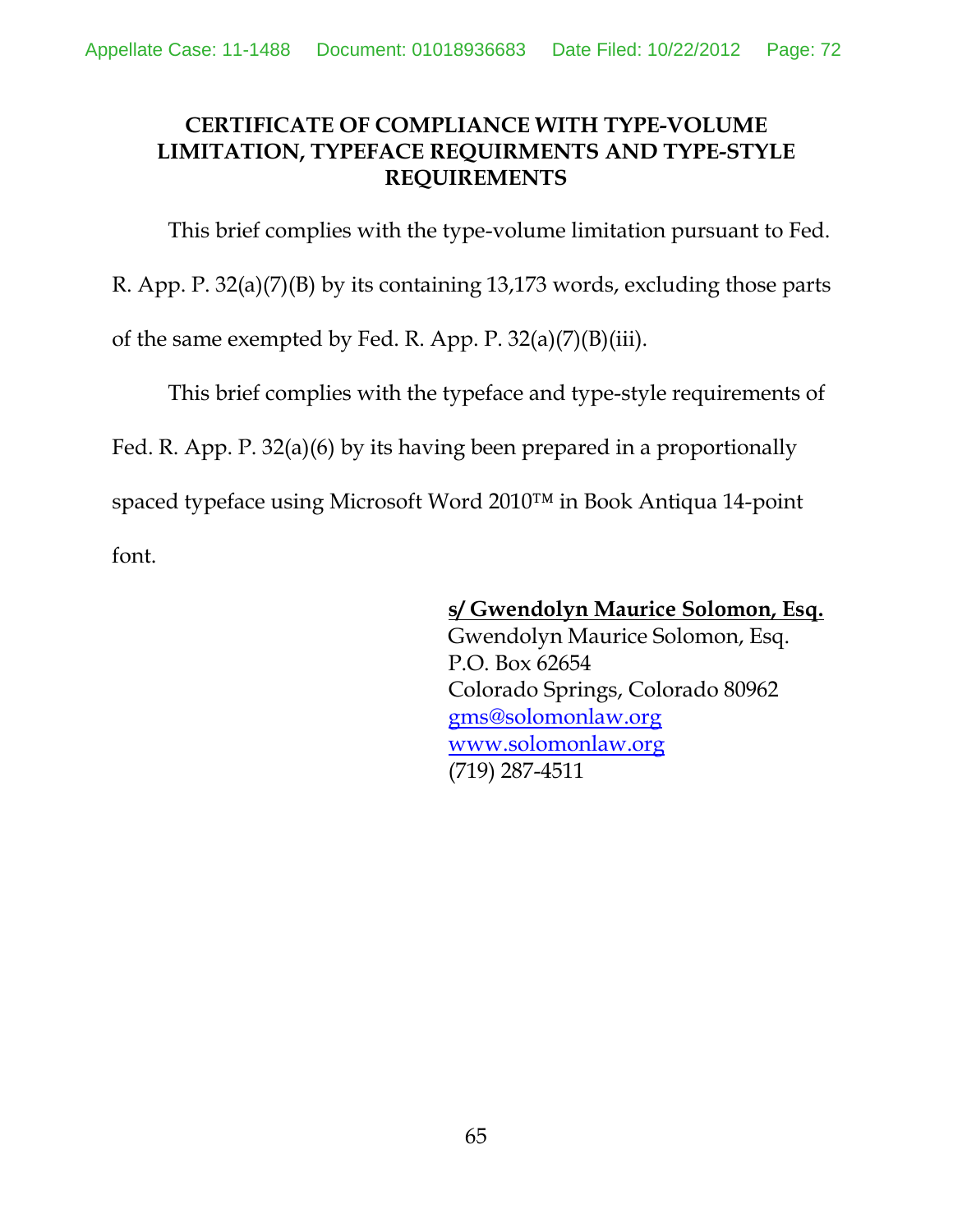# CERTIFICATE OF COMPLIANCE WITH TYPE-VOLUME LIMITATION, TYPEFACE REQUIRMENTS AND TYPE-STYLE REQUIREMENTS

This brief complies with the type-volume limitation pursuant to Fed. R. App. P. 32(a)(7)(B) by its containing 13,173 words, excluding those parts of the same exempted by Fed. R. App. P. 32(a)(7)(B)(iii).

This brief complies with the typeface and type-style requirements of Fed. R. App. P. 32(a)(6) by its having been prepared in a proportionally spaced typeface using Microsoft Word 2010™ in Book Antiqua 14-point font.

**s/ Gwendolyn Maurice Solomon, Esq.**
Gwendolyn Maurice Solomon, Esq.
P.O. Box 62654
Colorado Springs, Colorado 80962
gms@solomonlaw.org
www.solomonlaw.org
(719) 287-4511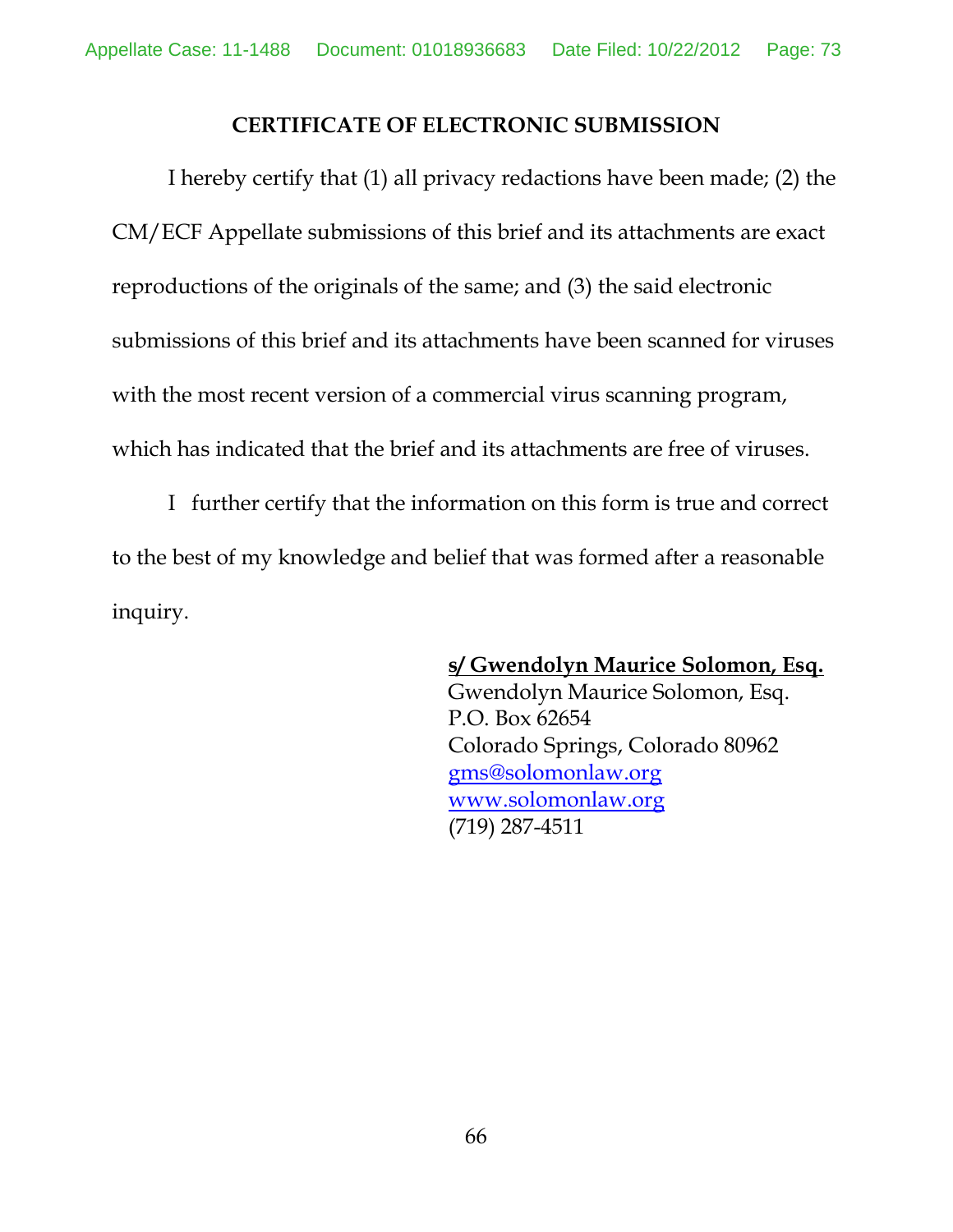## CERTIFICATE OF ELECTRONIC SUBMISSION

I hereby certify that (1) all privacy redactions have been made; (2) the CM/ECF Appellate submissions of this brief and its attachments are exact reproductions of the originals of the same; and (3) the said electronic submissions of this brief and its attachments have been scanned for viruses with the most recent version of a commercial virus scanning program, which has indicated that the brief and its attachments are free of viruses.

I further certify that the information on this form is true and correct to the best of my knowledge and belief that was formed after a reasonable inquiry.

**s/ Gwendolyn Maurice Solomon, Esq.**
Gwendolyn Maurice Solomon, Esq.
P.O. Box 62654
Colorado Springs, Colorado 80962
gms@solomonlaw.org
www.solomonlaw.org
(719) 287-4511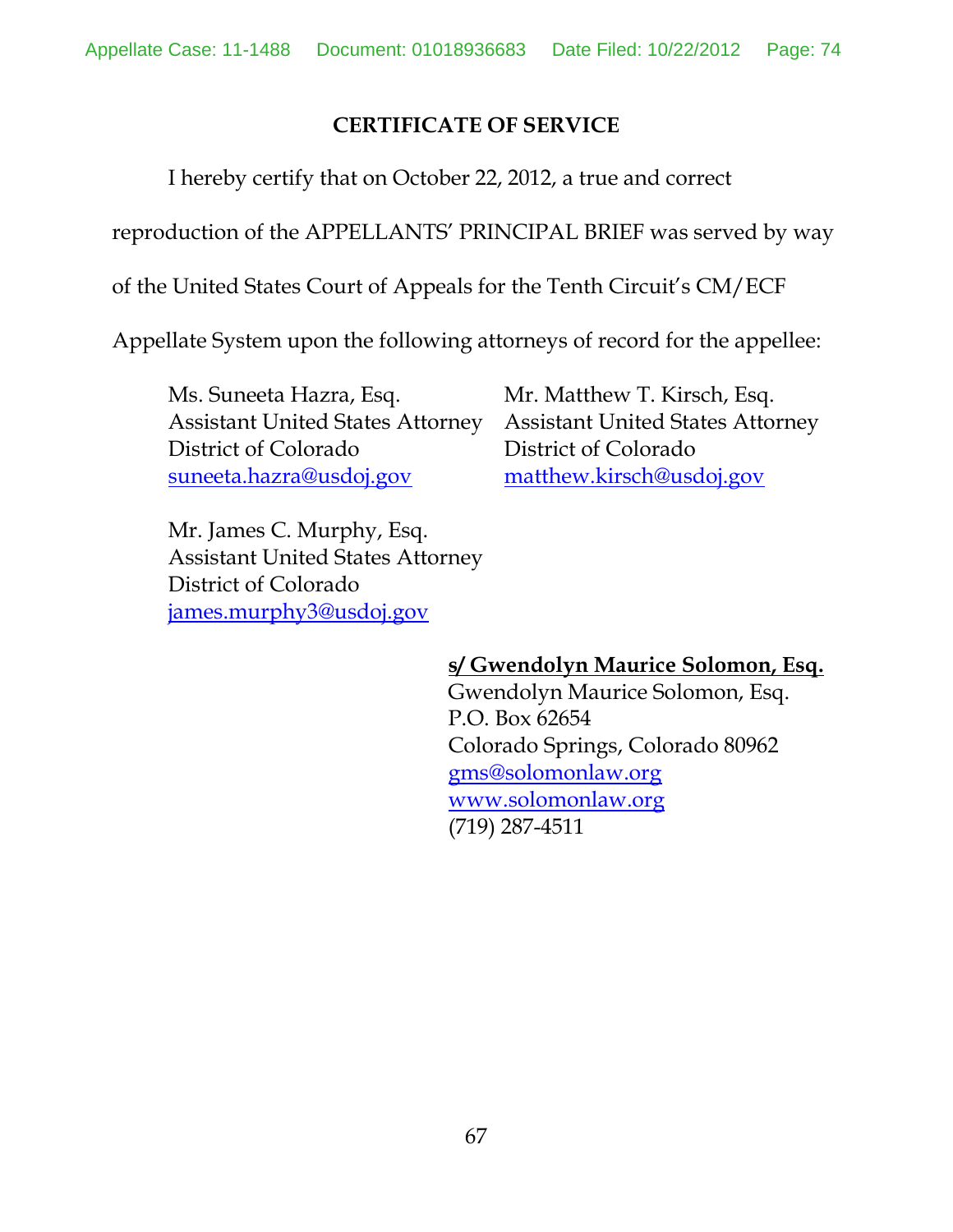## CERTIFICATE OF SERVICE

I hereby certify that on October 22, 2012, a true and correct reproduction of the APPELLANTS' PRINCIPAL BRIEF was served by way of the United States Court of Appeals for the Tenth Circuit's CM/ECF Appellate System upon the following attorneys of record for the appellee:

Ms. Suneeta Hazra, Esq.
Assistant United States Attorney
District of Colorado
suneeta.hazra@usdoj.gov

Mr. Matthew T. Kirsch, Esq.
Assistant United States Attorney
District of Colorado
matthew.kirsch@usdoj.gov

Mr. James C. Murphy, Esq.
Assistant United States Attorney
District of Colorado
james.murphy3@usdoj.gov

**s/ Gwendolyn Maurice Solomon, Esq.**
Gwendolyn Maurice Solomon, Esq.
P.O. Box 62654
Colorado Springs, Colorado 80962
gms@solomonlaw.org
www.solomonlaw.org
(719) 287-4511